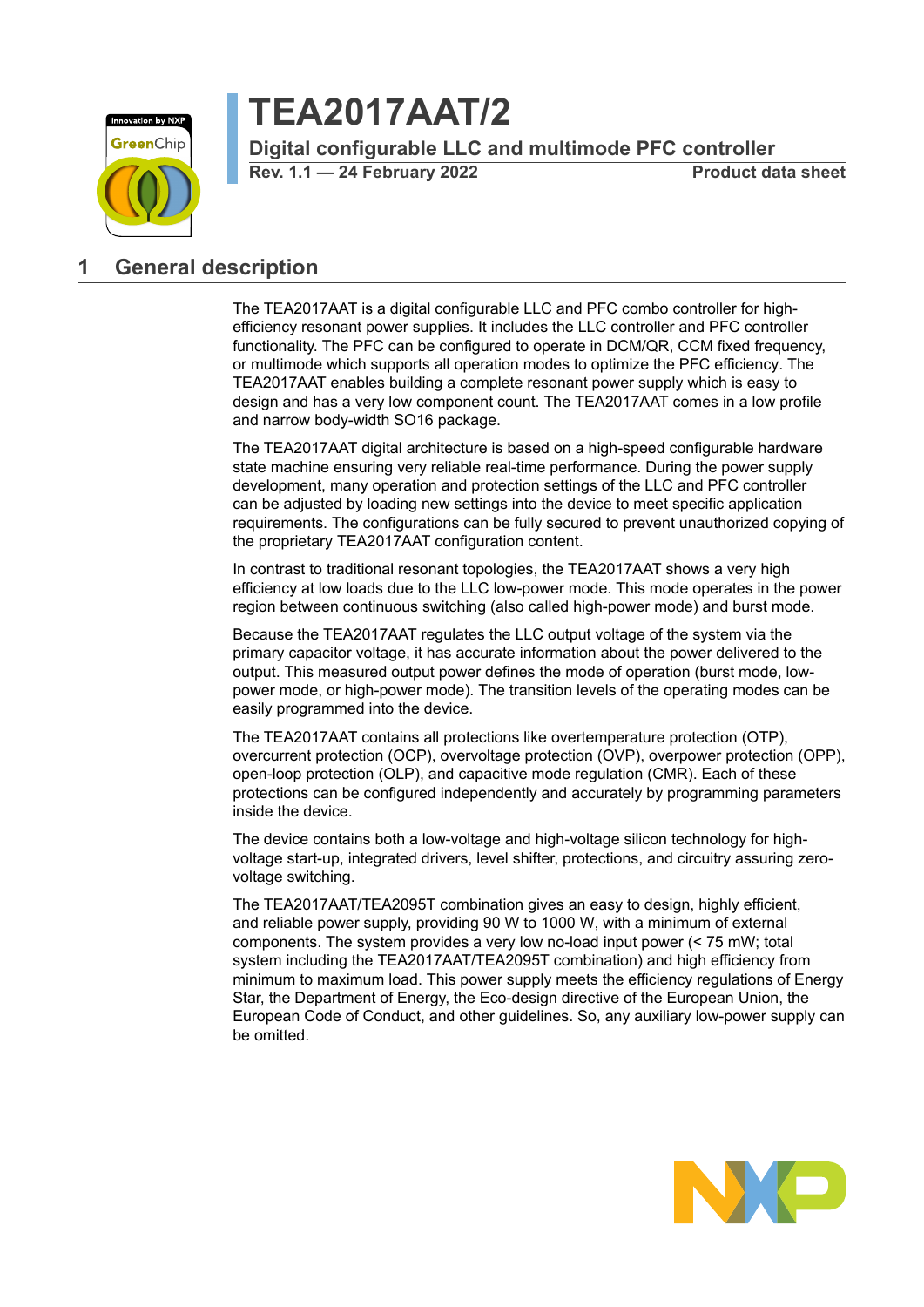# TEA2017AAT/2

**Digital configurable LLC and multimode PFC controller**

**Rev. 1.1 — 24 February 2022** **Product data sheet**

## 1 General description

The TEA2017AAT is a digital configurable LLC and PFC combo controller for high-efficiency resonant power supplies. It includes the LLC controller and PFC controller functionality. The PFC can be configured to operate in DCM/QR, CCM fixed frequency, or multimode which supports all operation modes to optimize the PFC efficiency. The TEA2017AAT enables building a complete resonant power supply which is easy to design and has a very low component count. The TEA2017AAT comes in a low profile and narrow body-width SO16 package.

The TEA2017AAT digital architecture is based on a high-speed configurable hardware state machine ensuring very reliable real-time performance. During the power supply development, many operation and protection settings of the LLC and PFC controller can be adjusted by loading new settings into the device to meet specific application requirements. The configurations can be fully secured to prevent unauthorized copying of the proprietary TEA2017AAT configuration content.

In contrast to traditional resonant topologies, the TEA2017AAT shows a very high efficiency at low loads due to the LLC low-power mode. This mode operates in the power region between continuous switching (also called high-power mode) and burst mode.

Because the TEA2017AAT regulates the LLC output voltage of the system via the primary capacitor voltage, it has accurate information about the power delivered to the output. This measured output power defines the mode of operation (burst mode, low-power mode, or high-power mode). The transition levels of the operating modes can be easily programmed into the device.

The TEA2017AAT contains all protections like overtemperature protection (OTP), overcurrent protection (OCP), overvoltage protection (OVP), overpower protection (OPP), open-loop protection (OLP), and capacitive mode regulation (CMR). Each of these protections can be configured independently and accurately by programming parameters inside the device.

The device contains both a low-voltage and high-voltage silicon technology for high-voltage start-up, integrated drivers, level shifter, protections, and circuitry assuring zero-voltage switching.

The TEA2017AAT/TEA2095T combination gives an easy to design, highly efficient, and reliable power supply, providing 90 W to 1000 W, with a minimum of external components. The system provides a very low no-load input power (< 75 mW; total system including the TEA2017AAT/TEA2095T combination) and high efficiency from minimum to maximum load. This power supply meets the efficiency regulations of Energy Star, the Department of Energy, the Eco-design directive of the European Union, the European Code of Conduct, and other guidelines. So, any auxiliary low-power supply can be omitted.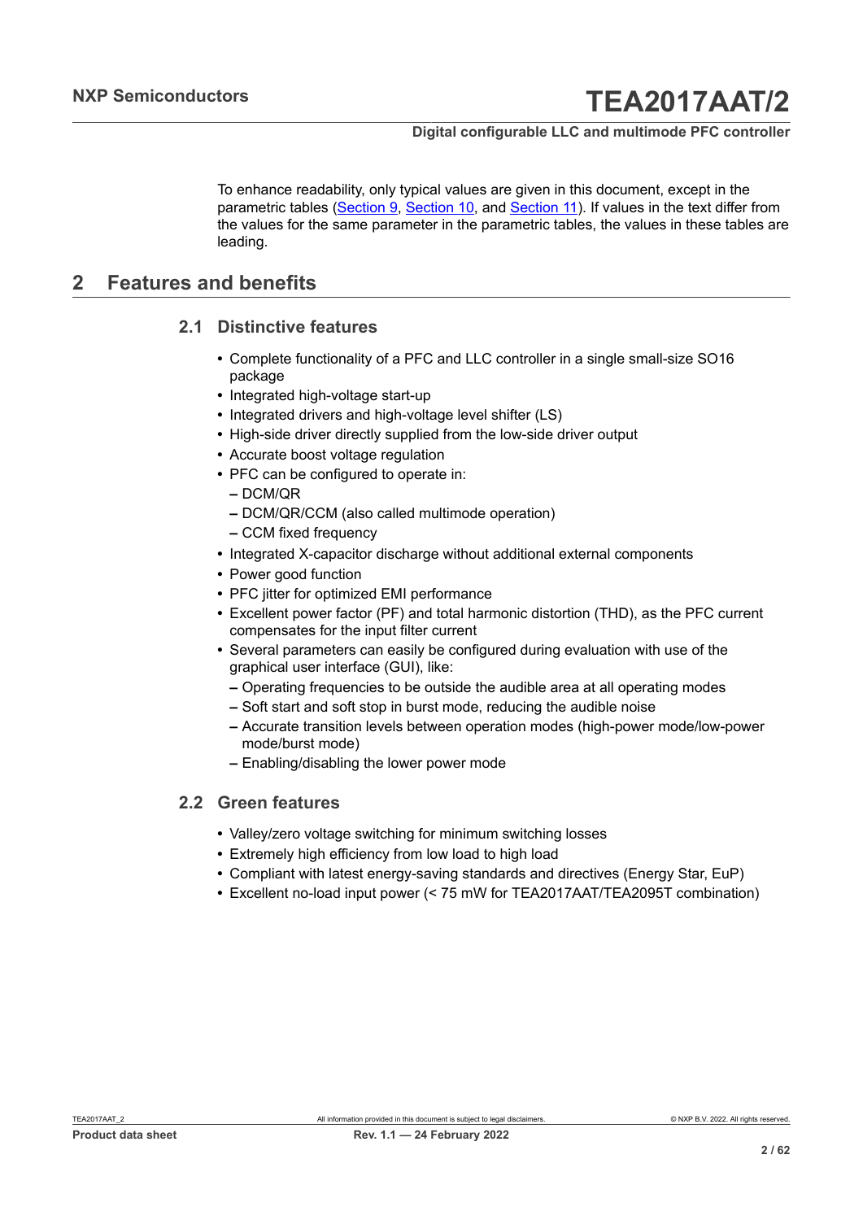To enhance readability, only typical values are given in this document, except in the parametric tables (Section 9, Section 10, and Section 11). If values in the text differ from the values for the same parameter in the parametric tables, the values in these tables are leading.

## 2 Features and benefits

### 2.1 Distinctive features

- Complete functionality of a PFC and LLC controller in a single small-size SO16 package
- Integrated high-voltage start-up
- Integrated drivers and high-voltage level shifter (LS)
- High-side driver directly supplied from the low-side driver output
- Accurate boost voltage regulation
- PFC can be configured to operate in:
  - DCM/QR
  - DCM/QR/CCM (also called multimode operation)
  - CCM fixed frequency
- Integrated X-capacitor discharge without additional external components
- Power good function
- PFC jitter for optimized EMI performance
- Excellent power factor (PF) and total harmonic distortion (THD), as the PFC current compensates for the input filter current
- Several parameters can easily be configured during evaluation with use of the graphical user interface (GUI), like:
  - Operating frequencies to be outside the audible area at all operating modes
  - Soft start and soft stop in burst mode, reducing the audible noise
  - Accurate transition levels between operation modes (high-power mode/low-power mode/burst mode)
  - Enabling/disabling the lower power mode

### 2.2 Green features

- Valley/zero voltage switching for minimum switching losses
- Extremely high efficiency from low load to high load
- Compliant with latest energy-saving standards and directives (Energy Star, EuP)
- Excellent no-load input power (< 75 mW for TEA2017AAT/TEA2095T combination)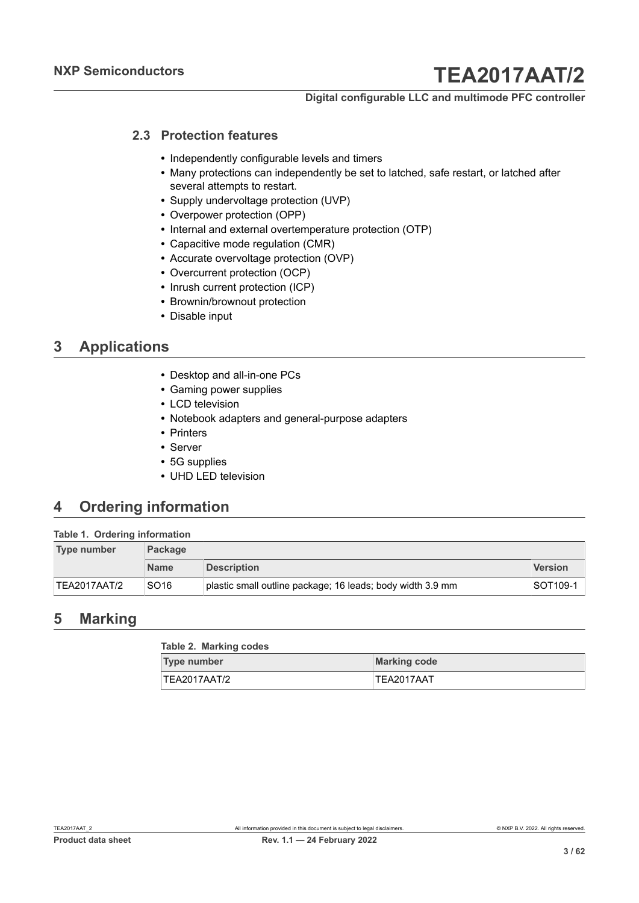### 2.3 Protection features

- Independently configurable levels and timers
- Many protections can independently be set to latched, safe restart, or latched after several attempts to restart.
- Supply undervoltage protection (UVP)
- Overpower protection (OPP)
- Internal and external overtemperature protection (OTP)
- Capacitive mode regulation (CMR)
- Accurate overvoltage protection (OVP)
- Overcurrent protection (OCP)
- Inrush current protection (ICP)
- Brownin/brownout protection
- Disable input

## 3 Applications

- Desktop and all-in-one PCs
- Gaming power supplies
- LCD television
- Notebook adapters and general-purpose adapters
- Printers
- Server
- 5G supplies
- UHD LED television

## 4 Ordering information

**Table 1. Ordering information**

| Type number | Package | | |
|---|---|---|---|
| | Name | Description | Version |
| TEA2017AAT/2 | SO16 | plastic small outline package; 16 leads; body width 3.9 mm | SOT109-1 |

## 5 Marking

**Table 2. Marking codes**

| Type number | Marking code |
|---|---|
| TEA2017AAT/2 | TEA2017AAT |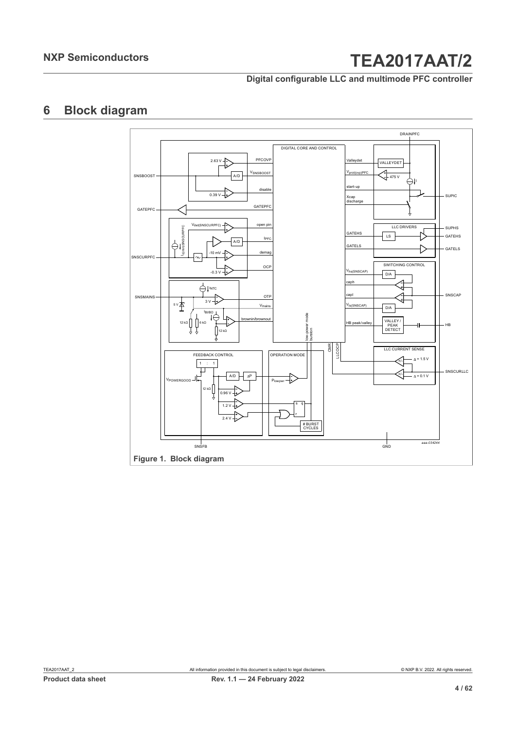## 6 Block diagram

Figure 1. Block diagram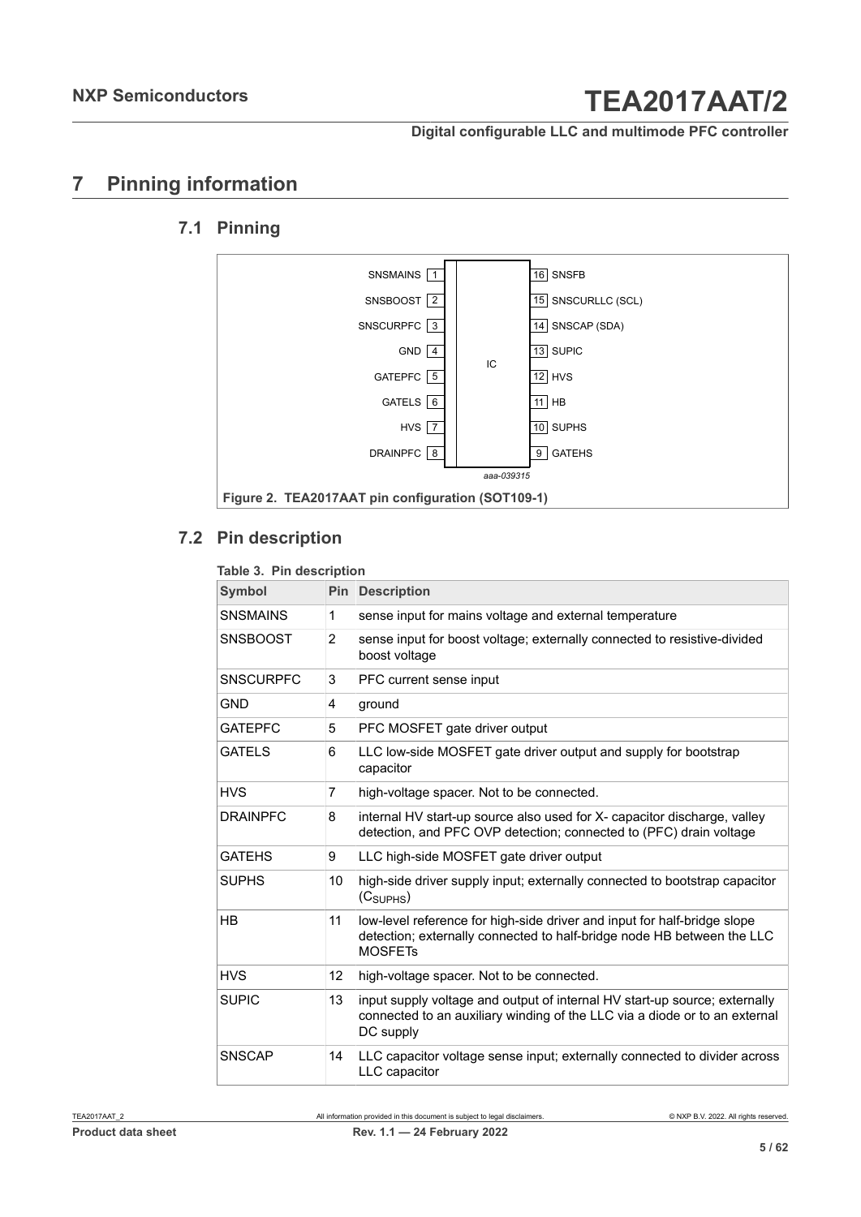# 7 Pinning information

## 7.1 Pinning

| Pin | Symbol | | Pin | Symbol |
|---|---|---|---|---|
| 1 | SNSMAINS | | 16 | SNSFB |
| 2 | SNSBOOST | | 15 | SNSCURLLC (SCL) |
| 3 | SNSCURPFC | | 14 | SNSCAP (SDA) |
| 4 | GND | IC | 13 | SUPIC |
| 5 | GATEPFC | | 12 | HVS |
| 6 | GATELS | | 11 | HB |
| 7 | HVS | | 10 | SUPHS |
| 8 | DRAINPFC | | 9 | GATEHS |

aaa-039315

**Figure 2. TEA2017AAT pin configuration (SOT109-1)**

## 7.2 Pin description

**Table 3. Pin description**

| Symbol | Pin | Description |
|---|---|---|
| SNSMAINS | 1 | sense input for mains voltage and external temperature |
| SNSBOOST | 2 | sense input for boost voltage; externally connected to resistive-divided boost voltage |
| SNSCURPFC | 3 | PFC current sense input |
| GND | 4 | ground |
| GATEPFC | 5 | PFC MOSFET gate driver output |
| GATELS | 6 | LLC low-side MOSFET gate driver output and supply for bootstrap capacitor |
| HVS | 7 | high-voltage spacer. Not to be connected. |
| DRAINPFC | 8 | internal HV start-up source also used for X- capacitor discharge, valley detection, and PFC OVP detection; connected to (PFC) drain voltage |
| GATEHS | 9 | LLC high-side MOSFET gate driver output |
| SUPHS | 10 | high-side driver supply input; externally connected to bootstrap capacitor ($C_{SUPHS}$) |
| HB | 11 | low-level reference for high-side driver and input for half-bridge slope detection; externally connected to half-bridge node HB between the LLC MOSFETs |
| HVS | 12 | high-voltage spacer. Not to be connected. |
| SUPIC | 13 | input supply voltage and output of internal HV start-up source; externally connected to an auxiliary winding of the LLC via a diode or to an external DC supply |
| SNSCAP | 14 | LLC capacitor voltage sense input; externally connected to divider across LLC capacitor |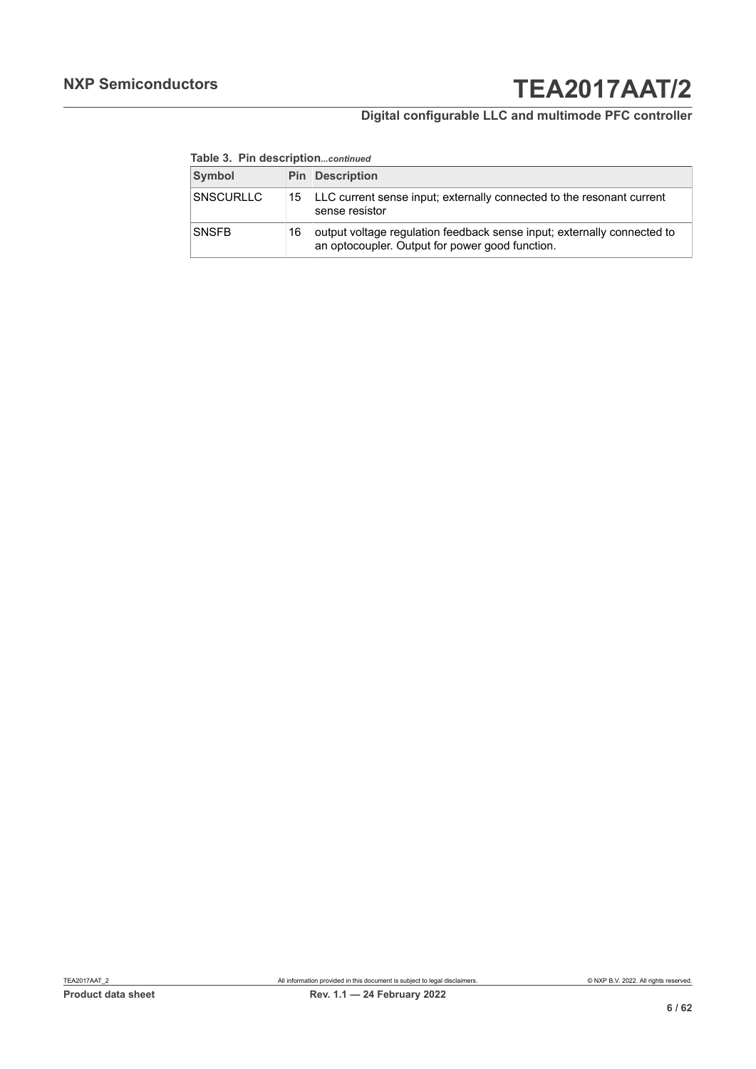**Table 3. Pin description**...*continued*

| Symbol | Pin | Description |
|---|---|---|
| SNSCURLLC | 15 | LLC current sense input; externally connected to the resonant current sense resistor |
| SNSFB | 16 | output voltage regulation feedback sense input; externally connected to an optocoupler. Output for power good function. |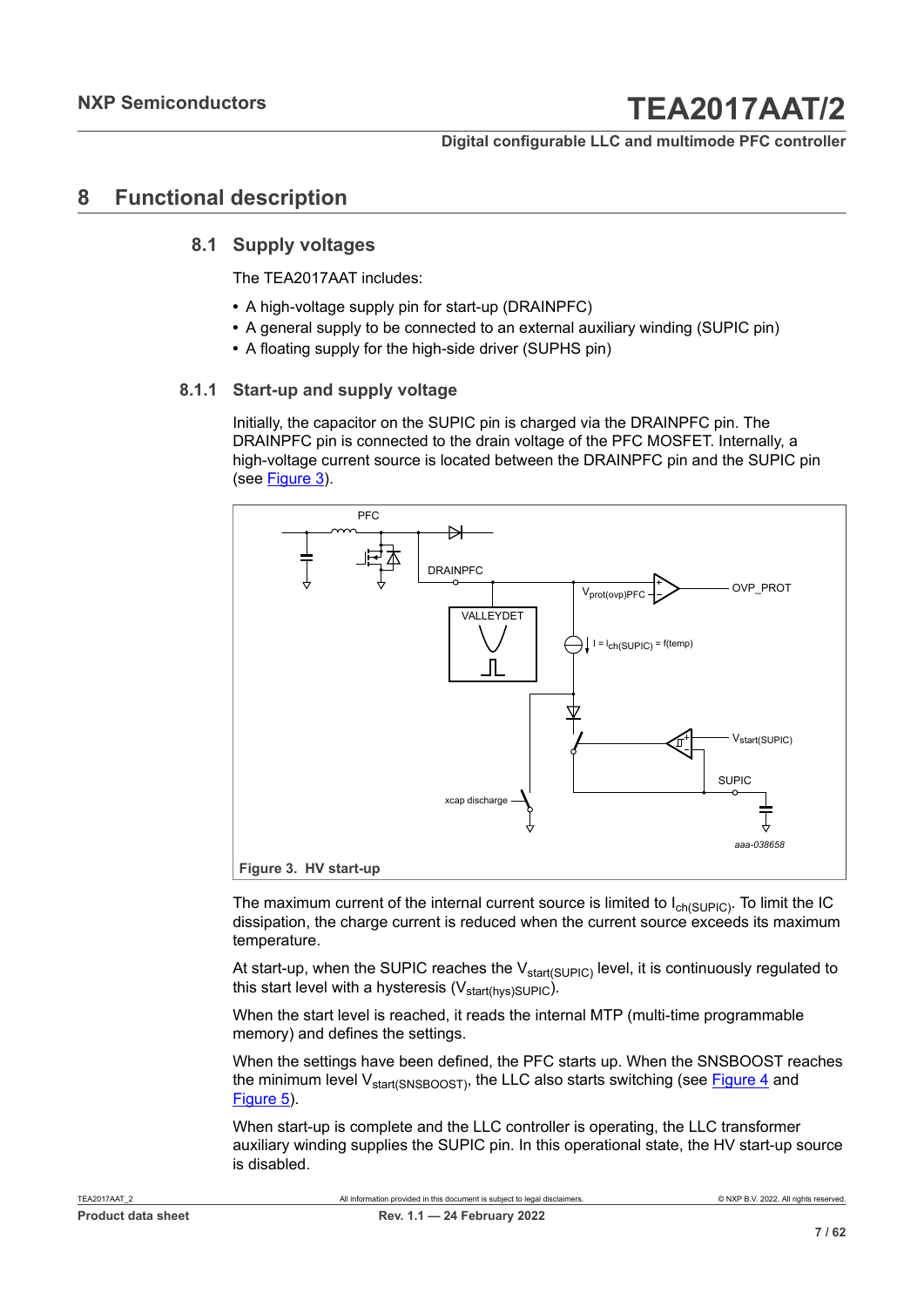# 8 Functional description

## 8.1 Supply voltages

The TEA2017AAT includes:

- A high-voltage supply pin for start-up (DRAINPFC)
- A general supply to be connected to an external auxiliary winding (SUPIC pin)
- A floating supply for the high-side driver (SUPHS pin)

### 8.1.1 Start-up and supply voltage

Initially, the capacitor on the SUPIC pin is charged via the DRAINPFC pin. The DRAINPFC pin is connected to the drain voltage of the PFC MOSFET. Internally, a high-voltage current source is located between the DRAINPFC pin and the SUPIC pin (see Figure 3).

**Figure 3. HV start-up**

The maximum current of the internal current source is limited to $I_{ch(SUPIC)}$. To limit the IC dissipation, the charge current is reduced when the current source exceeds its maximum temperature.

At start-up, when the SUPIC reaches the $V_{start(SUPIC)}$ level, it is continuously regulated to this start level with a hysteresis ($V_{start(hys)SUPIC}$).

When the start level is reached, it reads the internal MTP (multi-time programmable memory) and defines the settings.

When the settings have been defined, the PFC starts up. When the SNSBOOST reaches the minimum level $V_{start(SNSBOOST)}$, the LLC also starts switching (see Figure 4 and Figure 5).

When start-up is complete and the LLC controller is operating, the LLC transformer auxiliary winding supplies the SUPIC pin. In this operational state, the HV start-up source is disabled.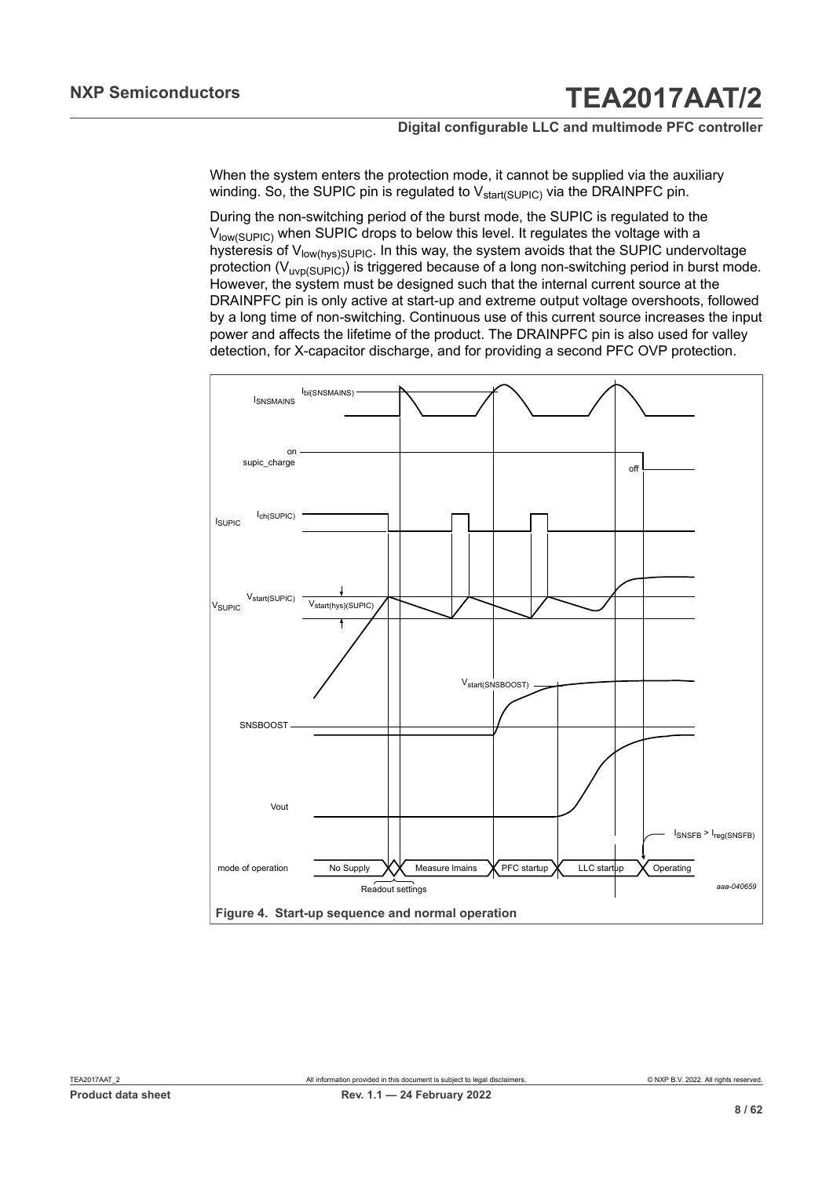When the system enters the protection mode, it cannot be supplied via the auxiliary winding. So, the SUPIC pin is regulated to $V_{start(SUPIC)}$ via the DRAINPFC pin.

During the non-switching period of the burst mode, the SUPIC is regulated to the $V_{low(SUPIC)}$ when SUPIC drops to below this level. It regulates the voltage with a hysteresis of $V_{low(hys)SUPIC}$. In this way, the system avoids that the SUPIC undervoltage protection ($V_{uvp(SUPIC)}$) is triggered because of a long non-switching period in burst mode. However, the system must be designed such that the internal current source at the DRAINPFC pin is only active at start-up and extreme output voltage overshoots, followed by a long time of non-switching. Continuous use of this current source increases the input power and affects the lifetime of the product. The DRAINPFC pin is also used for valley detection, for X-capacitor discharge, and for providing a second PFC OVP protection.

**Figure 4. Start-up sequence and normal operation**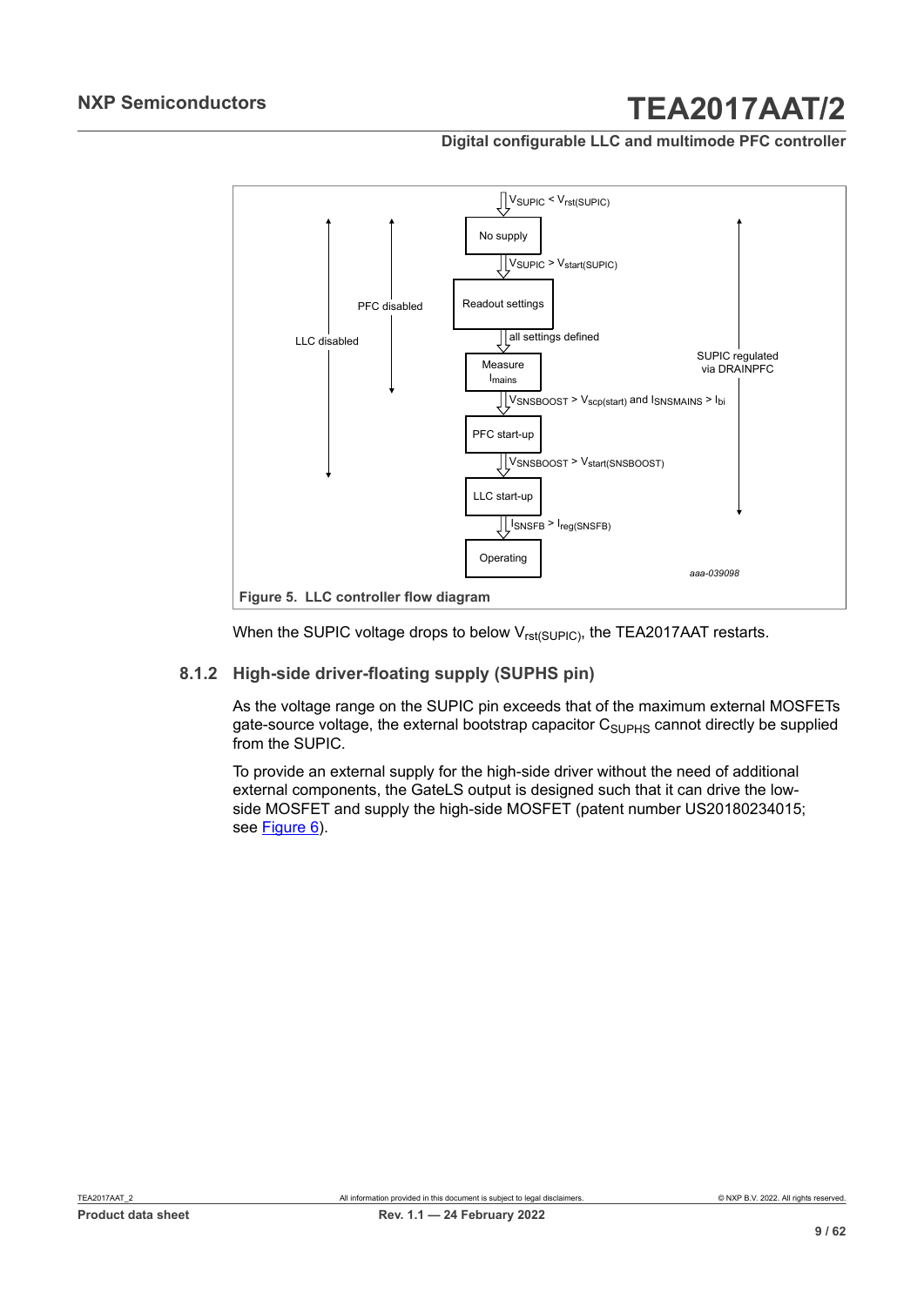Figure 5. LLC controller flow diagram

When the SUPIC voltage drops to below $V_{rst(SUPIC)}$, the TEA2017AAT restarts.

### 8.1.2 High-side driver-floating supply (SUPHS pin)

As the voltage range on the SUPIC pin exceeds that of the maximum external MOSFETs gate-source voltage, the external bootstrap capacitor $C_{SUPHS}$ cannot directly be supplied from the SUPIC.

To provide an external supply for the high-side driver without the need of additional external components, the GateLS output is designed such that it can drive the low-side MOSFET and supply the high-side MOSFET (patent number US20180234015; see Figure 6).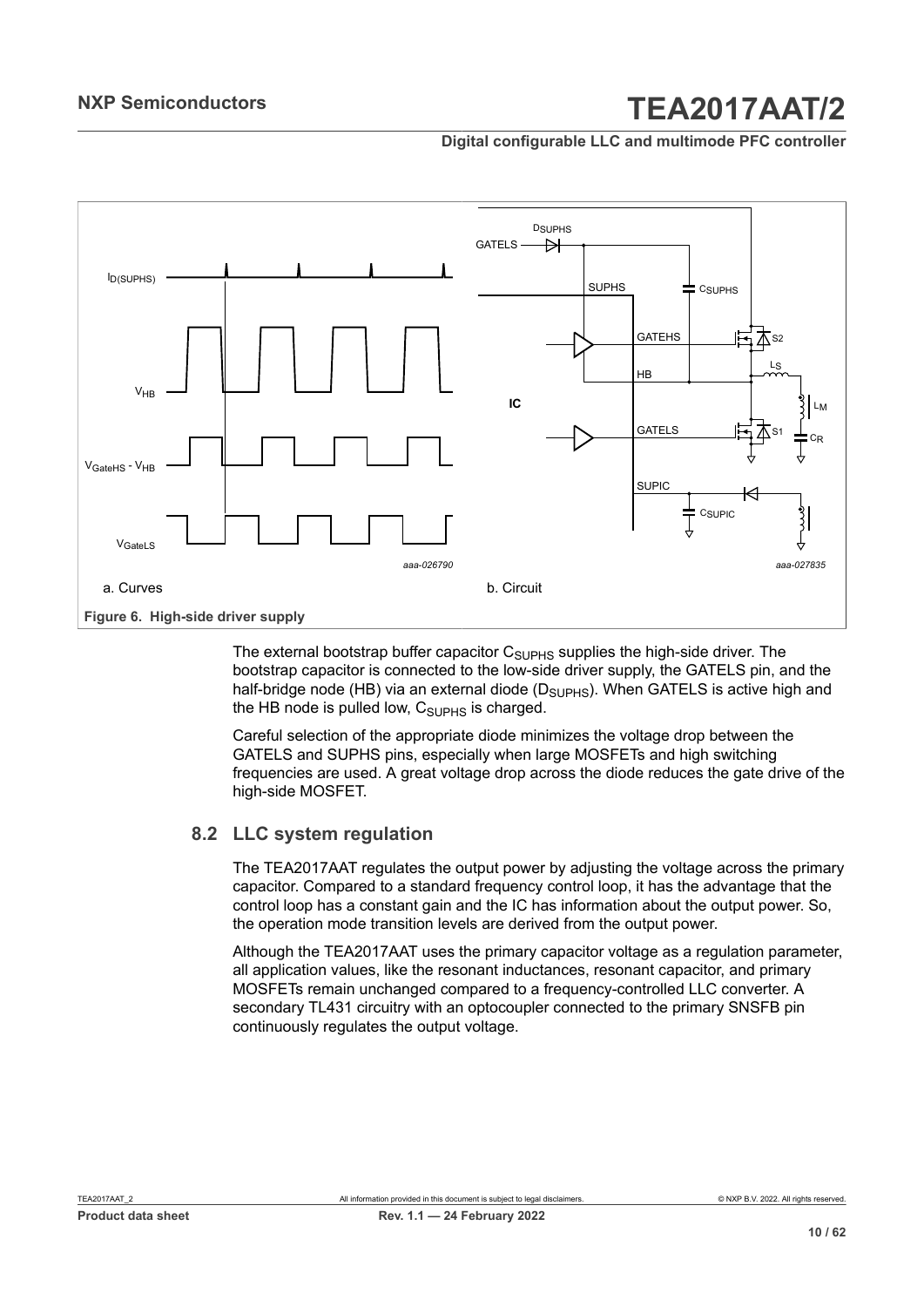a. Curves

b. Circuit

**Figure 6. High-side driver supply**

The external bootstrap buffer capacitor $C_{SUPHS}$ supplies the high-side driver. The bootstrap capacitor is connected to the low-side driver supply, the GATELS pin, and the half-bridge node (HB) via an external diode ($D_{SUPHS}$). When GATELS is active high and the HB node is pulled low, $C_{SUPHS}$ is charged.

Careful selection of the appropriate diode minimizes the voltage drop between the GATELS and SUPHS pins, especially when large MOSFETs and high switching frequencies are used. A great voltage drop across the diode reduces the gate drive of the high-side MOSFET.

## 8.2 LLC system regulation

The TEA2017AAT regulates the output power by adjusting the voltage across the primary capacitor. Compared to a standard frequency control loop, it has the advantage that the control loop has a constant gain and the IC has information about the output power. So, the operation mode transition levels are derived from the output power.

Although the TEA2017AAT uses the primary capacitor voltage as a regulation parameter, all application values, like the resonant inductances, resonant capacitor, and primary MOSFETs remain unchanged compared to a frequency-controlled LLC converter. A secondary TL431 circuitry with an optocoupler connected to the primary SNSFB pin continuously regulates the output voltage.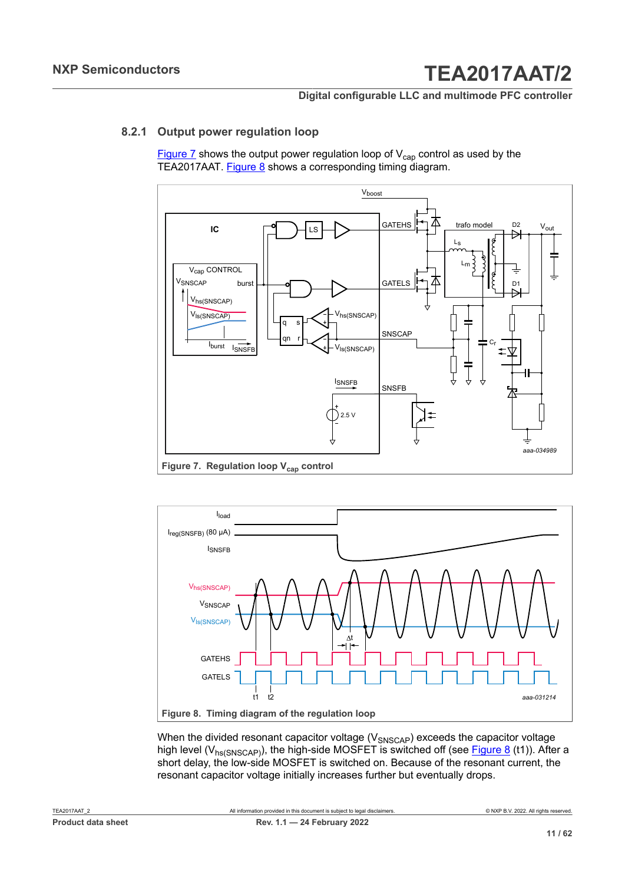### 8.2.1 Output power regulation loop

Figure 7 shows the output power regulation loop of $V_{cap}$ control as used by the TEA2017AAT. Figure 8 shows a corresponding timing diagram.

Figure 7. Regulation loop $V_{cap}$ control

Figure 8. Timing diagram of the regulation loop

When the divided resonant capacitor voltage ($V_{SNSCAP}$) exceeds the capacitor voltage high level ($V_{hs(SNSCAP)}$), the high-side MOSFET is switched off (see Figure 8 (t1)). After a short delay, the low-side MOSFET is switched on. Because of the resonant current, the resonant capacitor voltage initially increases further but eventually drops.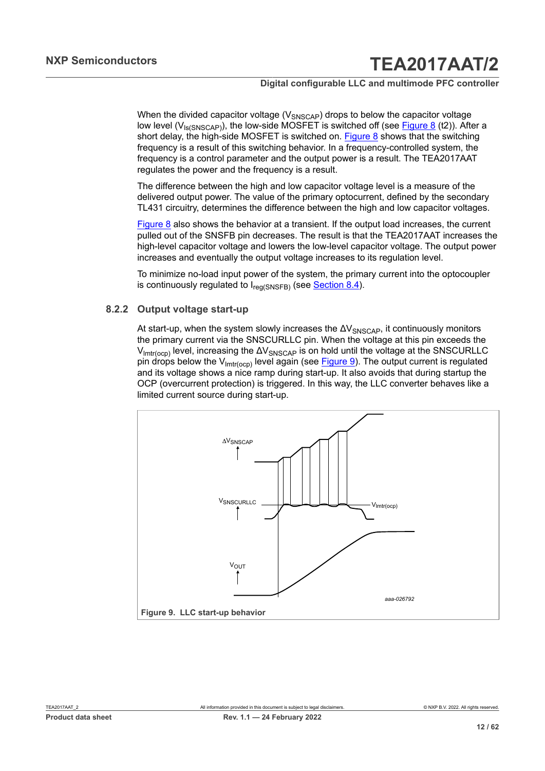When the divided capacitor voltage ($V_{SNSCAP}$) drops to below the capacitor voltage low level ($V_{ls(SNSCAP)}$), the low-side MOSFET is switched off (see Figure 8 (t2)). After a short delay, the high-side MOSFET is switched on. Figure 8 shows that the switching frequency is a result of this switching behavior. In a frequency-controlled system, the frequency is a control parameter and the output power is a result. The TEA2017AAT regulates the power and the frequency is a result.

The difference between the high and low capacitor voltage level is a measure of the delivered output power. The value of the primary optocurrent, defined by the secondary TL431 circuitry, determines the difference between the high and low capacitor voltages.

Figure 8 also shows the behavior at a transient. If the output load increases, the current pulled out of the SNSFB pin decreases. The result is that the TEA2017AAT increases the high-level capacitor voltage and lowers the low-level capacitor voltage. The output power increases and eventually the output voltage increases to its regulation level.

To minimize no-load input power of the system, the primary current into the optocoupler is continuously regulated to $I_{reg(SNSFB)}$ (see Section 8.4).

### 8.2.2 Output voltage start-up

At start-up, when the system slowly increases the $\Delta V_{SNSCAP}$, it continuously monitors the primary current via the SNSCURLLC pin. When the voltage at this pin exceeds the $V_{lmtr(ocp)}$ level, increasing the $\Delta V_{SNSCAP}$ is on hold until the voltage at the SNSCURLLC pin drops below the $V_{lmtr(ocp)}$ level again (see Figure 9). The output current is regulated and its voltage shows a nice ramp during start-up. It also avoids that during startup the OCP (overcurrent protection) is triggered. In this way, the LLC converter behaves like a limited current source during start-up.

**Figure 9. LLC start-up behavior**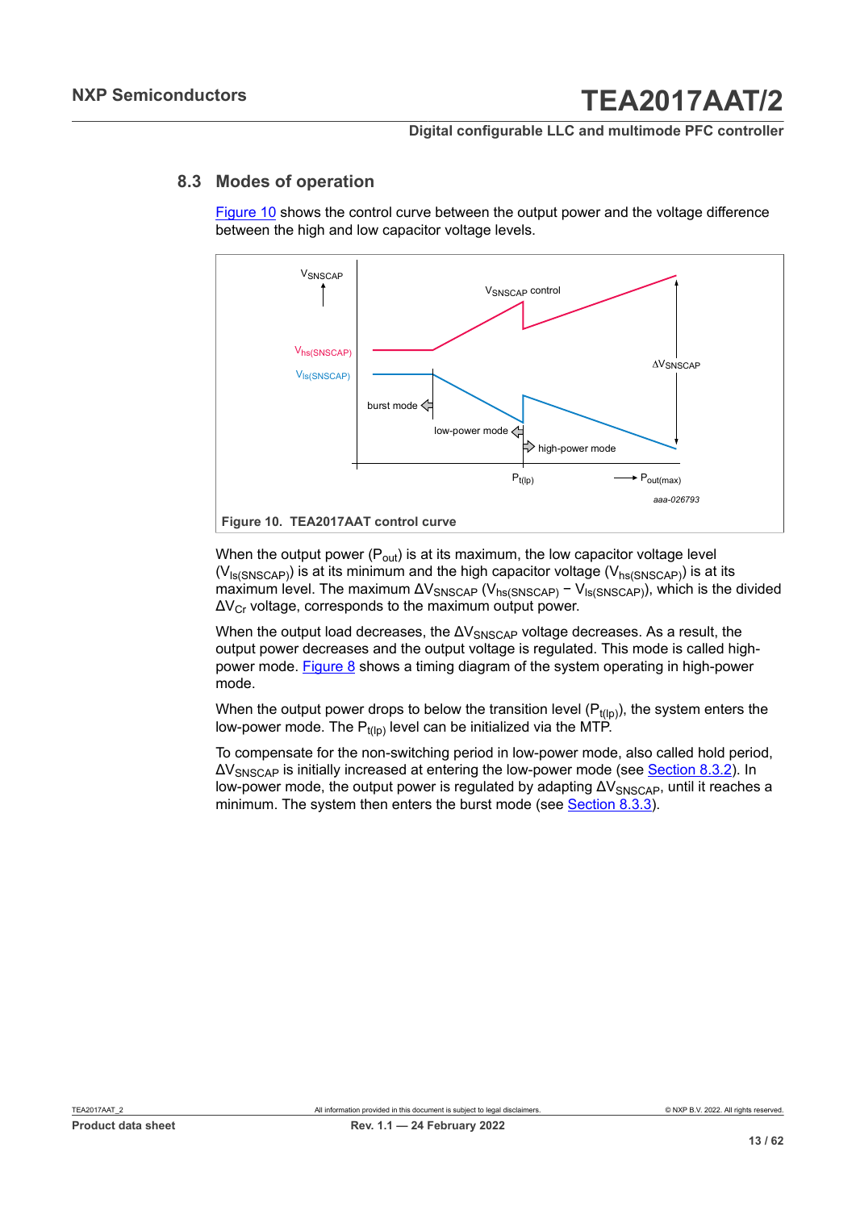## 8.3 Modes of operation

Figure 10 shows the control curve between the output power and the voltage difference between the high and low capacitor voltage levels.

**Figure 10. TEA2017AAT control curve**

When the output power ($P_{out}$) is at its maximum, the low capacitor voltage level ($V_{ls(SNSCAP)}$) is at its minimum and the high capacitor voltage ($V_{hs(SNSCAP)}$) is at its maximum level. The maximum $\Delta V_{SNSCAP}$ ($V_{hs(SNSCAP)} - V_{ls(SNSCAP)}$), which is the divided $\Delta V_{Cr}$ voltage, corresponds to the maximum output power.

When the output load decreases, the $\Delta V_{SNSCAP}$ voltage decreases. As a result, the output power decreases and the output voltage is regulated. This mode is called high-power mode. Figure 8 shows a timing diagram of the system operating in high-power mode.

When the output power drops to below the transition level ($P_{t(lp)}$), the system enters the low-power mode. The $P_{t(lp)}$ level can be initialized via the MTP.

To compensate for the non-switching period in low-power mode, also called hold period, $\Delta V_{SNSCAP}$ is initially increased at entering the low-power mode (see Section 8.3.2). In low-power mode, the output power is regulated by adapting $\Delta V_{SNSCAP}$, until it reaches a minimum. The system then enters the burst mode (see Section 8.3.3).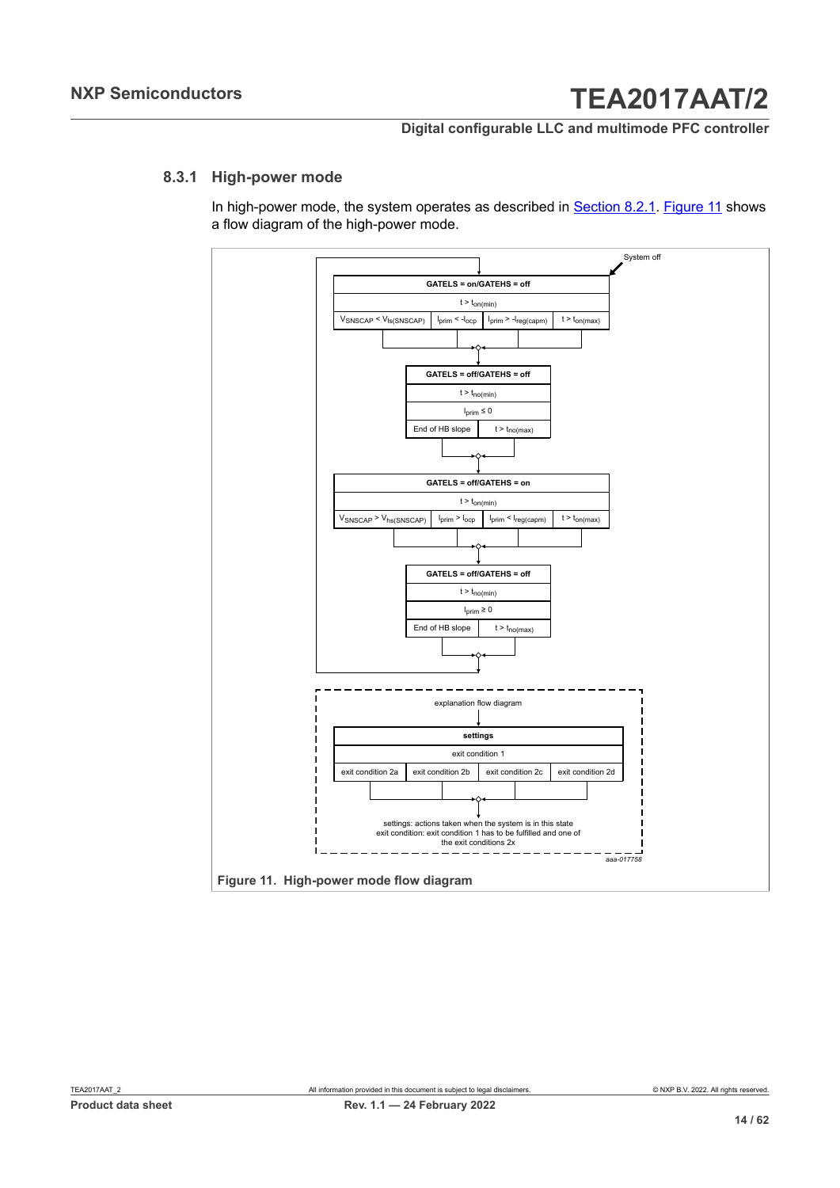### 8.3.1 High-power mode

In high-power mode, the system operates as described in Section 8.2.1. Figure 11 shows a flow diagram of the high-power mode.

System off

| GATELS = on/GATEHS = off | | | |
|---|---|---|---|
| $t > t_{on(min)}$ | | | |
| $V_{SNSCAP} < V_{ls(SNSCAP)}$ | $I_{prim} < -I_{ocp}$ | $I_{prim} > -I_{reg(capm)}$ | $t > t_{on(max)}$ |

| GATELS = off/GATEHS = off | |
|---|---|
| $t > t_{no(min)}$ | |
| $I_{prim} \leq 0$ | |
| End of HB slope | $t > t_{no(max)}$ |

| GATELS = off/GATEHS = on | | | |
|---|---|---|---|
| $t > t_{on(min)}$ | | | |
| $V_{SNSCAP} > V_{hs(SNSCAP)}$ | $I_{prim} > I_{ocp}$ | $I_{prim} < I_{reg(capm)}$ | $t > t_{on(max)}$ |

| GATELS = off/GATEHS = off | |
|---|---|
| $t > t_{no(min)}$ | |
| $I_{prim} \geq 0$ | |
| End of HB slope | $t > t_{no(max)}$ |

explanation flow diagram

| settings | | | |
|---|---|---|---|
| exit condition 1 | | | |
| exit condition 2a | exit condition 2b | exit condition 2c | exit condition 2d |

settings: actions taken when the system is in this state
exit condition: exit condition 1 has to be fulfilled and one of the exit conditions 2x

aaa-017758

**Figure 11. High-power mode flow diagram**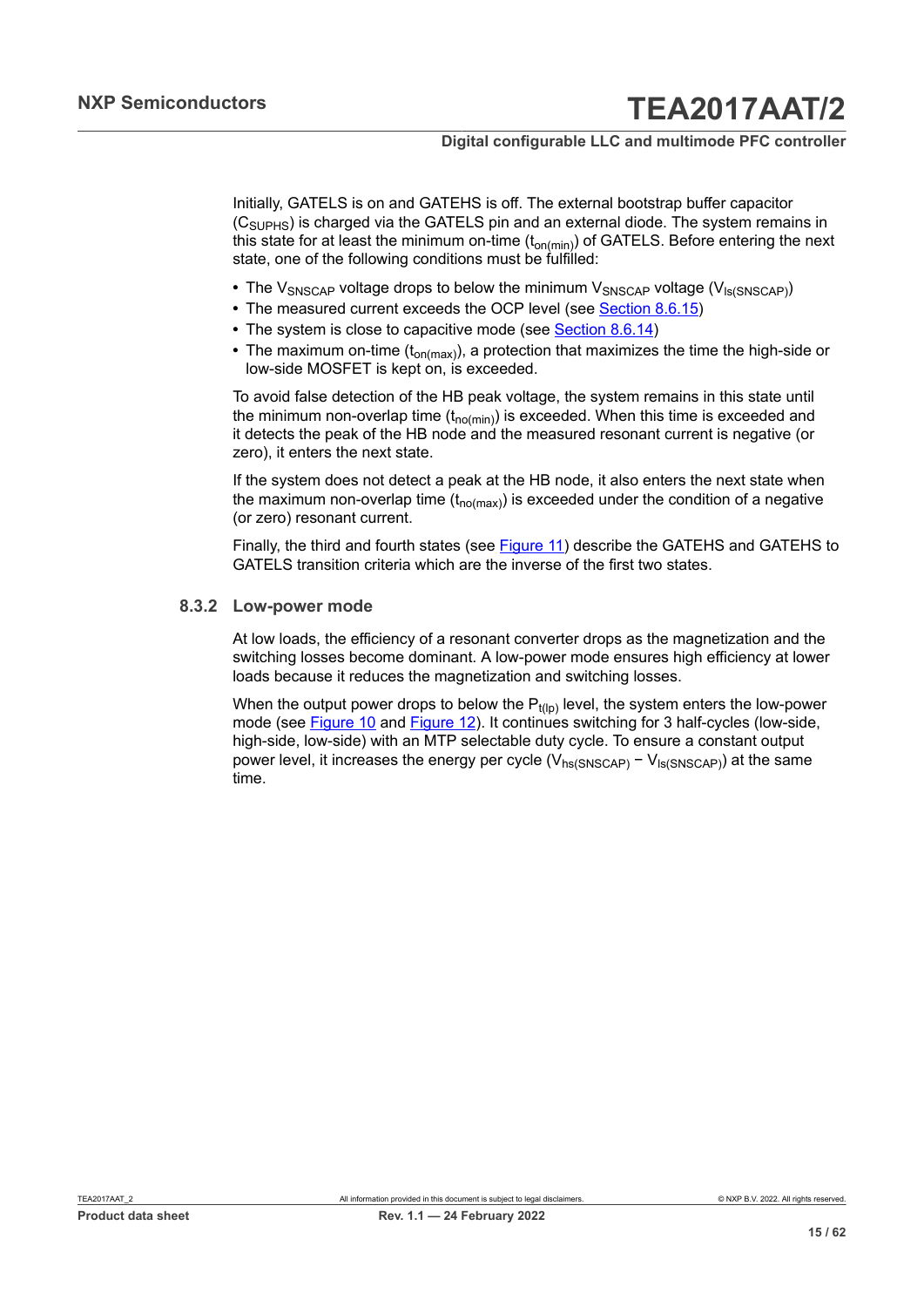Initially, GATELS is on and GATEHS is off. The external bootstrap buffer capacitor ($C_{SUPHS}$) is charged via the GATELS pin and an external diode. The system remains in this state for at least the minimum on-time ($t_{on(min)}$) of GATELS. Before entering the next state, one of the following conditions must be fulfilled:

- The $V_{SNSCAP}$ voltage drops to below the minimum $V_{SNSCAP}$ voltage ($V_{ls(SNSCAP)}$)
- The measured current exceeds the OCP level (see Section 8.6.15)
- The system is close to capacitive mode (see Section 8.6.14)
- The maximum on-time ($t_{on(max)}$), a protection that maximizes the time the high-side or low-side MOSFET is kept on, is exceeded.

To avoid false detection of the HB peak voltage, the system remains in this state until the minimum non-overlap time ($t_{no(min)}$) is exceeded. When this time is exceeded and it detects the peak of the HB node and the measured resonant current is negative (or zero), it enters the next state.

If the system does not detect a peak at the HB node, it also enters the next state when the maximum non-overlap time ($t_{no(max)}$) is exceeded under the condition of a negative (or zero) resonant current.

Finally, the third and fourth states (see Figure 11) describe the GATEHS and GATEHS to GATELS transition criteria which are the inverse of the first two states.

### 8.3.2 Low-power mode

At low loads, the efficiency of a resonant converter drops as the magnetization and the switching losses become dominant. A low-power mode ensures high efficiency at lower loads because it reduces the magnetization and switching losses.

When the output power drops to below the $P_{t(lp)}$ level, the system enters the low-power mode (see Figure 10 and Figure 12). It continues switching for 3 half-cycles (low-side, high-side, low-side) with an MTP selectable duty cycle. To ensure a constant output power level, it increases the energy per cycle ($V_{hs(SNSCAP)} - V_{ls(SNSCAP)}$) at the same time.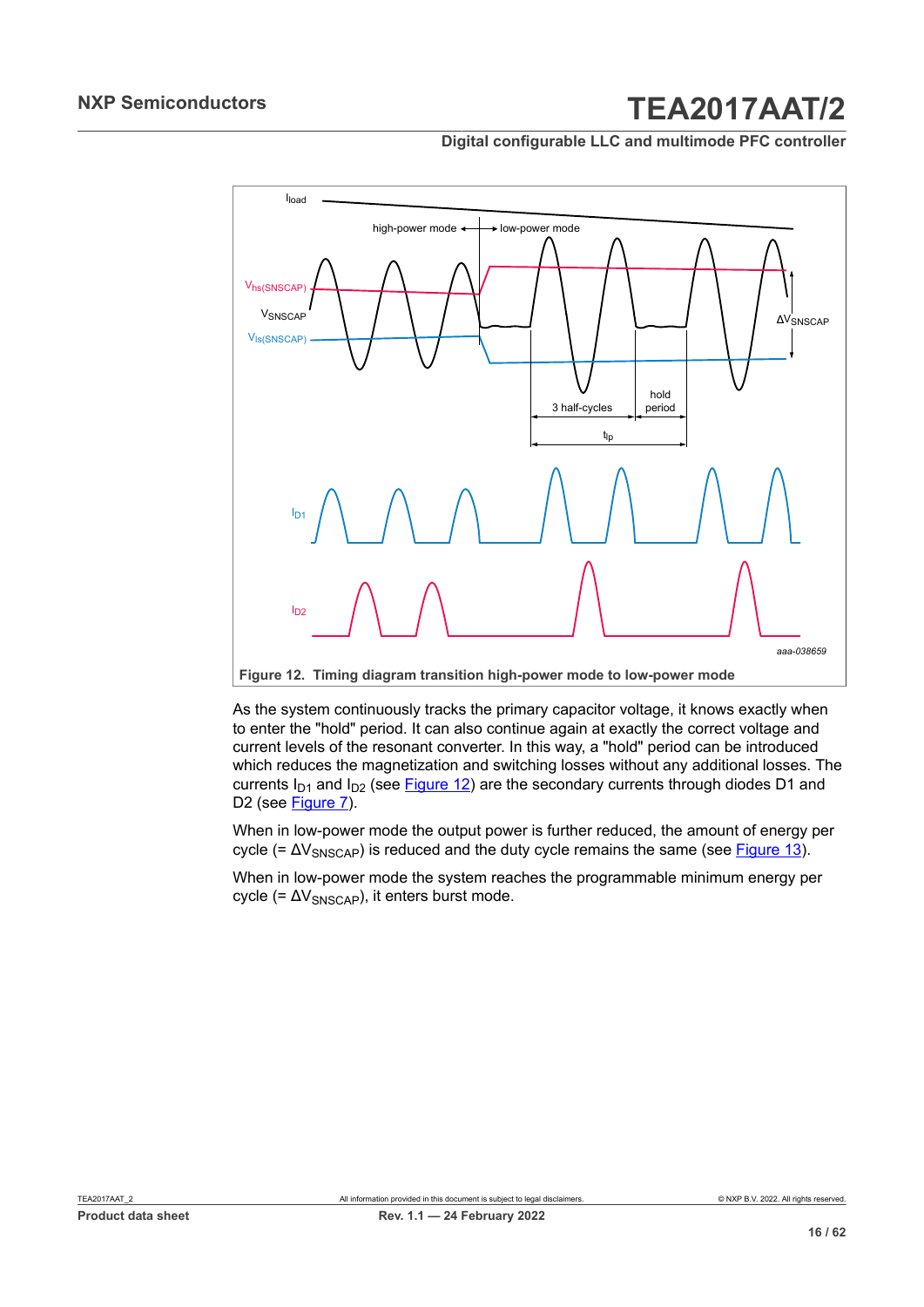Figure 12. Timing diagram transition high-power mode to low-power mode

As the system continuously tracks the primary capacitor voltage, it knows exactly when to enter the "hold" period. It can also continue again at exactly the correct voltage and current levels of the resonant converter. In this way, a "hold" period can be introduced which reduces the magnetization and switching losses without any additional losses. The currents $I_{D1}$ and $I_{D2}$ (see Figure 12) are the secondary currents through diodes D1 and D2 (see Figure 7).

When in low-power mode the output power is further reduced, the amount of energy per cycle (= $\Delta V_{SNSCAP}$) is reduced and the duty cycle remains the same (see Figure 13).

When in low-power mode the system reaches the programmable minimum energy per cycle (= $\Delta V_{SNSCAP}$), it enters burst mode.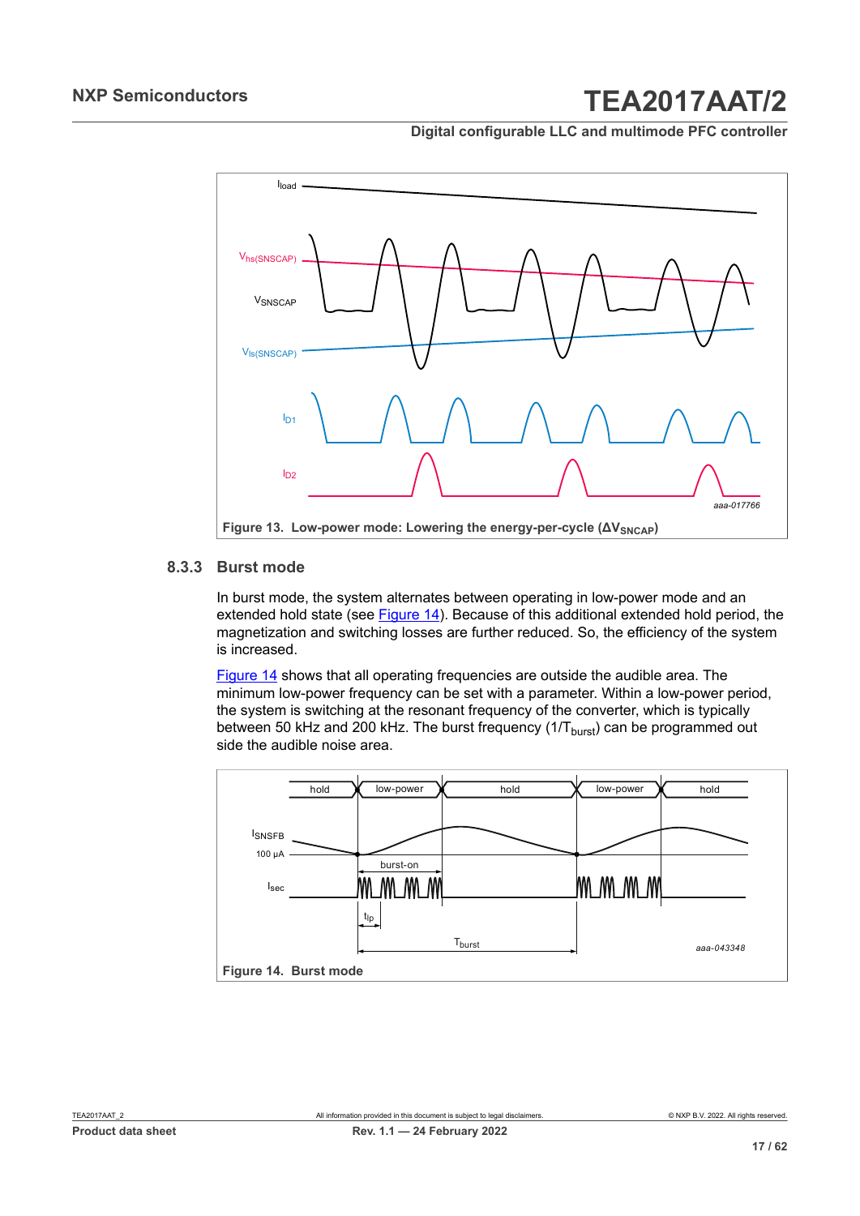Figure 13. Low-power mode: Lowering the energy-per-cycle ($\Delta V_{SNSCAP}$)

### 8.3.3 Burst mode

In burst mode, the system alternates between operating in low-power mode and an extended hold state (see Figure 14). Because of this additional extended hold period, the magnetization and switching losses are further reduced. So, the efficiency of the system is increased.

Figure 14 shows that all operating frequencies are outside the audible area. The minimum low-power frequency can be set with a parameter. Within a low-power period, the system is switching at the resonant frequency of the converter, which is typically between 50 kHz and 200 kHz. The burst frequency ($1/T_{burst}$) can be programmed out side the audible noise area.

Figure 14. Burst mode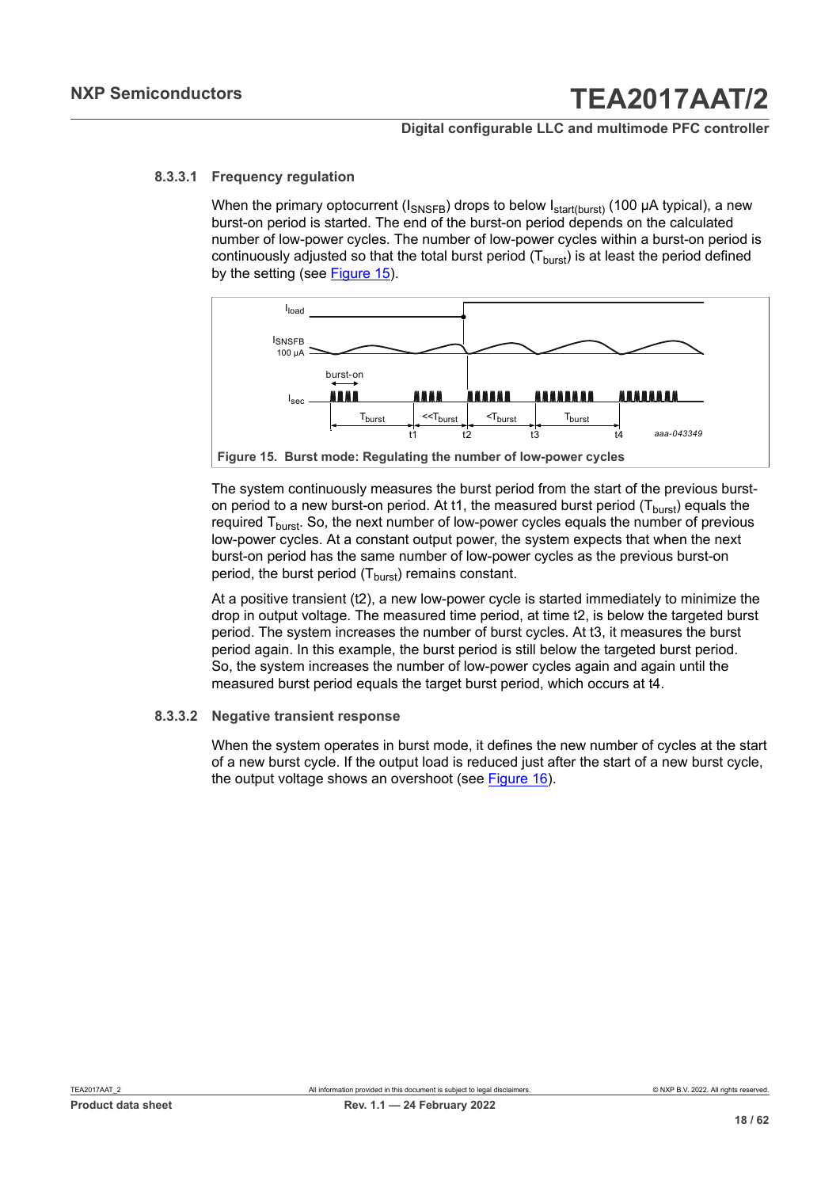#### 8.3.3.1 Frequency regulation

When the primary optocurrent ($I_{SNSFB}$) drops to below $I_{start(burst)}$ (100 μA typical), a new burst-on period is started. The end of the burst-on period depends on the calculated number of low-power cycles. The number of low-power cycles within a burst-on period is continuously adjusted so that the total burst period ($T_{burst}$) is at least the period defined by the setting (see Figure 15).

Figure 15. Burst mode: Regulating the number of low-power cycles

The system continuously measures the burst period from the start of the previous burst-on period to a new burst-on period. At t1, the measured burst period ($T_{burst}$) equals the required $T_{burst}$. So, the next number of low-power cycles equals the number of previous low-power cycles. At a constant output power, the system expects that when the next burst-on period has the same number of low-power cycles as the previous burst-on period, the burst period ($T_{burst}$) remains constant.

At a positive transient (t2), a new low-power cycle is started immediately to minimize the drop in output voltage. The measured time period, at time t2, is below the targeted burst period. The system increases the number of burst cycles. At t3, it measures the burst period again. In this example, the burst period is still below the targeted burst period. So, the system increases the number of low-power cycles again and again until the measured burst period equals the target burst period, which occurs at t4.

#### 8.3.3.2 Negative transient response

When the system operates in burst mode, it defines the new number of cycles at the start of a new burst cycle. If the output load is reduced just after the start of a new burst cycle, the output voltage shows an overshoot (see Figure 16).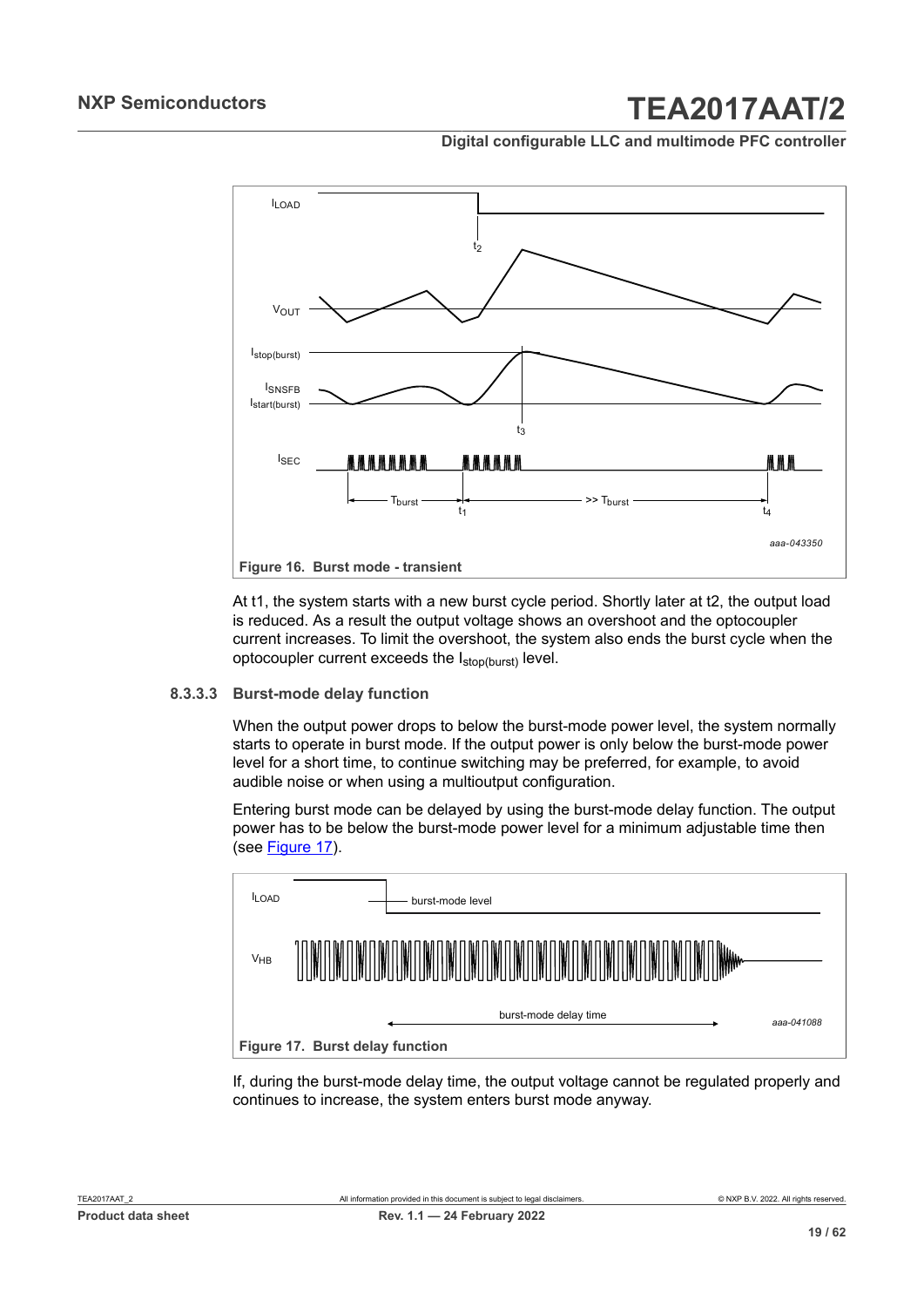Figure 16. Burst mode - transient

At t1, the system starts with a new burst cycle period. Shortly later at t2, the output load is reduced. As a result the output voltage shows an overshoot and the optocoupler current increases. To limit the overshoot, the system also ends the burst cycle when the optocoupler current exceeds the $I_{stop(burst)}$ level.

#### 8.3.3.3 Burst-mode delay function

When the output power drops to below the burst-mode power level, the system normally starts to operate in burst mode. If the output power is only below the burst-mode power level for a short time, to continue switching may be preferred, for example, to avoid audible noise or when using a multioutput configuration.

Entering burst mode can be delayed by using the burst-mode delay function. The output power has to be below the burst-mode power level for a minimum adjustable time then (see Figure 17).

Figure 17. Burst delay function

If, during the burst-mode delay time, the output voltage cannot be regulated properly and continues to increase, the system enters burst mode anyway.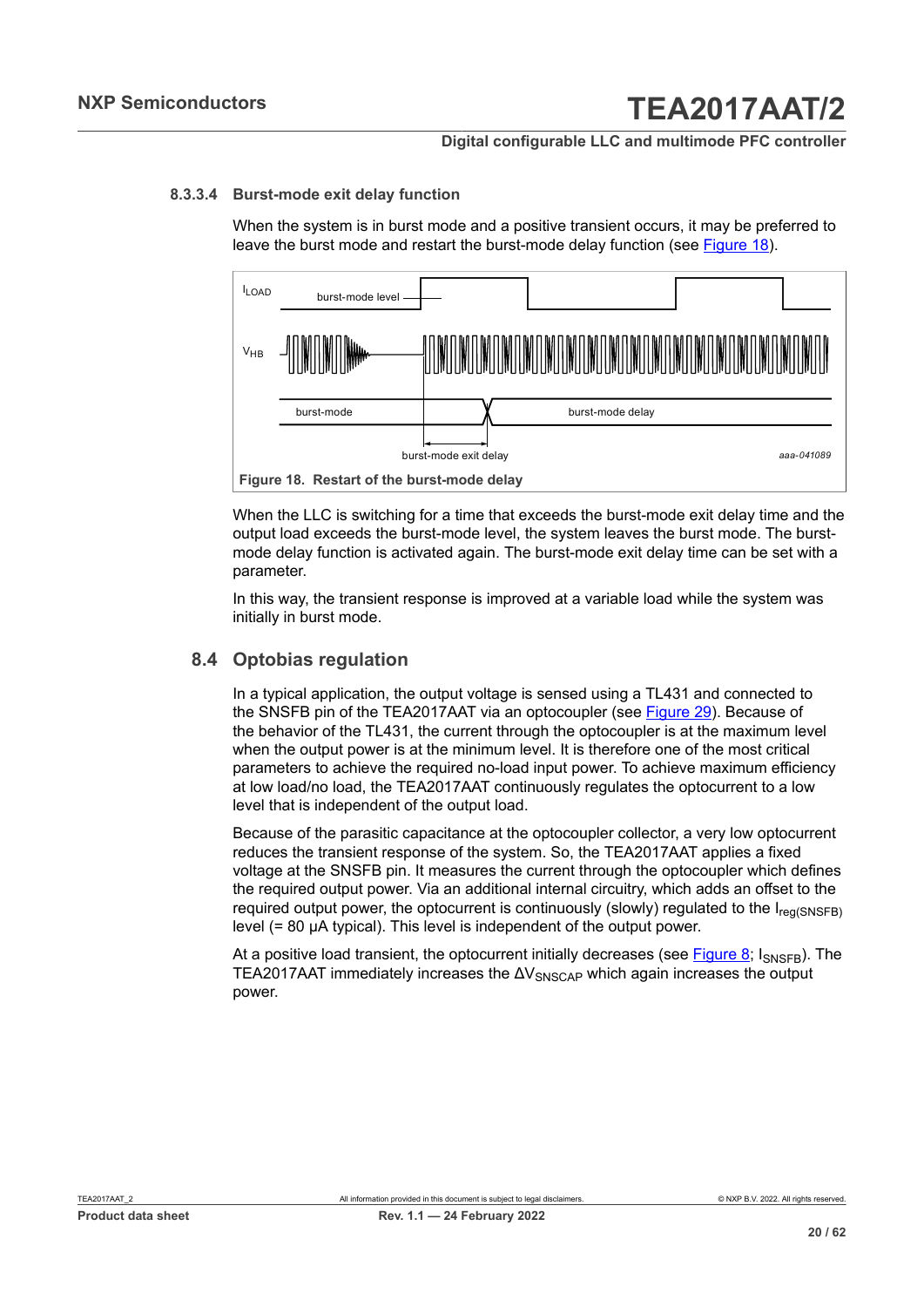#### 8.3.3.4 Burst-mode exit delay function

When the system is in burst mode and a positive transient occurs, it may be preferred to leave the burst mode and restart the burst-mode delay function (see Figure 18).

Figure 18. Restart of the burst-mode delay

When the LLC is switching for a time that exceeds the burst-mode exit delay time and the output load exceeds the burst-mode level, the system leaves the burst mode. The burst-mode delay function is activated again. The burst-mode exit delay time can be set with a parameter.

In this way, the transient response is improved at a variable load while the system was initially in burst mode.

## 8.4 Optobias regulation

In a typical application, the output voltage is sensed using a TL431 and connected to the SNSFB pin of the TEA2017AAT via an optocoupler (see Figure 29). Because of the behavior of the TL431, the current through the optocoupler is at the maximum level when the output power is at the minimum level. It is therefore one of the most critical parameters to achieve the required no-load input power. To achieve maximum efficiency at low load/no load, the TEA2017AAT continuously regulates the optocurrent to a low level that is independent of the output load.

Because of the parasitic capacitance at the optocoupler collector, a very low optocurrent reduces the transient response of the system. So, the TEA2017AAT applies a fixed voltage at the SNSFB pin. It measures the current through the optocoupler which defines the required output power. Via an additional internal circuitry, which adds an offset to the required output power, the optocurrent is continuously (slowly) regulated to the $I_{reg(SNSFB)}$ level (= 80 μA typical). This level is independent of the output power.

At a positive load transient, the optocurrent initially decreases (see Figure 8; $I_{SNSFB}$). The TEA2017AAT immediately increases the $\Delta V_{SNSCAP}$ which again increases the output power.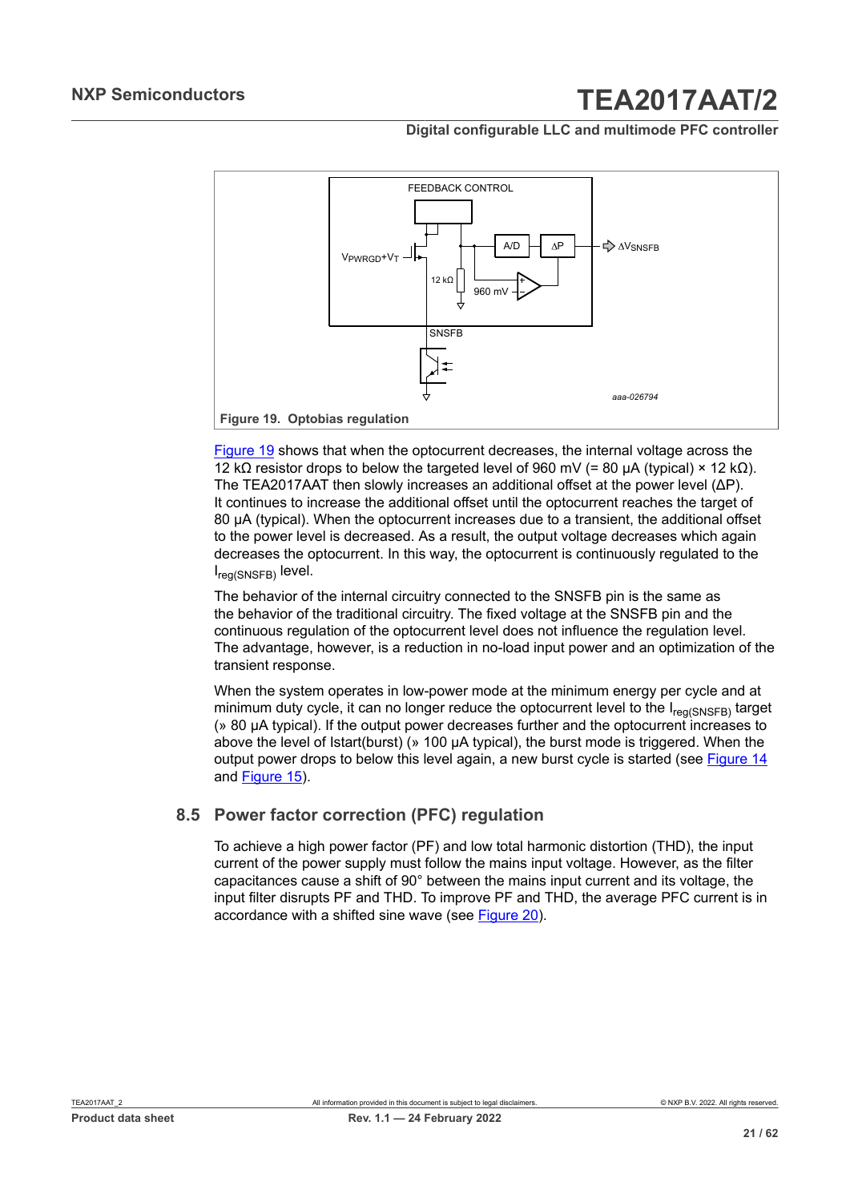Figure 19. Optobias regulation

Figure 19 shows that when the optocurrent decreases, the internal voltage across the 12 kΩ resistor drops to below the targeted level of 960 mV (= 80 μA (typical) × 12 kΩ). The TEA2017AAT then slowly increases an additional offset at the power level (ΔP). It continues to increase the additional offset until the optocurrent reaches the target of 80 μA (typical). When the optocurrent increases due to a transient, the additional offset to the power level is decreased. As a result, the output voltage decreases which again decreases the optocurrent. In this way, the optocurrent is continuously regulated to the $I_{reg(SNSFB)}$ level.

The behavior of the internal circuitry connected to the SNSFB pin is the same as the behavior of the traditional circuitry. The fixed voltage at the SNSFB pin and the continuous regulation of the optocurrent level does not influence the regulation level. The advantage, however, is a reduction in no-load input power and an optimization of the transient response.

When the system operates in low-power mode at the minimum energy per cycle and at minimum duty cycle, it can no longer reduce the optocurrent level to the $I_{reg(SNSFB)}$ target (» 80 μA typical). If the output power decreases further and the optocurrent increases to above the level of Istart(burst) (» 100 μA typical), the burst mode is triggered. When the output power drops to below this level again, a new burst cycle is started (see Figure 14 and Figure 15).

## 8.5 Power factor correction (PFC) regulation

To achieve a high power factor (PF) and low total harmonic distortion (THD), the input current of the power supply must follow the mains input voltage. However, as the filter capacitances cause a shift of 90° between the mains input current and its voltage, the input filter disrupts PF and THD. To improve PF and THD, the average PFC current is in accordance with a shifted sine wave (see Figure 20).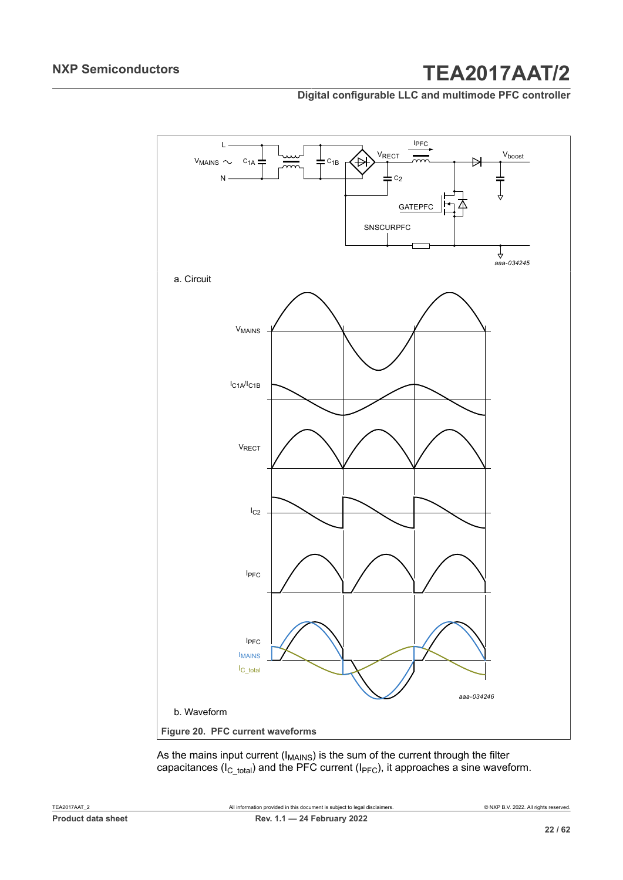a. Circuit

b. Waveform

**Figure 20. PFC current waveforms**

As the mains input current ($I_{MAINS}$) is the sum of the current through the filter capacitances ($I_{C\_total}$) and the PFC current ($I_{PFC}$), it approaches a sine waveform.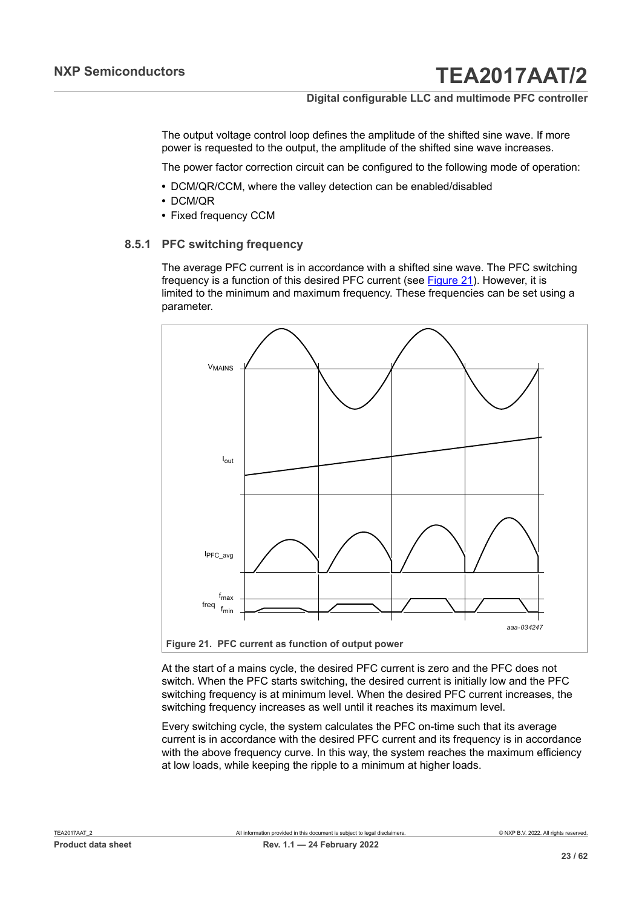The output voltage control loop defines the amplitude of the shifted sine wave. If more power is requested to the output, the amplitude of the shifted sine wave increases.

The power factor correction circuit can be configured to the following mode of operation:

- DCM/QR/CCM, where the valley detection can be enabled/disabled
- DCM/QR
- Fixed frequency CCM

### 8.5.1 PFC switching frequency

The average PFC current is in accordance with a shifted sine wave. The PFC switching frequency is a function of this desired PFC current (see Figure 21). However, it is limited to the minimum and maximum frequency. These frequencies can be set using a parameter.

**Figure 21. PFC current as function of output power**

At the start of a mains cycle, the desired PFC current is zero and the PFC does not switch. When the PFC starts switching, the desired current is initially low and the PFC switching frequency is at minimum level. When the desired PFC current increases, the switching frequency increases as well until it reaches its maximum level.

Every switching cycle, the system calculates the PFC on-time such that its average current is in accordance with the desired PFC current and its frequency is in accordance with the above frequency curve. In this way, the system reaches the maximum efficiency at low loads, while keeping the ripple to a minimum at higher loads.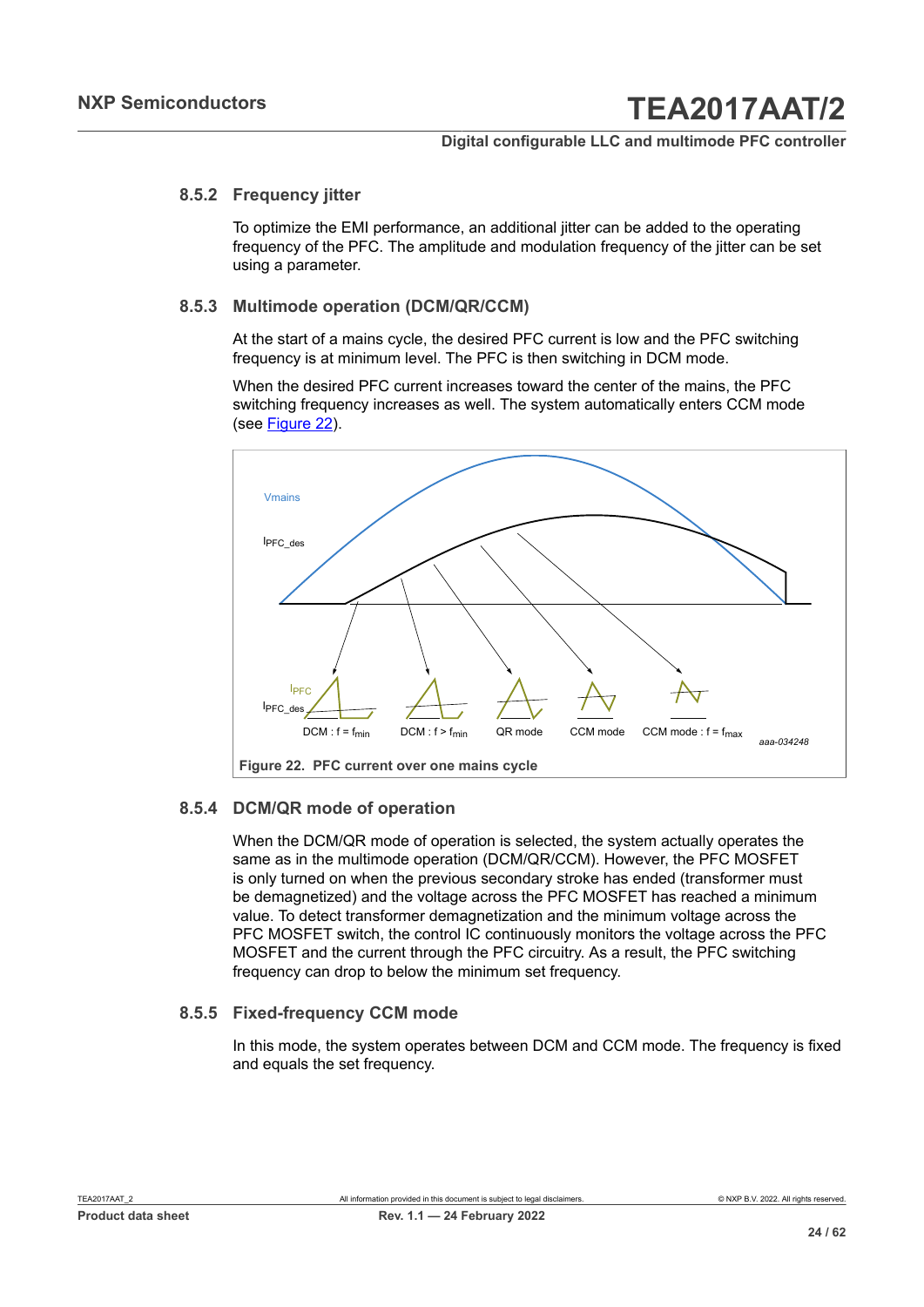### 8.5.2 Frequency jitter

To optimize the EMI performance, an additional jitter can be added to the operating frequency of the PFC. The amplitude and modulation frequency of the jitter can be set using a parameter.

### 8.5.3 Multimode operation (DCM/QR/CCM)

At the start of a mains cycle, the desired PFC current is low and the PFC switching frequency is at minimum level. The PFC is then switching in DCM mode.

When the desired PFC current increases toward the center of the mains, the PFC switching frequency increases as well. The system automatically enters CCM mode (see Figure 22).

Figure 22. PFC current over one mains cycle

### 8.5.4 DCM/QR mode of operation

When the DCM/QR mode of operation is selected, the system actually operates the same as in the multimode operation (DCM/QR/CCM). However, the PFC MOSFET is only turned on when the previous secondary stroke has ended (transformer must be demagnetized) and the voltage across the PFC MOSFET has reached a minimum value. To detect transformer demagnetization and the minimum voltage across the PFC MOSFET switch, the control IC continuously monitors the voltage across the PFC MOSFET and the current through the PFC circuitry. As a result, the PFC switching frequency can drop to below the minimum set frequency.

### 8.5.5 Fixed-frequency CCM mode

In this mode, the system operates between DCM and CCM mode. The frequency is fixed and equals the set frequency.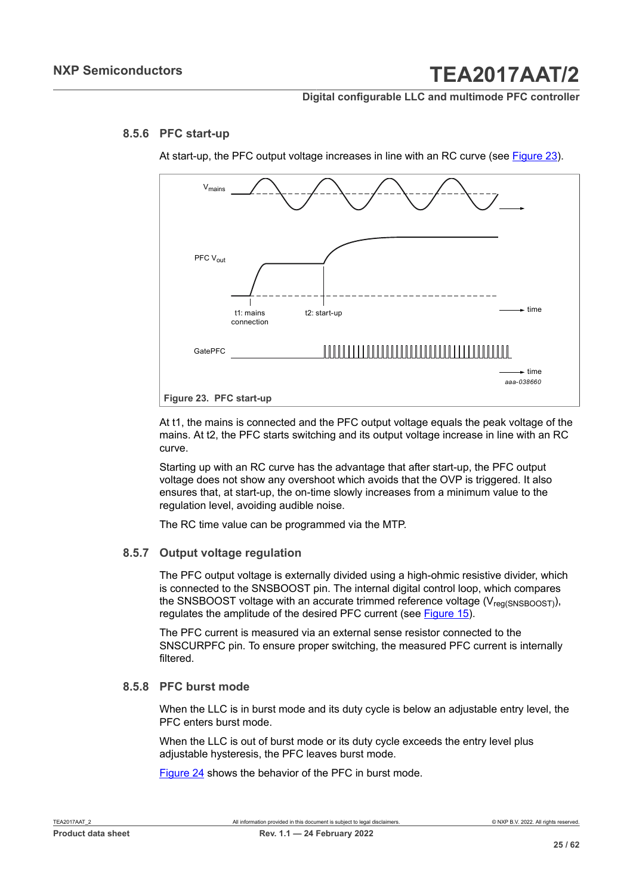### 8.5.6 PFC start-up

At start-up, the PFC output voltage increases in line with an RC curve (see Figure 23).

Figure 23. PFC start-up

At t1, the mains is connected and the PFC output voltage equals the peak voltage of the mains. At t2, the PFC starts switching and its output voltage increase in line with an RC curve.

Starting up with an RC curve has the advantage that after start-up, the PFC output voltage does not show any overshoot which avoids that the OVP is triggered. It also ensures that, at start-up, the on-time slowly increases from a minimum value to the regulation level, avoiding audible noise.

The RC time value can be programmed via the MTP.

### 8.5.7 Output voltage regulation

The PFC output voltage is externally divided using a high-ohmic resistive divider, which is connected to the SNSBOOST pin. The internal digital control loop, which compares the SNSBOOST voltage with an accurate trimmed reference voltage ($V_{reg(SNSBOOST)}$), regulates the amplitude of the desired PFC current (see Figure 15).

The PFC current is measured via an external sense resistor connected to the SNSCURPFC pin. To ensure proper switching, the measured PFC current is internally filtered.

### 8.5.8 PFC burst mode

When the LLC is in burst mode and its duty cycle is below an adjustable entry level, the PFC enters burst mode.

When the LLC is out of burst mode or its duty cycle exceeds the entry level plus adjustable hysteresis, the PFC leaves burst mode.

Figure 24 shows the behavior of the PFC in burst mode.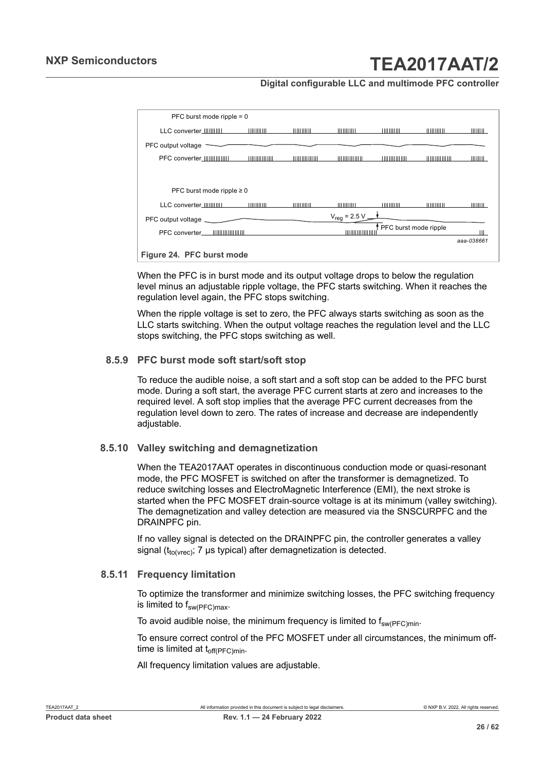Figure 24. PFC burst mode

When the PFC is in burst mode and its output voltage drops to below the regulation level minus an adjustable ripple voltage, the PFC starts switching. When it reaches the regulation level again, the PFC stops switching.

When the ripple voltage is set to zero, the PFC always starts switching as soon as the LLC starts switching. When the output voltage reaches the regulation level and the LLC stops switching, the PFC stops switching as well.

### 8.5.9 PFC burst mode soft start/soft stop

To reduce the audible noise, a soft start and a soft stop can be added to the PFC burst mode. During a soft start, the average PFC current starts at zero and increases to the required level. A soft stop implies that the average PFC current decreases from the regulation level down to zero. The rates of increase and decrease are independently adjustable.

### 8.5.10 Valley switching and demagnetization

When the TEA2017AAT operates in discontinuous conduction mode or quasi-resonant mode, the PFC MOSFET is switched on after the transformer is demagnetized. To reduce switching losses and ElectroMagnetic Interference (EMI), the next stroke is started when the PFC MOSFET drain-source voltage is at its minimum (valley switching). The demagnetization and valley detection are measured via the SNSCURPFC and the DRAINPFC pin.

If no valley signal is detected on the DRAINPFC pin, the controller generates a valley signal ($t_{to(vrec)}$; 7 μs typical) after demagnetization is detected.

### 8.5.11 Frequency limitation

To optimize the transformer and minimize switching losses, the PFC switching frequency is limited to $f_{sw(PFC)max}$.

To avoid audible noise, the minimum frequency is limited to $f_{sw(PFC)min}$.

To ensure correct control of the PFC MOSFET under all circumstances, the minimum off-time is limited at $t_{off(PFC)min}$.

All frequency limitation values are adjustable.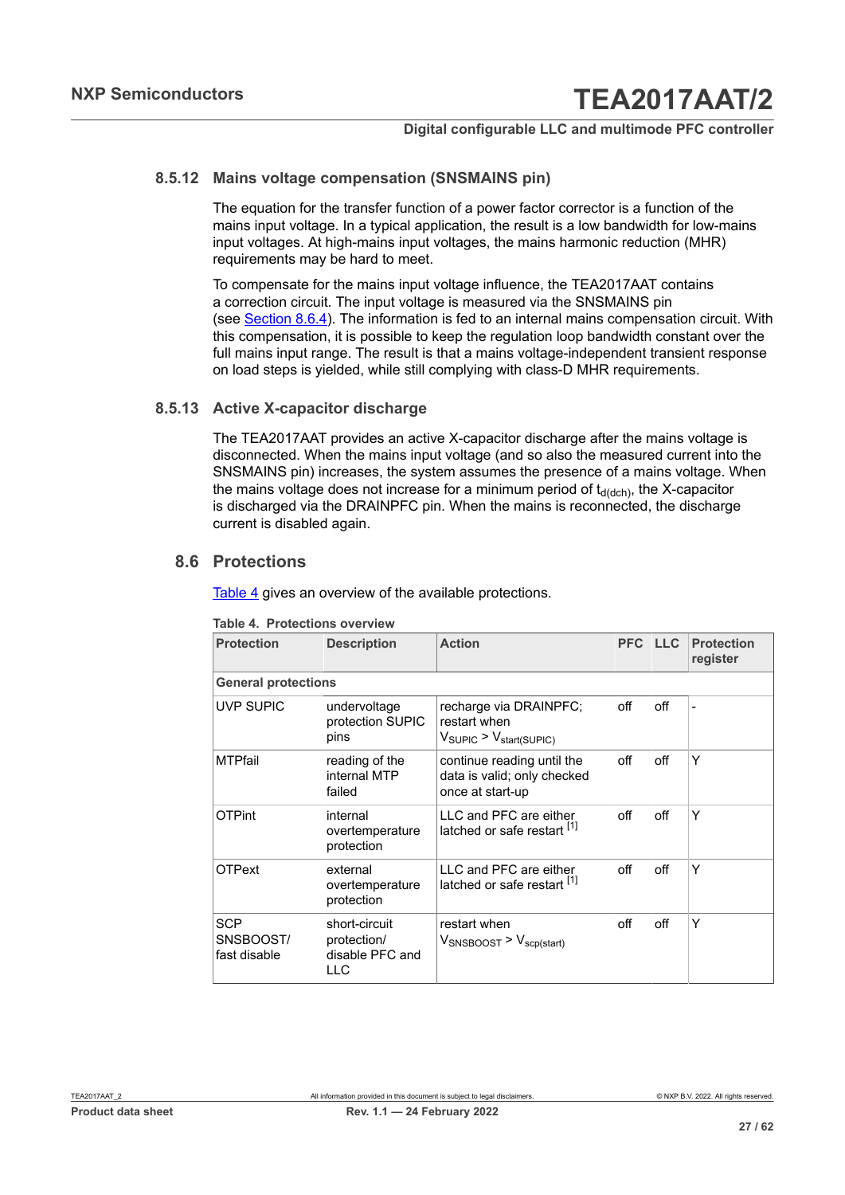### 8.5.12 Mains voltage compensation (SNSMAINS pin)

The equation for the transfer function of a power factor corrector is a function of the mains input voltage. In a typical application, the result is a low bandwidth for low-mains input voltages. At high-mains input voltages, the mains harmonic reduction (MHR) requirements may be hard to meet.

To compensate for the mains input voltage influence, the TEA2017AAT contains a correction circuit. The input voltage is measured via the SNSMAINS pin (see Section 8.6.4). The information is fed to an internal mains compensation circuit. With this compensation, it is possible to keep the regulation loop bandwidth constant over the full mains input range. The result is that a mains voltage-independent transient response on load steps is yielded, while still complying with class-D MHR requirements.

### 8.5.13 Active X-capacitor discharge

The TEA2017AAT provides an active X-capacitor discharge after the mains voltage is disconnected. When the mains input voltage (and so also the measured current into the SNSMAINS pin) increases, the system assumes the presence of a mains voltage. When the mains voltage does not increase for a minimum period of $t_{d(dch)}$, the X-capacitor is discharged via the DRAINPFC pin. When the mains is reconnected, the discharge current is disabled again.

## 8.6 Protections

Table 4 gives an overview of the available protections.

**Table 4. Protections overview**

| Protection | Description | Action | PFC | LLC | Protection register |
|---|---|---|---|---|---|
| **General protections** | | | | | |
| UVP SUPIC | undervoltage protection SUPIC pins | recharge via DRAINPFC; restart when $V_{SUPIC} > V_{start(SUPIC)}$ | off | off | - |
| MTPfail | reading of the internal MTP failed | continue reading until the data is valid; only checked once at start-up | off | off | Y |
| OTPint | internal overtemperature protection | LLC and PFC are either latched or safe restart [1] | off | off | Y |
| OTPext | external overtemperature protection | LLC and PFC are either latched or safe restart [1] | off | off | Y |
| SCP SNSBOOST/ fast disable | short-circuit protection/ disable PFC and LLC | restart when $V_{SNSBOOST} > V_{scp(start)}$ | off | off | Y |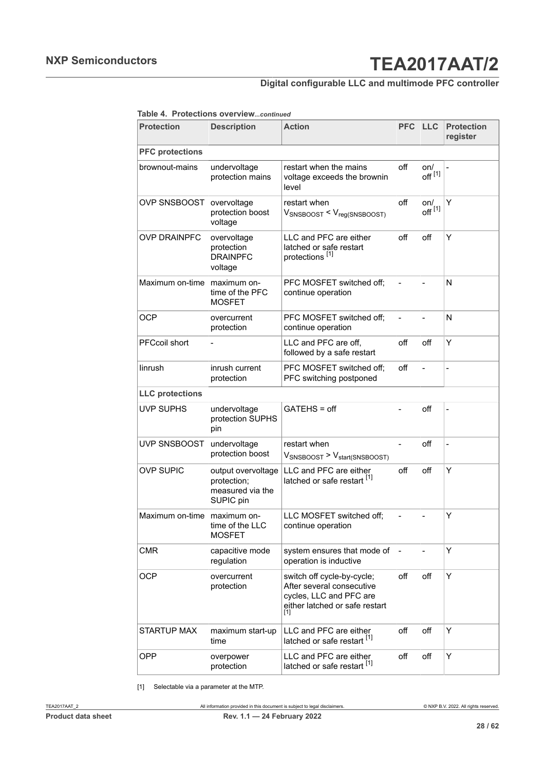**Table 4. Protections overview***...continued*

| Protection | Description | Action | PFC | LLC | Protection register |
|---|---|---|---|---|---|
| **PFC protections** | | | | | |
| brownout-mains | undervoltage protection mains | restart when the mains voltage exceeds the brownin level | off | on/ off [1] | - |
| OVP SNSBOOST | overvoltage protection boost voltage | restart when $V_{SNSBOOST} < V_{reg(SNSBOOST)}$ | off | on/ off [1] | Y |
| OVP DRAINPFC | overvoltage protection DRAINPFC voltage | LLC and PFC are either latched or safe restart protections [1] | off | off | Y |
| Maximum on-time | maximum on-time of the PFC MOSFET | PFC MOSFET switched off; continue operation | - | - | N |
| OCP | overcurrent protection | PFC MOSFET switched off; continue operation | - | - | N |
| PFCcoil short | - | LLC and PFC are off, followed by a safe restart | off | off | Y |
| Iinrush | inrush current protection | PFC MOSFET switched off; PFC switching postponed | off | - | - |
| **LLC protections** | | | | | |
| UVP SUPHS | undervoltage protection SUPHS pin | GATEHS = off | - | off | - |
| UVP SNSBOOST | undervoltage protection boost | restart when $V_{SNSBOOST} > V_{start(SNSBOOST)}$ | - | off | - |
| OVP SUPIC | output overvoltage protection; measured via the SUPIC pin | LLC and PFC are either latched or safe restart [1] | off | off | Y |
| Maximum on-time | maximum on-time of the LLC MOSFET | LLC MOSFET switched off; continue operation | - | - | Y |
| CMR | capacitive mode regulation | system ensures that mode of operation is inductive | - | - | Y |
| OCP | overcurrent protection | switch off cycle-by-cycle; After several consecutive cycles, LLC and PFC are either latched or safe restart [1] | off | off | Y |
| STARTUP MAX | maximum start-up time | LLC and PFC are either latched or safe restart [1] | off | off | Y |
| OPP | overpower protection | LLC and PFC are either latched or safe restart [1] | off | off | Y |

[1] Selectable via a parameter at the MTP.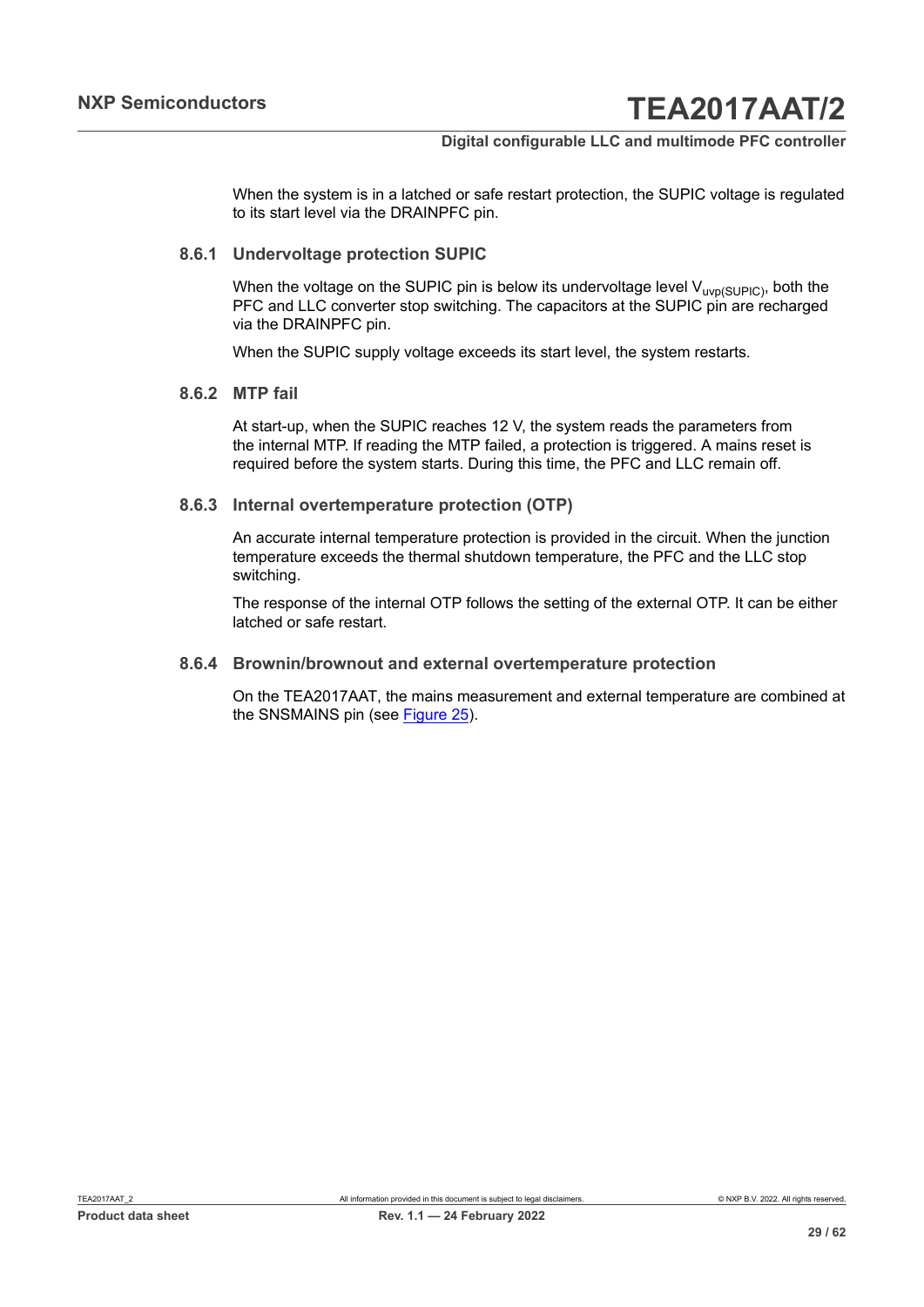When the system is in a latched or safe restart protection, the SUPIC voltage is regulated to its start level via the DRAINPFC pin.

### 8.6.1 Undervoltage protection SUPIC

When the voltage on the SUPIC pin is below its undervoltage level $V_{uvp(SUPIC)}$, both the PFC and LLC converter stop switching. The capacitors at the SUPIC pin are recharged via the DRAINPFC pin.

When the SUPIC supply voltage exceeds its start level, the system restarts.

### 8.6.2 MTP fail

At start-up, when the SUPIC reaches 12 V, the system reads the parameters from the internal MTP. If reading the MTP failed, a protection is triggered. A mains reset is required before the system starts. During this time, the PFC and LLC remain off.

### 8.6.3 Internal overtemperature protection (OTP)

An accurate internal temperature protection is provided in the circuit. When the junction temperature exceeds the thermal shutdown temperature, the PFC and the LLC stop switching.

The response of the internal OTP follows the setting of the external OTP. It can be either latched or safe restart.

### 8.6.4 Brownin/brownout and external overtemperature protection

On the TEA2017AAT, the mains measurement and external temperature are combined at the SNSMAINS pin (see Figure 25).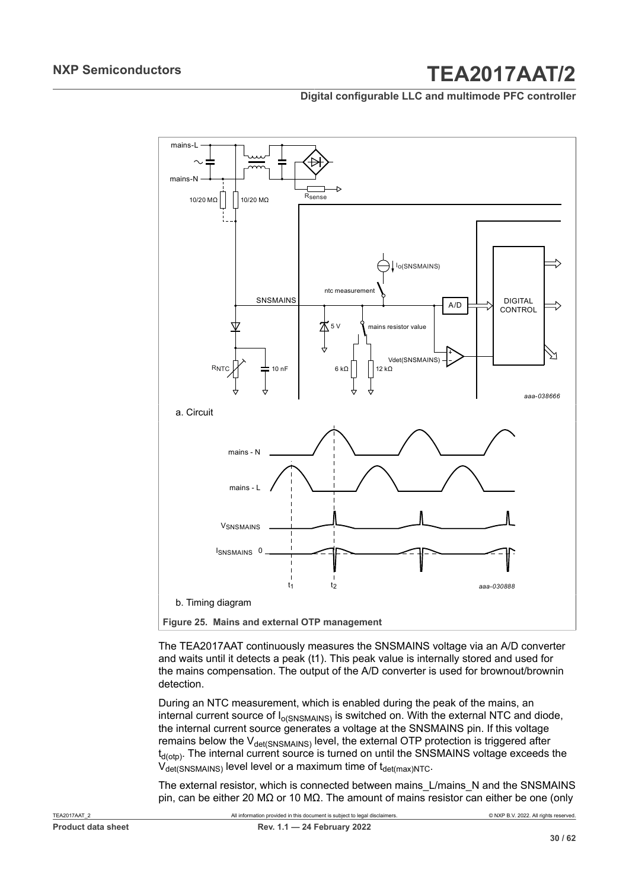a. Circuit

b. Timing diagram

**Figure 25. Mains and external OTP management**

The TEA2017AAT continuously measures the SNSMAINS voltage via an A/D converter and waits until it detects a peak (t1). This peak value is internally stored and used for the mains compensation. The output of the A/D converter is used for brownout/brownin detection.

During an NTC measurement, which is enabled during the peak of the mains, an internal current source of $I_{o(SNSMAINS)}$ is switched on. With the external NTC and diode, the internal current source generates a voltage at the SNSMAINS pin. If this voltage remains below the $V_{det(SNSMAINS)}$ level, the external OTP protection is triggered after $t_{d(otp)}$. The internal current source is turned on until the SNSMAINS voltage exceeds the $V_{det(SNSMAINS)}$ level level or a maximum time of $t_{det(max)NTC}$.

The external resistor, which is connected between mains_L/mains_N and the SNSMAINS pin, can be either 20 MΩ or 10 MΩ. The amount of mains resistor can either be one (only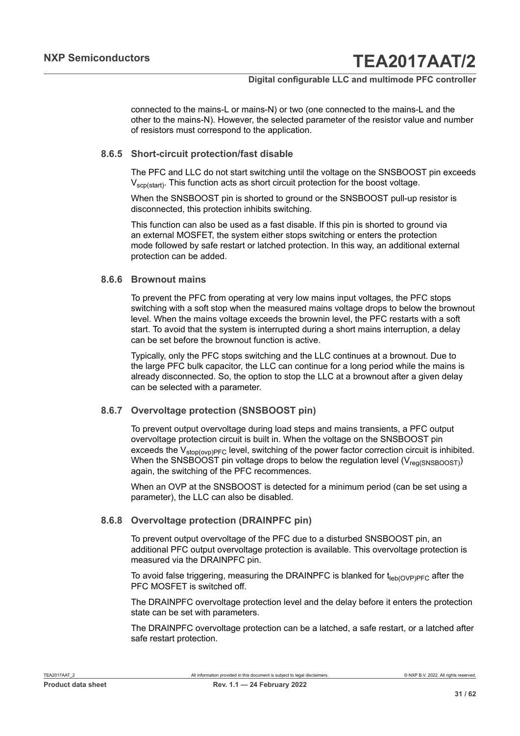connected to the mains-L or mains-N) or two (one connected to the mains-L and the other to the mains-N). However, the selected parameter of the resistor value and number of resistors must correspond to the application.

### 8.6.5 Short-circuit protection/fast disable

The PFC and LLC do not start switching until the voltage on the SNSBOOST pin exceeds $V_{scp(start)}$. This function acts as short circuit protection for the boost voltage.

When the SNSBOOST pin is shorted to ground or the SNSBOOST pull-up resistor is disconnected, this protection inhibits switching.

This function can also be used as a fast disable. If this pin is shorted to ground via an external MOSFET, the system either stops switching or enters the protection mode followed by safe restart or latched protection. In this way, an additional external protection can be added.

### 8.6.6 Brownout mains

To prevent the PFC from operating at very low mains input voltages, the PFC stops switching with a soft stop when the measured mains voltage drops to below the brownout level. When the mains voltage exceeds the brownin level, the PFC restarts with a soft start. To avoid that the system is interrupted during a short mains interruption, a delay can be set before the brownout function is active.

Typically, only the PFC stops switching and the LLC continues at a brownout. Due to the large PFC bulk capacitor, the LLC can continue for a long period while the mains is already disconnected. So, the option to stop the LLC at a brownout after a given delay can be selected with a parameter.

### 8.6.7 Overvoltage protection (SNSBOOST pin)

To prevent output overvoltage during load steps and mains transients, a PFC output overvoltage protection circuit is built in. When the voltage on the SNSBOOST pin exceeds the $V_{stop(ovp)PFC}$ level, switching of the power factor correction circuit is inhibited. When the SNSBOOST pin voltage drops to below the regulation level ($V_{reg(SNSBOOST)}$) again, the switching of the PFC recommences.

When an OVP at the SNSBOOST is detected for a minimum period (can be set using a parameter), the LLC can also be disabled.

### 8.6.8 Overvoltage protection (DRAINPFC pin)

To prevent output overvoltage of the PFC due to a disturbed SNSBOOST pin, an additional PFC output overvoltage protection is available. This overvoltage protection is measured via the DRAINPFC pin.

To avoid false triggering, measuring the DRAINPFC is blanked for $t_{leb(OVP)PFC}$ after the PFC MOSFET is switched off.

The DRAINPFC overvoltage protection level and the delay before it enters the protection state can be set with parameters.

The DRAINPFC overvoltage protection can be a latched, a safe restart, or a latched after safe restart protection.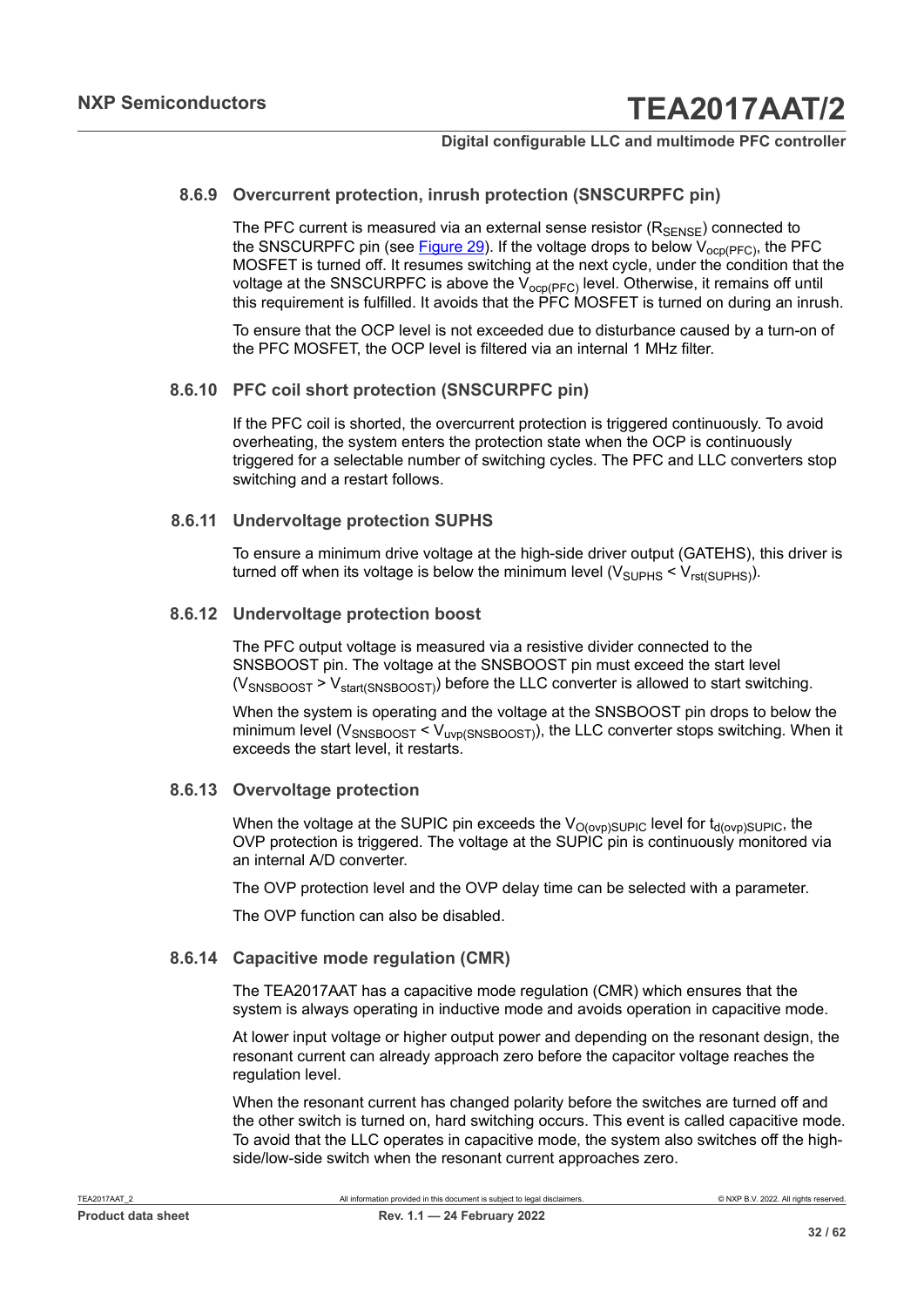### 8.6.9 Overcurrent protection, inrush protection (SNSCURPFC pin)

The PFC current is measured via an external sense resistor ($R_{SENSE}$) connected to the SNSCURPFC pin (see Figure 29). If the voltage drops to below $V_{ocp(PFC)}$, the PFC MOSFET is turned off. It resumes switching at the next cycle, under the condition that the voltage at the SNSCURPFC is above the $V_{ocp(PFC)}$ level. Otherwise, it remains off until this requirement is fulfilled. It avoids that the PFC MOSFET is turned on during an inrush.

To ensure that the OCP level is not exceeded due to disturbance caused by a turn-on of the PFC MOSFET, the OCP level is filtered via an internal 1 MHz filter.

### 8.6.10 PFC coil short protection (SNSCURPFC pin)

If the PFC coil is shorted, the overcurrent protection is triggered continuously. To avoid overheating, the system enters the protection state when the OCP is continuously triggered for a selectable number of switching cycles. The PFC and LLC converters stop switching and a restart follows.

### 8.6.11 Undervoltage protection SUPHS

To ensure a minimum drive voltage at the high-side driver output (GATEHS), this driver is turned off when its voltage is below the minimum level ($V_{SUPHS} < V_{rst(SUPHS)}$).

### 8.6.12 Undervoltage protection boost

The PFC output voltage is measured via a resistive divider connected to the SNSBOOST pin. The voltage at the SNSBOOST pin must exceed the start level ($V_{SNSBOOST} > V_{start(SNSBOOST)}$) before the LLC converter is allowed to start switching.

When the system is operating and the voltage at the SNSBOOST pin drops to below the minimum level ($V_{SNSBOOST} < V_{uvp(SNSBOOST)}$), the LLC converter stops switching. When it exceeds the start level, it restarts.

### 8.6.13 Overvoltage protection

When the voltage at the SUPIC pin exceeds the $V_{O(ovp)SUPIC}$ level for $t_{d(ovp)SUPIC}$, the OVP protection is triggered. The voltage at the SUPIC pin is continuously monitored via an internal A/D converter.

The OVP protection level and the OVP delay time can be selected with a parameter.

The OVP function can also be disabled.

### 8.6.14 Capacitive mode regulation (CMR)

The TEA2017AAT has a capacitive mode regulation (CMR) which ensures that the system is always operating in inductive mode and avoids operation in capacitive mode.

At lower input voltage or higher output power and depending on the resonant design, the resonant current can already approach zero before the capacitor voltage reaches the regulation level.

When the resonant current has changed polarity before the switches are turned off and the other switch is turned on, hard switching occurs. This event is called capacitive mode. To avoid that the LLC operates in capacitive mode, the system also switches off the high-side/low-side switch when the resonant current approaches zero.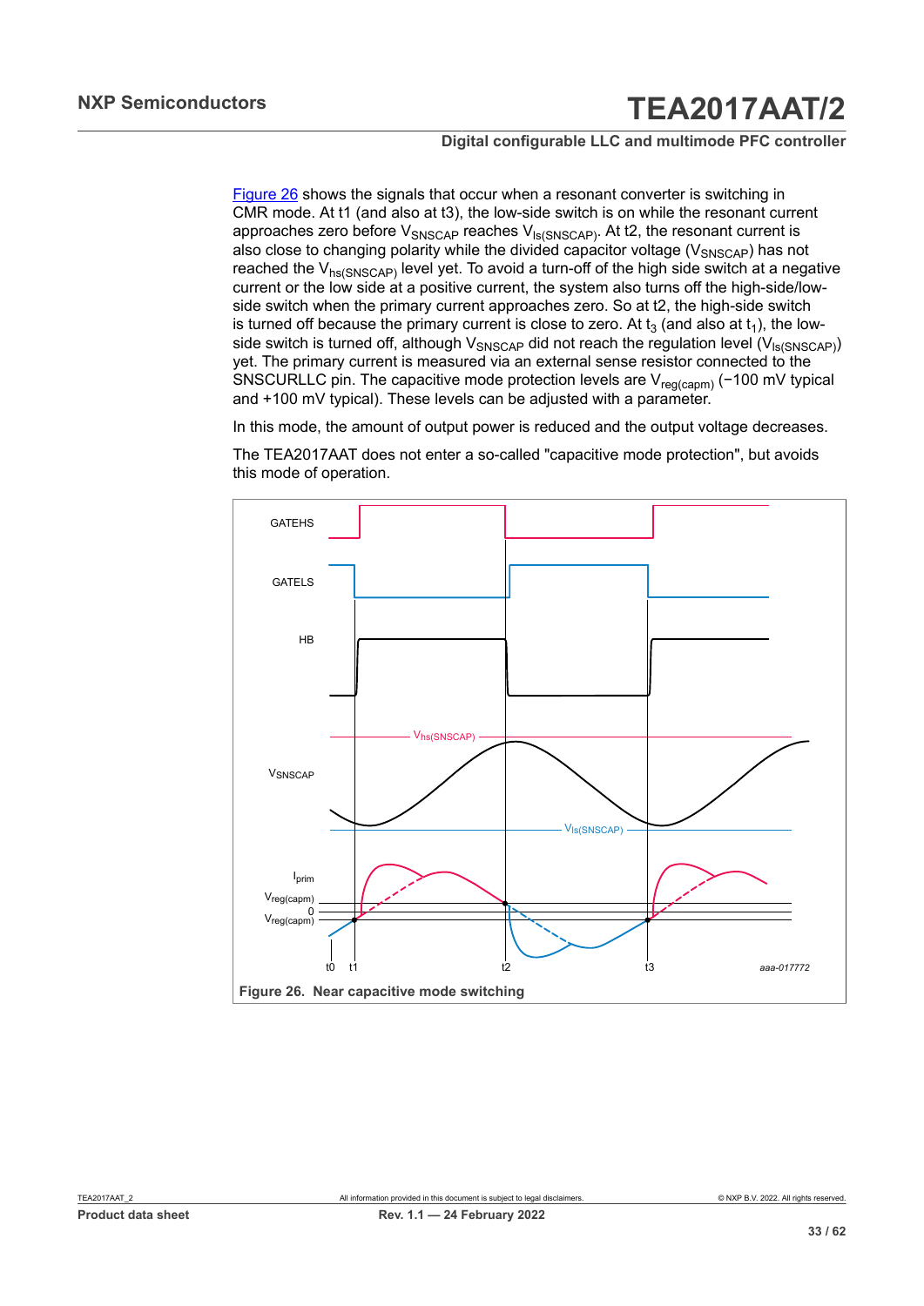Figure 26 shows the signals that occur when a resonant converter is switching in CMR mode. At t1 (and also at t3), the low-side switch is on while the resonant current approaches zero before $V_{SNSCAP}$ reaches $V_{ls(SNSCAP)}$. At t2, the resonant current is also close to changing polarity while the divided capacitor voltage ($V_{SNSCAP}$) has not reached the $V_{hs(SNSCAP)}$ level yet. To avoid a turn-off of the high side switch at a negative current or the low side at a positive current, the system also turns off the high-side/low-side switch when the primary current approaches zero. So at t2, the high-side switch is turned off because the primary current is close to zero. At $t_3$ (and also at $t_1$), the low-side switch is turned off, although $V_{SNSCAP}$ did not reach the regulation level ($V_{ls(SNSCAP)}$) yet. The primary current is measured via an external sense resistor connected to the SNSCURLLC pin. The capacitive mode protection levels are $V_{reg(capm)}$ (−100 mV typical and +100 mV typical). These levels can be adjusted with a parameter.

In this mode, the amount of output power is reduced and the output voltage decreases.

The TEA2017AAT does not enter a so-called "capacitive mode protection", but avoids this mode of operation.

**Figure 26. Near capacitive mode switching**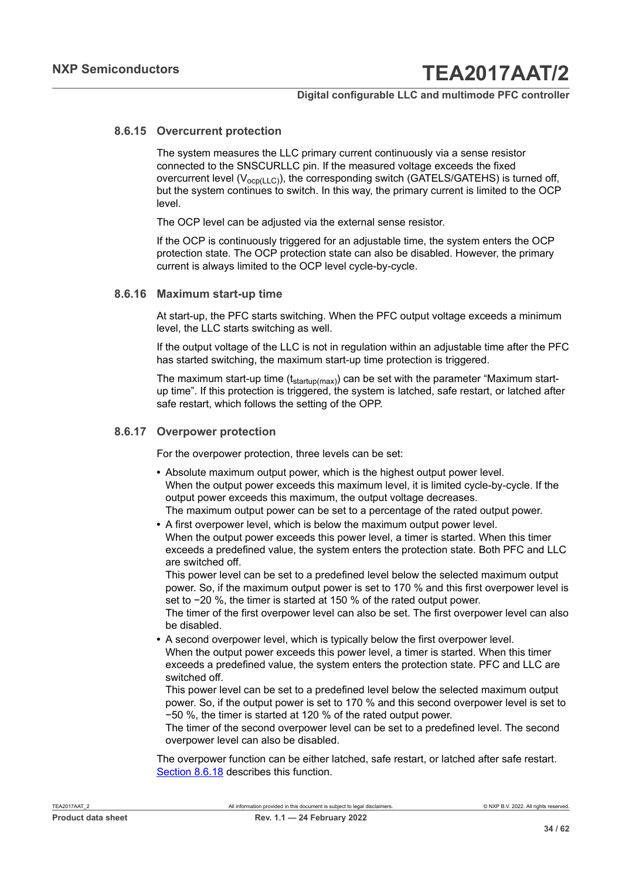### 8.6.15 Overcurrent protection

The system measures the LLC primary current continuously via a sense resistor connected to the SNSCURLLC pin. If the measured voltage exceeds the fixed overcurrent level ($V_{ocp(LLC)}$), the corresponding switch (GATELS/GATEHS) is turned off, but the system continues to switch. In this way, the primary current is limited to the OCP level.

The OCP level can be adjusted via the external sense resistor.

If the OCP is continuously triggered for an adjustable time, the system enters the OCP protection state. The OCP protection state can also be disabled. However, the primary current is always limited to the OCP level cycle-by-cycle.

### 8.6.16 Maximum start-up time

At start-up, the PFC starts switching. When the PFC output voltage exceeds a minimum level, the LLC starts switching as well.

If the output voltage of the LLC is not in regulation within an adjustable time after the PFC has started switching, the maximum start-up time protection is triggered.

The maximum start-up time ($t_{startup(max)}$) can be set with the parameter "Maximum start-up time". If this protection is triggered, the system is latched, safe restart, or latched after safe restart, which follows the setting of the OPP.

### 8.6.17 Overpower protection

For the overpower protection, three levels can be set:

- Absolute maximum output power, which is the highest output power level.
  When the output power exceeds this maximum level, it is limited cycle-by-cycle. If the output power exceeds this maximum, the output voltage decreases.
  The maximum output power can be set to a percentage of the rated output power.
- A first overpower level, which is below the maximum output power level.
  When the output power exceeds this power level, a timer is started. When this timer exceeds a predefined value, the system enters the protection state. Both PFC and LLC are switched off.
  This power level can be set to a predefined level below the selected maximum output power. So, if the maximum output power is set to 170 % and this first overpower level is set to −20 %, the timer is started at 150 % of the rated output power.
  The timer of the first overpower level can also be set. The first overpower level can also be disabled.
- A second overpower level, which is typically below the first overpower level.
  When the output power exceeds this power level, a timer is started. When this timer exceeds a predefined value, the system enters the protection state. PFC and LLC are switched off.
  This power level can be set to a predefined level below the selected maximum output power. So, if the output power is set to 170 % and this second overpower level is set to −50 %, the timer is started at 120 % of the rated output power.
  The timer of the second overpower level can be set to a predefined level. The second overpower level can also be disabled.

The overpower function can be either latched, safe restart, or latched after safe restart. Section 8.6.18 describes this function.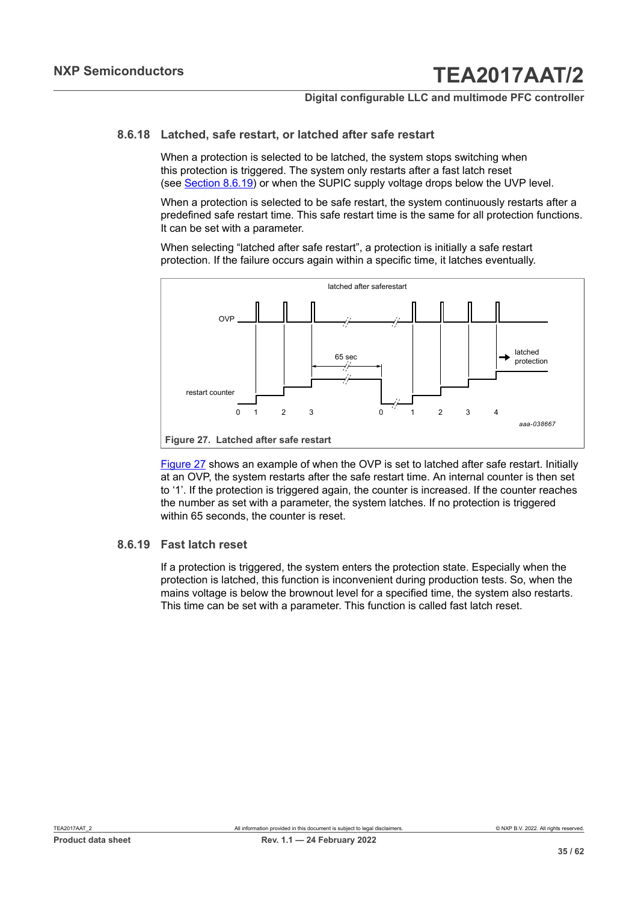### 8.6.18 Latched, safe restart, or latched after safe restart

When a protection is selected to be latched, the system stops switching when this protection is triggered. The system only restarts after a fast latch reset (see Section 8.6.19) or when the SUPIC supply voltage drops below the UVP level.

When a protection is selected to be safe restart, the system continuously restarts after a predefined safe restart time. This safe restart time is the same for all protection functions. It can be set with a parameter.

When selecting "latched after safe restart", a protection is initially a safe restart protection. If the failure occurs again within a specific time, it latches eventually.

**Figure 27. Latched after safe restart**

Figure 27 shows an example of when the OVP is set to latched after safe restart. Initially at an OVP, the system restarts after the safe restart time. An internal counter is then set to '1'. If the protection is triggered again, the counter is increased. If the counter reaches the number as set with a parameter, the system latches. If no protection is triggered within 65 seconds, the counter is reset.

### 8.6.19 Fast latch reset

If a protection is triggered, the system enters the protection state. Especially when the protection is latched, this function is inconvenient during production tests. So, when the mains voltage is below the brownout level for a specified time, the system also restarts. This time can be set with a parameter. This function is called fast latch reset.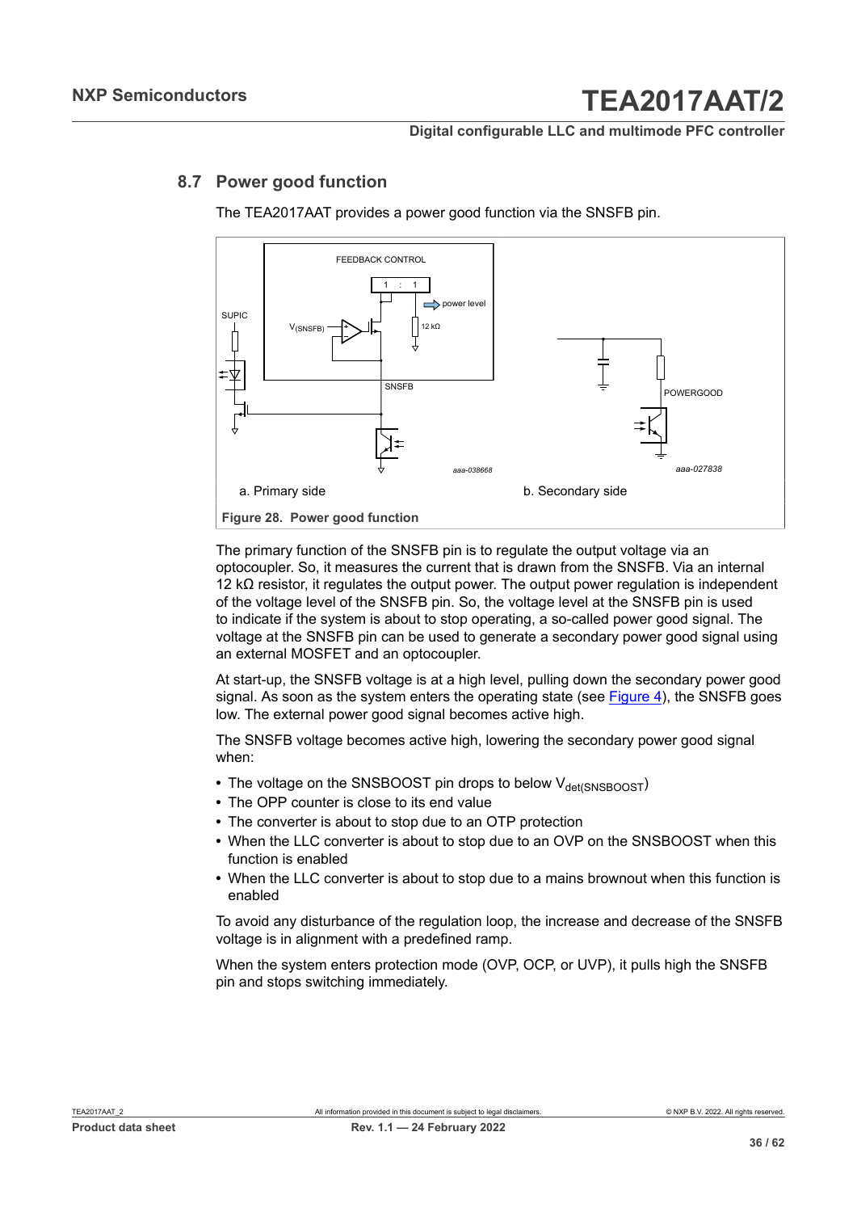## 8.7 Power good function

The TEA2017AAT provides a power good function via the SNSFB pin.

a. Primary side

b. Secondary side

**Figure 28. Power good function**

The primary function of the SNSFB pin is to regulate the output voltage via an optocoupler. So, it measures the current that is drawn from the SNSFB. Via an internal 12 kΩ resistor, it regulates the output power. The output power regulation is independent of the voltage level of the SNSFB pin. So, the voltage level at the SNSFB pin is used to indicate if the system is about to stop operating, a so-called power good signal. The voltage at the SNSFB pin can be used to generate a secondary power good signal using an external MOSFET and an optocoupler.

At start-up, the SNSFB voltage is at a high level, pulling down the secondary power good signal. As soon as the system enters the operating state (see Figure 4), the SNSFB goes low. The external power good signal becomes active high.

The SNSFB voltage becomes active high, lowering the secondary power good signal when:

- The voltage on the SNSBOOST pin drops to below $V_{det(SNSBOOST})$
- The OPP counter is close to its end value
- The converter is about to stop due to an OTP protection
- When the LLC converter is about to stop due to an OVP on the SNSBOOST when this function is enabled
- When the LLC converter is about to stop due to a mains brownout when this function is enabled

To avoid any disturbance of the regulation loop, the increase and decrease of the SNSFB voltage is in alignment with a predefined ramp.

When the system enters protection mode (OVP, OCP, or UVP), it pulls high the SNSFB pin and stops switching immediately.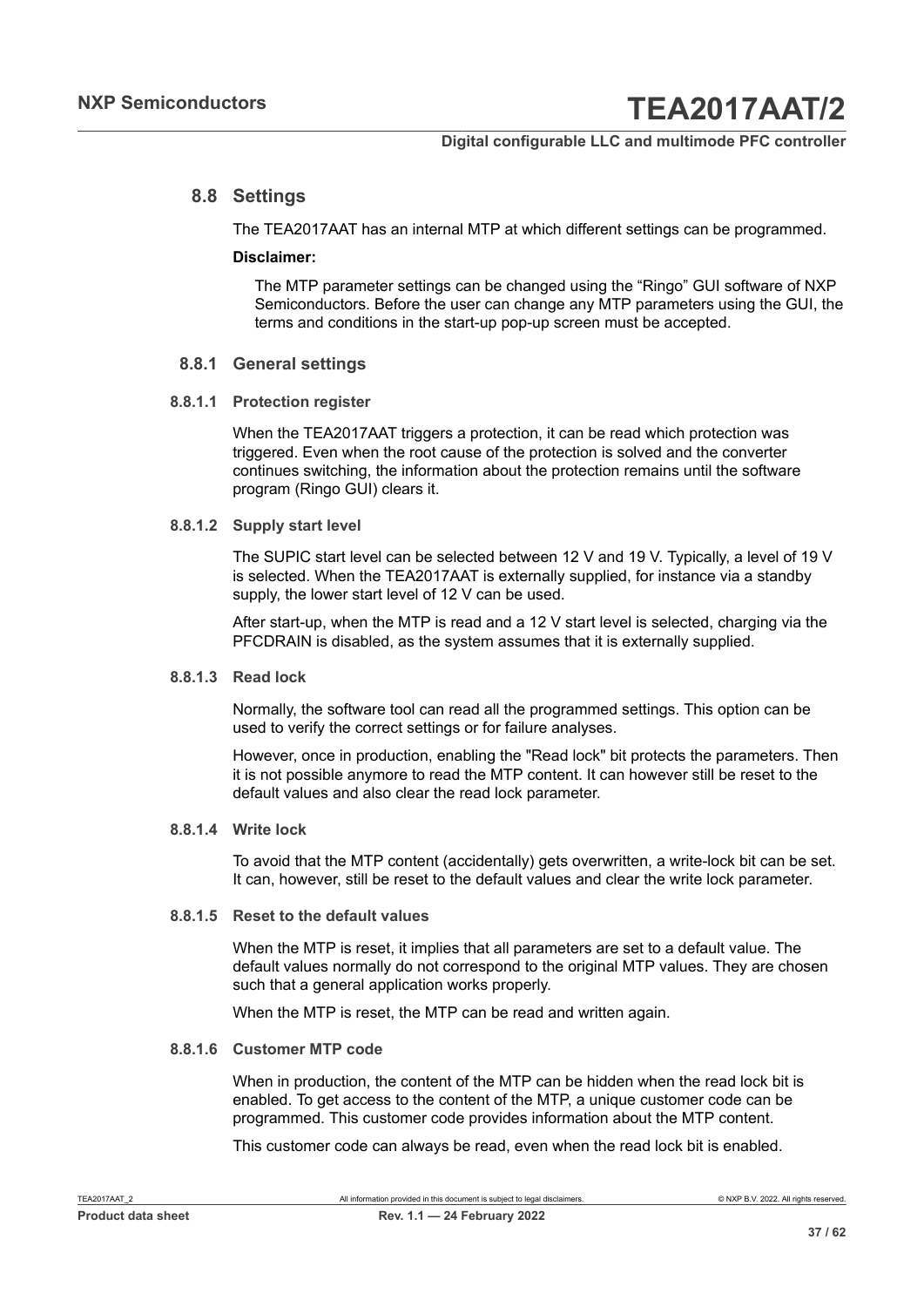## 8.8 Settings

The TEA2017AAT has an internal MTP at which different settings can be programmed.

**Disclaimer:**

The MTP parameter settings can be changed using the “Ringo” GUI software of NXP Semiconductors. Before the user can change any MTP parameters using the GUI, the terms and conditions in the start-up pop-up screen must be accepted.

### 8.8.1 General settings

#### 8.8.1.1 Protection register

When the TEA2017AAT triggers a protection, it can be read which protection was triggered. Even when the root cause of the protection is solved and the converter continues switching, the information about the protection remains until the software program (Ringo GUI) clears it.

#### 8.8.1.2 Supply start level

The SUPIC start level can be selected between 12 V and 19 V. Typically, a level of 19 V is selected. When the TEA2017AAT is externally supplied, for instance via a standby supply, the lower start level of 12 V can be used.

After start-up, when the MTP is read and a 12 V start level is selected, charging via the PFCDRAIN is disabled, as the system assumes that it is externally supplied.

#### 8.8.1.3 Read lock

Normally, the software tool can read all the programmed settings. This option can be used to verify the correct settings or for failure analyses.

However, once in production, enabling the "Read lock" bit protects the parameters. Then it is not possible anymore to read the MTP content. It can however still be reset to the default values and also clear the read lock parameter.

#### 8.8.1.4 Write lock

To avoid that the MTP content (accidentally) gets overwritten, a write-lock bit can be set. It can, however, still be reset to the default values and clear the write lock parameter.

#### 8.8.1.5 Reset to the default values

When the MTP is reset, it implies that all parameters are set to a default value. The default values normally do not correspond to the original MTP values. They are chosen such that a general application works properly.

When the MTP is reset, the MTP can be read and written again.

#### 8.8.1.6 Customer MTP code

When in production, the content of the MTP can be hidden when the read lock bit is enabled. To get access to the content of the MTP, a unique customer code can be programmed. This customer code provides information about the MTP content.

This customer code can always be read, even when the read lock bit is enabled.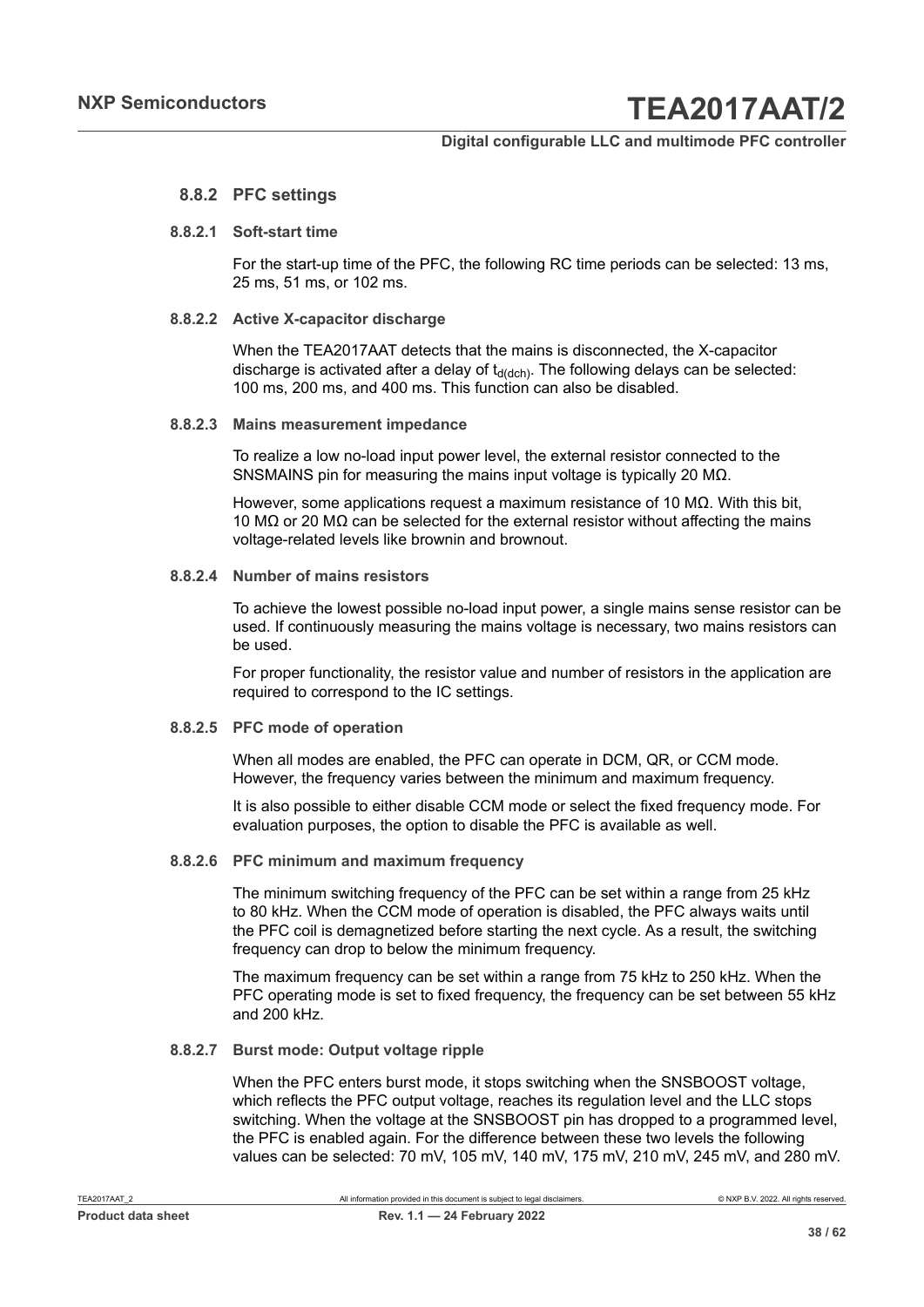### 8.8.2 PFC settings

#### 8.8.2.1 Soft-start time

For the start-up time of the PFC, the following RC time periods can be selected: 13 ms, 25 ms, 51 ms, or 102 ms.

#### 8.8.2.2 Active X-capacitor discharge

When the TEA2017AAT detects that the mains is disconnected, the X-capacitor discharge is activated after a delay of $t_{d(dch)}$. The following delays can be selected: 100 ms, 200 ms, and 400 ms. This function can also be disabled.

#### 8.8.2.3 Mains measurement impedance

To realize a low no-load input power level, the external resistor connected to the SNSMAINS pin for measuring the mains input voltage is typically 20 MΩ.

However, some applications request a maximum resistance of 10 MΩ. With this bit, 10 MΩ or 20 MΩ can be selected for the external resistor without affecting the mains voltage-related levels like brownin and brownout.

#### 8.8.2.4 Number of mains resistors

To achieve the lowest possible no-load input power, a single mains sense resistor can be used. If continuously measuring the mains voltage is necessary, two mains resistors can be used.

For proper functionality, the resistor value and number of resistors in the application are required to correspond to the IC settings.

#### 8.8.2.5 PFC mode of operation

When all modes are enabled, the PFC can operate in DCM, QR, or CCM mode. However, the frequency varies between the minimum and maximum frequency.

It is also possible to either disable CCM mode or select the fixed frequency mode. For evaluation purposes, the option to disable the PFC is available as well.

#### 8.8.2.6 PFC minimum and maximum frequency

The minimum switching frequency of the PFC can be set within a range from 25 kHz to 80 kHz. When the CCM mode of operation is disabled, the PFC always waits until the PFC coil is demagnetized before starting the next cycle. As a result, the switching frequency can drop to below the minimum frequency.

The maximum frequency can be set within a range from 75 kHz to 250 kHz. When the PFC operating mode is set to fixed frequency, the frequency can be set between 55 kHz and 200 kHz.

#### 8.8.2.7 Burst mode: Output voltage ripple

When the PFC enters burst mode, it stops switching when the SNSBOOST voltage, which reflects the PFC output voltage, reaches its regulation level and the LLC stops switching. When the voltage at the SNSBOOST pin has dropped to a programmed level, the PFC is enabled again. For the difference between these two levels the following values can be selected: 70 mV, 105 mV, 140 mV, 175 mV, 210 mV, 245 mV, and 280 mV.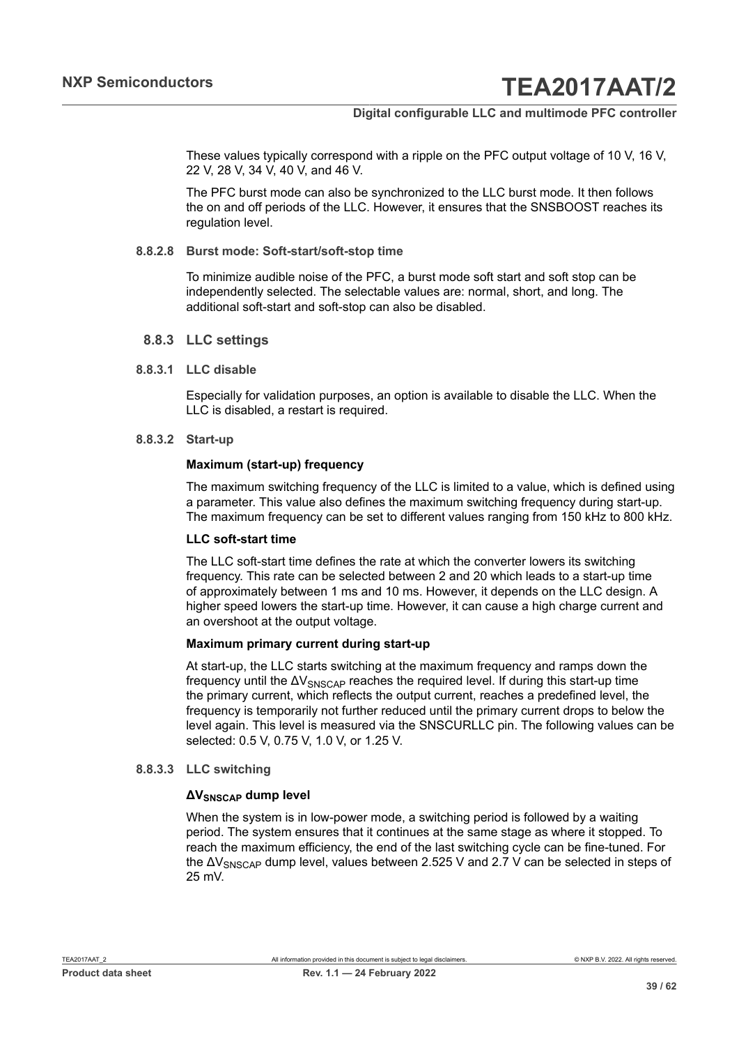These values typically correspond with a ripple on the PFC output voltage of 10 V, 16 V, 22 V, 28 V, 34 V, 40 V, and 46 V.

The PFC burst mode can also be synchronized to the LLC burst mode. It then follows the on and off periods of the LLC. However, it ensures that the SNSBOOST reaches its regulation level.

#### 8.8.2.8 Burst mode: Soft-start/soft-stop time

To minimize audible noise of the PFC, a burst mode soft start and soft stop can be independently selected. The selectable values are: normal, short, and long. The additional soft-start and soft-stop can also be disabled.

### 8.8.3 LLC settings

#### 8.8.3.1 LLC disable

Especially for validation purposes, an option is available to disable the LLC. When the LLC is disabled, a restart is required.

#### 8.8.3.2 Start-up

**Maximum (start-up) frequency**

The maximum switching frequency of the LLC is limited to a value, which is defined using a parameter. This value also defines the maximum switching frequency during start-up. The maximum frequency can be set to different values ranging from 150 kHz to 800 kHz.

**LLC soft-start time**

The LLC soft-start time defines the rate at which the converter lowers its switching frequency. This rate can be selected between 2 and 20 which leads to a start-up time of approximately between 1 ms and 10 ms. However, it depends on the LLC design. A higher speed lowers the start-up time. However, it can cause a high charge current and an overshoot at the output voltage.

**Maximum primary current during start-up**

At start-up, the LLC starts switching at the maximum frequency and ramps down the frequency until the $\Delta V_{SNSCAP}$ reaches the required level. If during this start-up time the primary current, which reflects the output current, reaches a predefined level, the frequency is temporarily not further reduced until the primary current drops to below the level again. This level is measured via the SNSCURLLC pin. The following values can be selected: 0.5 V, 0.75 V, 1.0 V, or 1.25 V.

#### 8.8.3.3 LLC switching

**$\Delta V_{SNSCAP}$ dump level**

When the system is in low-power mode, a switching period is followed by a waiting period. The system ensures that it continues at the same stage as where it stopped. To reach the maximum efficiency, the end of the last switching cycle can be fine-tuned. For the $\Delta V_{SNSCAP}$ dump level, values between 2.525 V and 2.7 V can be selected in steps of 25 mV.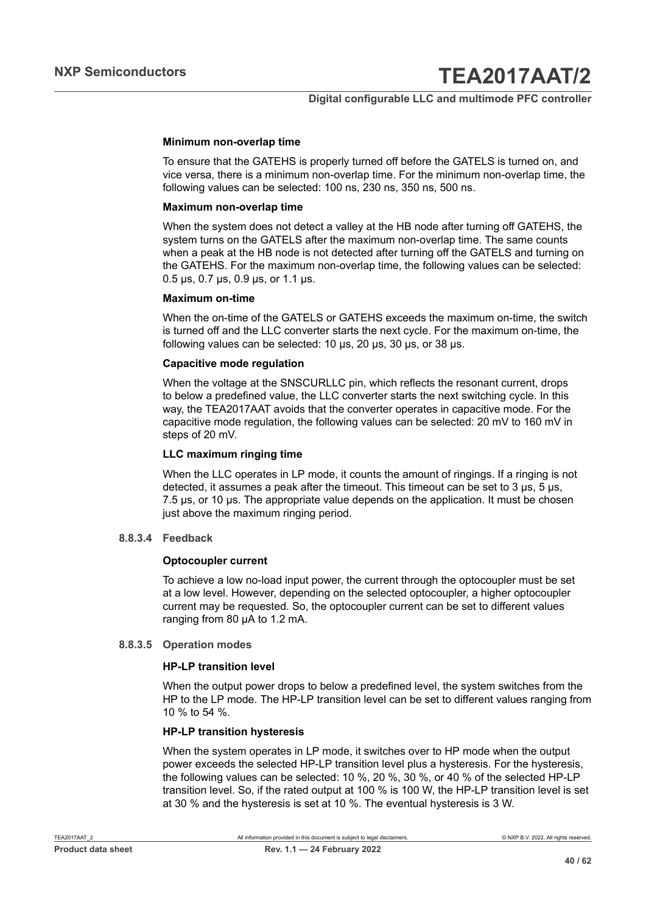**Minimum non-overlap time**

To ensure that the GATEHS is properly turned off before the GATELS is turned on, and vice versa, there is a minimum non-overlap time. For the minimum non-overlap time, the following values can be selected: 100 ns, 230 ns, 350 ns, 500 ns.

**Maximum non-overlap time**

When the system does not detect a valley at the HB node after turning off GATEHS, the system turns on the GATELS after the maximum non-overlap time. The same counts when a peak at the HB node is not detected after turning off the GATELS and turning on the GATEHS. For the maximum non-overlap time, the following values can be selected: 0.5 μs, 0.7 μs, 0.9 μs, or 1.1 μs.

**Maximum on-time**

When the on-time of the GATELS or GATEHS exceeds the maximum on-time, the switch is turned off and the LLC converter starts the next cycle. For the maximum on-time, the following values can be selected: 10 μs, 20 μs, 30 μs, or 38 μs.

**Capacitive mode regulation**

When the voltage at the SNSCURLLC pin, which reflects the resonant current, drops to below a predefined value, the LLC converter starts the next switching cycle. In this way, the TEA2017AAT avoids that the converter operates in capacitive mode. For the capacitive mode regulation, the following values can be selected: 20 mV to 160 mV in steps of 20 mV.

**LLC maximum ringing time**

When the LLC operates in LP mode, it counts the amount of ringings. If a ringing is not detected, it assumes a peak after the timeout. This timeout can be set to 3 μs, 5 μs, 7.5 μs, or 10 μs. The appropriate value depends on the application. It must be chosen just above the maximum ringing period.

#### 8.8.3.4 Feedback

**Optocoupler current**

To achieve a low no-load input power, the current through the optocoupler must be set at a low level. However, depending on the selected optocoupler, a higher optocoupler current may be requested. So, the optocoupler current can be set to different values ranging from 80 μA to 1.2 mA.

#### 8.8.3.5 Operation modes

**HP-LP transition level**

When the output power drops to below a predefined level, the system switches from the HP to the LP mode. The HP-LP transition level can be set to different values ranging from 10 % to 54 %.

**HP-LP transition hysteresis**

When the system operates in LP mode, it switches over to HP mode when the output power exceeds the selected HP-LP transition level plus a hysteresis. For the hysteresis, the following values can be selected: 10 %, 20 %, 30 %, or 40 % of the selected HP-LP transition level. So, if the rated output at 100 % is 100 W, the HP-LP transition level is set at 30 % and the hysteresis is set at 10 %. The eventual hysteresis is 3 W.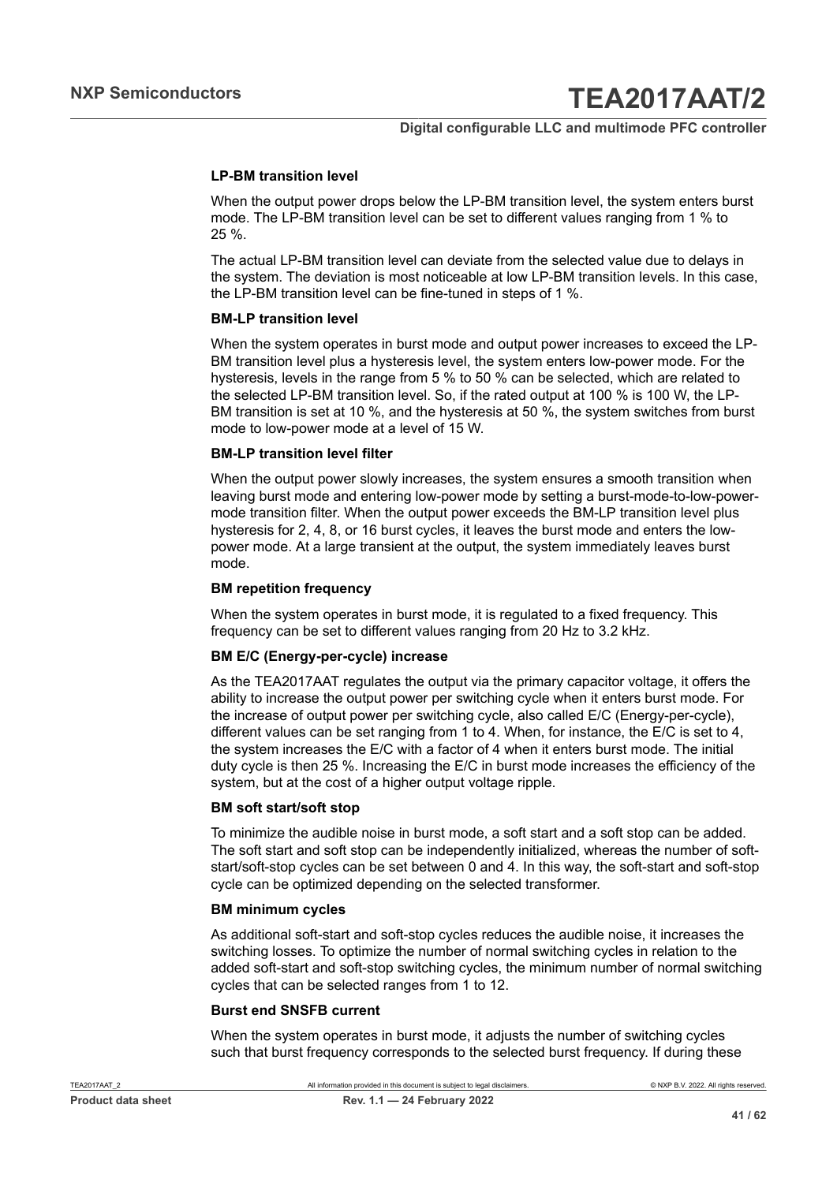#### LP-BM transition level

When the output power drops below the LP-BM transition level, the system enters burst mode. The LP-BM transition level can be set to different values ranging from 1 % to 25 %.

The actual LP-BM transition level can deviate from the selected value due to delays in the system. The deviation is most noticeable at low LP-BM transition levels. In this case, the LP-BM transition level can be fine-tuned in steps of 1 %.

#### BM-LP transition level

When the system operates in burst mode and output power increases to exceed the LP-BM transition level plus a hysteresis level, the system enters low-power mode. For the hysteresis, levels in the range from 5 % to 50 % can be selected, which are related to the selected LP-BM transition level. So, if the rated output at 100 % is 100 W, the LP-BM transition is set at 10 %, and the hysteresis at 50 %, the system switches from burst mode to low-power mode at a level of 15 W.

#### BM-LP transition level filter

When the output power slowly increases, the system ensures a smooth transition when leaving burst mode and entering low-power mode by setting a burst-mode-to-low-power-mode transition filter. When the output power exceeds the BM-LP transition level plus hysteresis for 2, 4, 8, or 16 burst cycles, it leaves the burst mode and enters the low-power mode. At a large transient at the output, the system immediately leaves burst mode.

#### BM repetition frequency

When the system operates in burst mode, it is regulated to a fixed frequency. This frequency can be set to different values ranging from 20 Hz to 3.2 kHz.

#### BM E/C (Energy-per-cycle) increase

As the TEA2017AAT regulates the output via the primary capacitor voltage, it offers the ability to increase the output power per switching cycle when it enters burst mode. For the increase of output power per switching cycle, also called E/C (Energy-per-cycle), different values can be set ranging from 1 to 4. When, for instance, the E/C is set to 4, the system increases the E/C with a factor of 4 when it enters burst mode. The initial duty cycle is then 25 %. Increasing the E/C in burst mode increases the efficiency of the system, but at the cost of a higher output voltage ripple.

#### BM soft start/soft stop

To minimize the audible noise in burst mode, a soft start and a soft stop can be added. The soft start and soft stop can be independently initialized, whereas the number of soft-start/soft-stop cycles can be set between 0 and 4. In this way, the soft-start and soft-stop cycle can be optimized depending on the selected transformer.

#### BM minimum cycles

As additional soft-start and soft-stop cycles reduces the audible noise, it increases the switching losses. To optimize the number of normal switching cycles in relation to the added soft-start and soft-stop switching cycles, the minimum number of normal switching cycles that can be selected ranges from 1 to 12.

#### Burst end SNSFB current

When the system operates in burst mode, it adjusts the number of switching cycles such that burst frequency corresponds to the selected burst frequency. If during these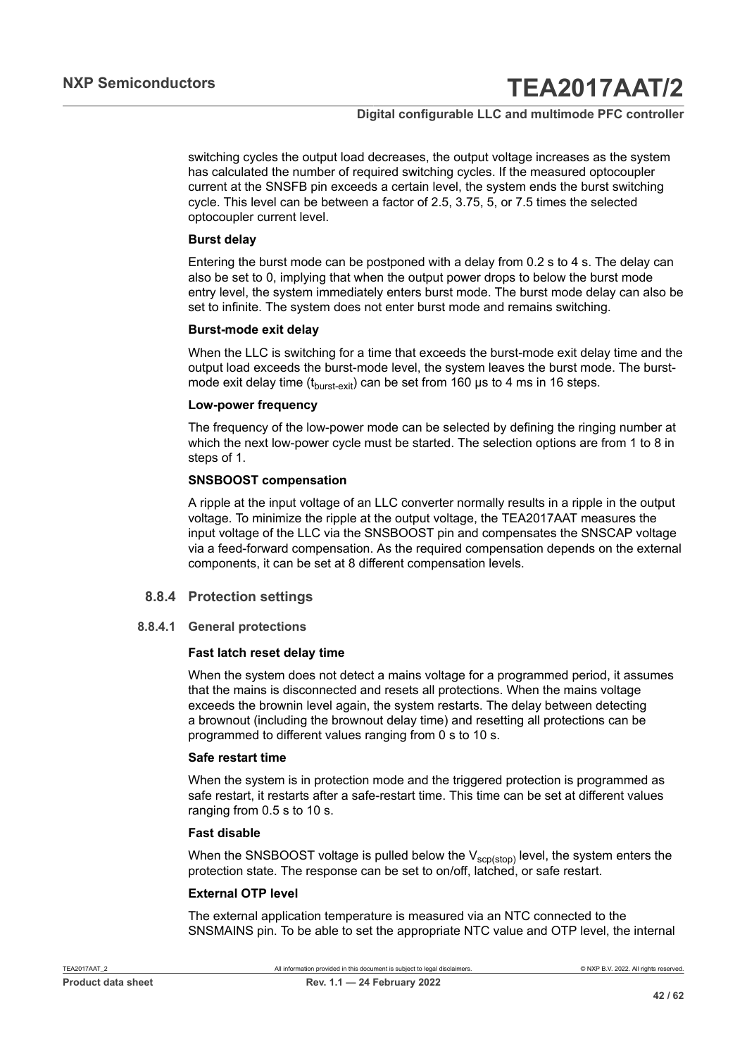switching cycles the output load decreases, the output voltage increases as the system has calculated the number of required switching cycles. If the measured optocoupler current at the SNSFB pin exceeds a certain level, the system ends the burst switching cycle. This level can be between a factor of 2.5, 3.75, 5, or 7.5 times the selected optocoupler current level.

**Burst delay**

Entering the burst mode can be postponed with a delay from 0.2 s to 4 s. The delay can also be set to 0, implying that when the output power drops to below the burst mode entry level, the system immediately enters burst mode. The burst mode delay can also be set to infinite. The system does not enter burst mode and remains switching.

**Burst-mode exit delay**

When the LLC is switching for a time that exceeds the burst-mode exit delay time and the output load exceeds the burst-mode level, the system leaves the burst mode. The burst-mode exit delay time ($t_{burst\text{-}exit}$) can be set from 160 μs to 4 ms in 16 steps.

**Low-power frequency**

The frequency of the low-power mode can be selected by defining the ringing number at which the next low-power cycle must be started. The selection options are from 1 to 8 in steps of 1.

**SNSBOOST compensation**

A ripple at the input voltage of an LLC converter normally results in a ripple in the output voltage. To minimize the ripple at the output voltage, the TEA2017AAT measures the input voltage of the LLC via the SNSBOOST pin and compensates the SNSCAP voltage via a feed-forward compensation. As the required compensation depends on the external components, it can be set at 8 different compensation levels.

### 8.8.4 Protection settings

#### 8.8.4.1 General protections

**Fast latch reset delay time**

When the system does not detect a mains voltage for a programmed period, it assumes that the mains is disconnected and resets all protections. When the mains voltage exceeds the brownin level again, the system restarts. The delay between detecting a brownout (including the brownout delay time) and resetting all protections can be programmed to different values ranging from 0 s to 10 s.

**Safe restart time**

When the system is in protection mode and the triggered protection is programmed as safe restart, it restarts after a safe-restart time. This time can be set at different values ranging from 0.5 s to 10 s.

**Fast disable**

When the SNSBOOST voltage is pulled below the $V_{scp(stop)}$ level, the system enters the protection state. The response can be set to on/off, latched, or safe restart.

**External OTP level**

The external application temperature is measured via an NTC connected to the SNSMAINS pin. To be able to set the appropriate NTC value and OTP level, the internal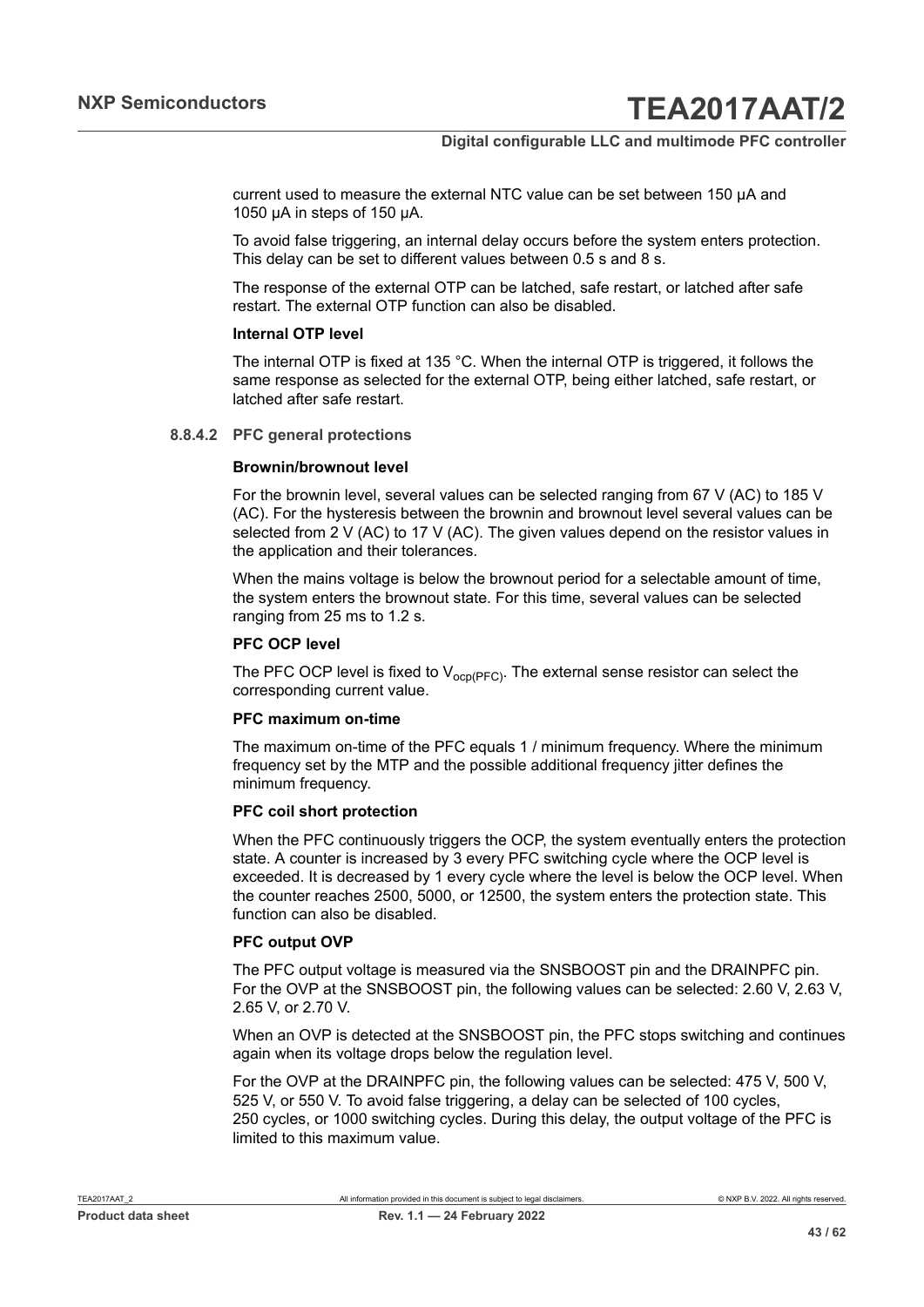current used to measure the external NTC value can be set between 150 μA and 1050 μA in steps of 150 μA.

To avoid false triggering, an internal delay occurs before the system enters protection. This delay can be set to different values between 0.5 s and 8 s.

The response of the external OTP can be latched, safe restart, or latched after safe restart. The external OTP function can also be disabled.

**Internal OTP level**

The internal OTP is fixed at 135 °C. When the internal OTP is triggered, it follows the same response as selected for the external OTP, being either latched, safe restart, or latched after safe restart.

#### 8.8.4.2 PFC general protections

**Brownin/brownout level**

For the brownin level, several values can be selected ranging from 67 V (AC) to 185 V (AC). For the hysteresis between the brownin and brownout level several values can be selected from 2 V (AC) to 17 V (AC). The given values depend on the resistor values in the application and their tolerances.

When the mains voltage is below the brownout period for a selectable amount of time, the system enters the brownout state. For this time, several values can be selected ranging from 25 ms to 1.2 s.

**PFC OCP level**

The PFC OCP level is fixed to $V_{ocp(PFC)}$. The external sense resistor can select the corresponding current value.

**PFC maximum on-time**

The maximum on-time of the PFC equals 1 / minimum frequency. Where the minimum frequency set by the MTP and the possible additional frequency jitter defines the minimum frequency.

**PFC coil short protection**

When the PFC continuously triggers the OCP, the system eventually enters the protection state. A counter is increased by 3 every PFC switching cycle where the OCP level is exceeded. It is decreased by 1 every cycle where the level is below the OCP level. When the counter reaches 2500, 5000, or 12500, the system enters the protection state. This function can also be disabled.

**PFC output OVP**

The PFC output voltage is measured via the SNSBOOST pin and the DRAINPFC pin. For the OVP at the SNSBOOST pin, the following values can be selected: 2.60 V, 2.63 V, 2.65 V, or 2.70 V.

When an OVP is detected at the SNSBOOST pin, the PFC stops switching and continues again when its voltage drops below the regulation level.

For the OVP at the DRAINPFC pin, the following values can be selected: 475 V, 500 V, 525 V, or 550 V. To avoid false triggering, a delay can be selected of 100 cycles, 250 cycles, or 1000 switching cycles. During this delay, the output voltage of the PFC is limited to this maximum value.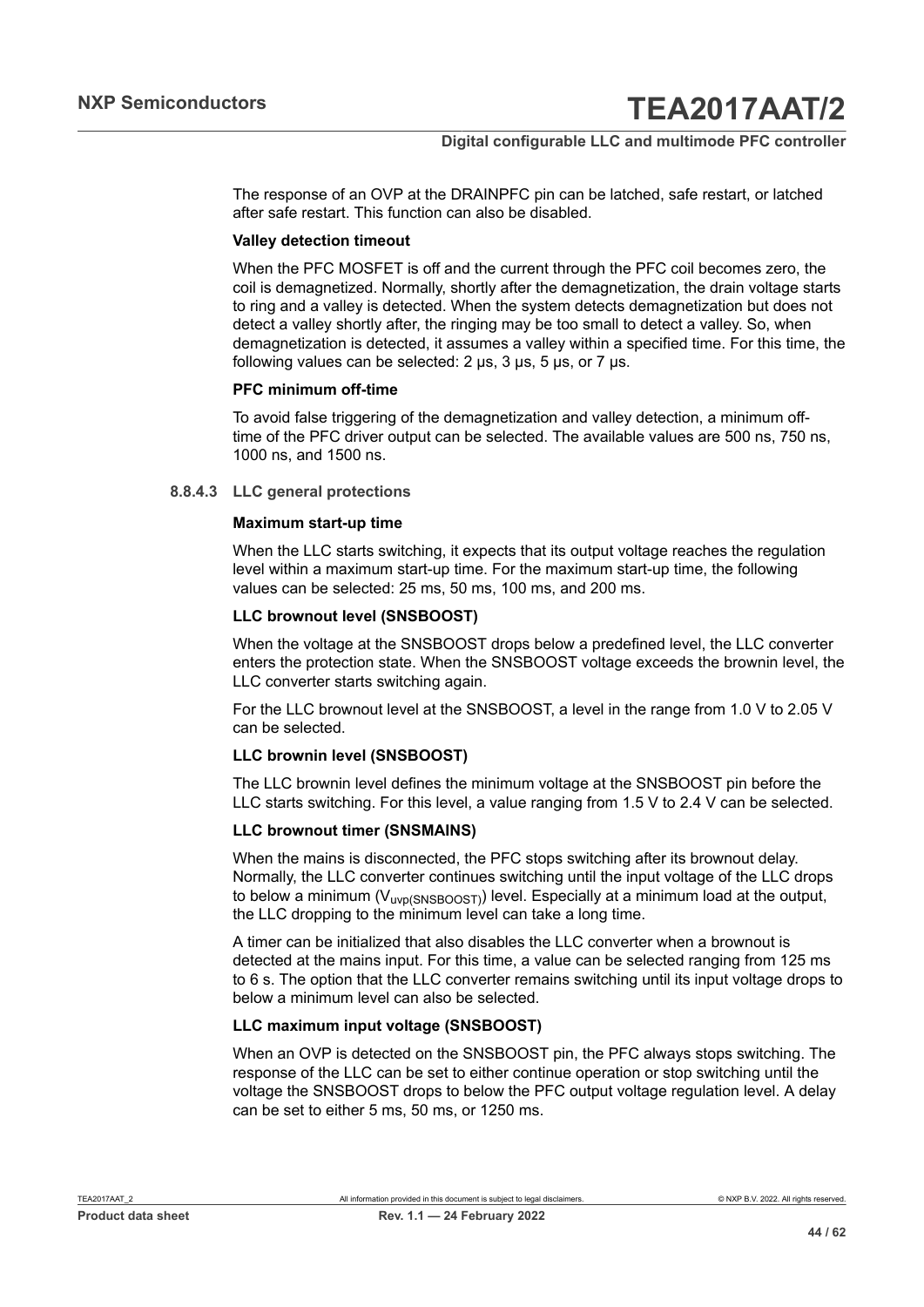The response of an OVP at the DRAINPFC pin can be latched, safe restart, or latched after safe restart. This function can also be disabled.

**Valley detection timeout**

When the PFC MOSFET is off and the current through the PFC coil becomes zero, the coil is demagnetized. Normally, shortly after the demagnetization, the drain voltage starts to ring and a valley is detected. When the system detects demagnetization but does not detect a valley shortly after, the ringing may be too small to detect a valley. So, when demagnetization is detected, it assumes a valley within a specified time. For this time, the following values can be selected: 2 μs, 3 μs, 5 μs, or 7 μs.

**PFC minimum off-time**

To avoid false triggering of the demagnetization and valley detection, a minimum off-time of the PFC driver output can be selected. The available values are 500 ns, 750 ns, 1000 ns, and 1500 ns.

#### 8.8.4.3 LLC general protections

**Maximum start-up time**

When the LLC starts switching, it expects that its output voltage reaches the regulation level within a maximum start-up time. For the maximum start-up time, the following values can be selected: 25 ms, 50 ms, 100 ms, and 200 ms.

**LLC brownout level (SNSBOOST)**

When the voltage at the SNSBOOST drops below a predefined level, the LLC converter enters the protection state. When the SNSBOOST voltage exceeds the brownin level, the LLC converter starts switching again.

For the LLC brownout level at the SNSBOOST, a level in the range from 1.0 V to 2.05 V can be selected.

**LLC brownin level (SNSBOOST)**

The LLC brownin level defines the minimum voltage at the SNSBOOST pin before the LLC starts switching. For this level, a value ranging from 1.5 V to 2.4 V can be selected.

**LLC brownout timer (SNSMAINS)**

When the mains is disconnected, the PFC stops switching after its brownout delay. Normally, the LLC converter continues switching until the input voltage of the LLC drops to below a minimum ($V_{uvp(SNSBOOST)}$) level. Especially at a minimum load at the output, the LLC dropping to the minimum level can take a long time.

A timer can be initialized that also disables the LLC converter when a brownout is detected at the mains input. For this time, a value can be selected ranging from 125 ms to 6 s. The option that the LLC converter remains switching until its input voltage drops to below a minimum level can also be selected.

**LLC maximum input voltage (SNSBOOST)**

When an OVP is detected on the SNSBOOST pin, the PFC always stops switching. The response of the LLC can be set to either continue operation or stop switching until the voltage the SNSBOOST drops to below the PFC output voltage regulation level. A delay can be set to either 5 ms, 50 ms, or 1250 ms.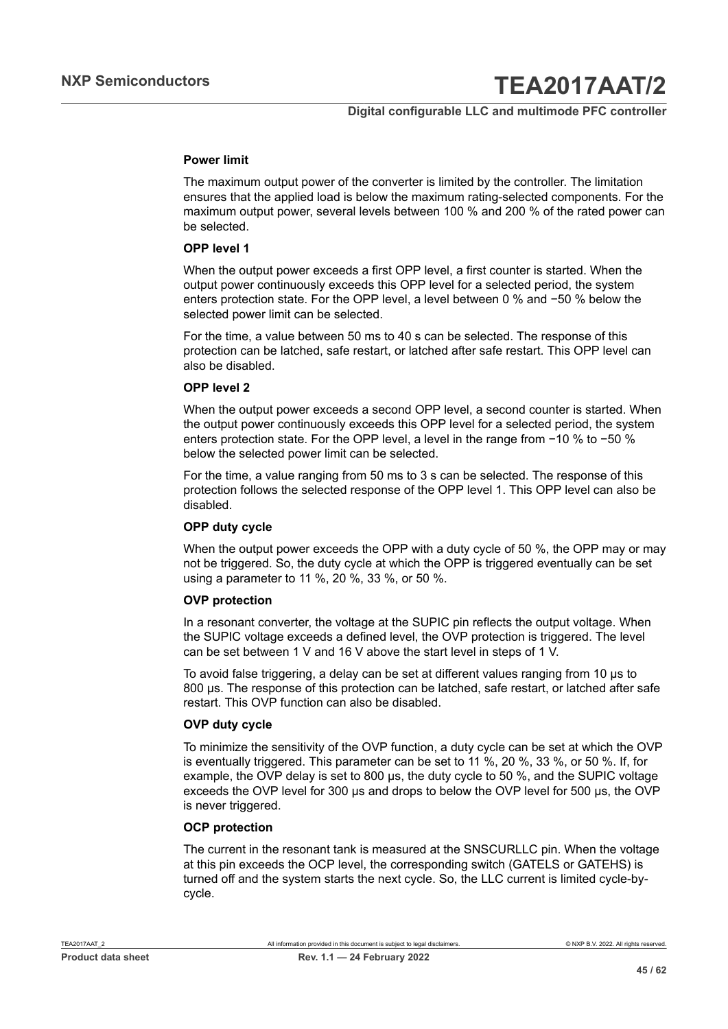#### Power limit

The maximum output power of the converter is limited by the controller. The limitation ensures that the applied load is below the maximum rating-selected components. For the maximum output power, several levels between 100 % and 200 % of the rated power can be selected.

#### OPP level 1

When the output power exceeds a first OPP level, a first counter is started. When the output power continuously exceeds this OPP level for a selected period, the system enters protection state. For the OPP level, a level between 0 % and −50 % below the selected power limit can be selected.

For the time, a value between 50 ms to 40 s can be selected. The response of this protection can be latched, safe restart, or latched after safe restart. This OPP level can also be disabled.

#### OPP level 2

When the output power exceeds a second OPP level, a second counter is started. When the output power continuously exceeds this OPP level for a selected period, the system enters protection state. For the OPP level, a level in the range from −10 % to −50 % below the selected power limit can be selected.

For the time, a value ranging from 50 ms to 3 s can be selected. The response of this protection follows the selected response of the OPP level 1. This OPP level can also be disabled.

#### OPP duty cycle

When the output power exceeds the OPP with a duty cycle of 50 %, the OPP may or may not be triggered. So, the duty cycle at which the OPP is triggered eventually can be set using a parameter to 11 %, 20 %, 33 %, or 50 %.

#### OVP protection

In a resonant converter, the voltage at the SUPIC pin reflects the output voltage. When the SUPIC voltage exceeds a defined level, the OVP protection is triggered. The level can be set between 1 V and 16 V above the start level in steps of 1 V.

To avoid false triggering, a delay can be set at different values ranging from 10 μs to 800 μs. The response of this protection can be latched, safe restart, or latched after safe restart. This OVP function can also be disabled.

#### OVP duty cycle

To minimize the sensitivity of the OVP function, a duty cycle can be set at which the OVP is eventually triggered. This parameter can be set to 11 %, 20 %, 33 %, or 50 %. If, for example, the OVP delay is set to 800 μs, the duty cycle to 50 %, and the SUPIC voltage exceeds the OVP level for 300 μs and drops to below the OVP level for 500 μs, the OVP is never triggered.

#### OCP protection

The current in the resonant tank is measured at the SNSCURLLC pin. When the voltage at this pin exceeds the OCP level, the corresponding switch (GATELS or GATEHS) is turned off and the system starts the next cycle. So, the LLC current is limited cycle-by-cycle.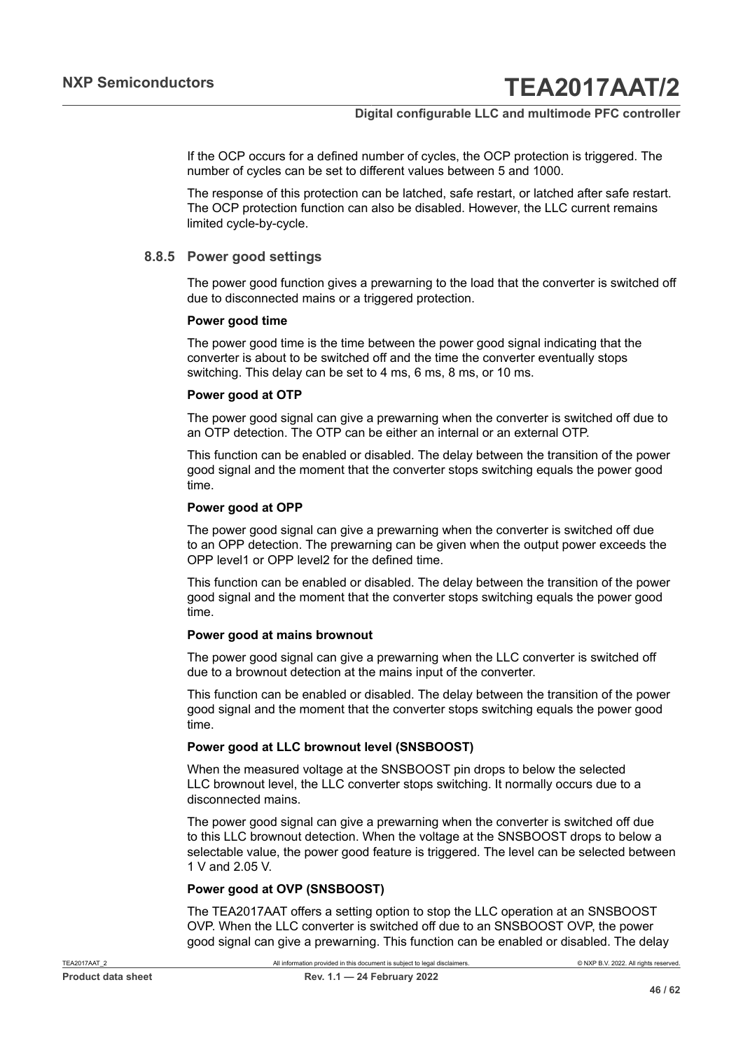If the OCP occurs for a defined number of cycles, the OCP protection is triggered. The number of cycles can be set to different values between 5 and 1000.

The response of this protection can be latched, safe restart, or latched after safe restart. The OCP protection function can also be disabled. However, the LLC current remains limited cycle-by-cycle.

### 8.8.5 Power good settings

The power good function gives a prewarning to the load that the converter is switched off due to disconnected mains or a triggered protection.

**Power good time**

The power good time is the time between the power good signal indicating that the converter is about to be switched off and the time the converter eventually stops switching. This delay can be set to 4 ms, 6 ms, 8 ms, or 10 ms.

**Power good at OTP**

The power good signal can give a prewarning when the converter is switched off due to an OTP detection. The OTP can be either an internal or an external OTP.

This function can be enabled or disabled. The delay between the transition of the power good signal and the moment that the converter stops switching equals the power good time.

**Power good at OPP**

The power good signal can give a prewarning when the converter is switched off due to an OPP detection. The prewarning can be given when the output power exceeds the OPP level1 or OPP level2 for the defined time.

This function can be enabled or disabled. The delay between the transition of the power good signal and the moment that the converter stops switching equals the power good time.

**Power good at mains brownout**

The power good signal can give a prewarning when the LLC converter is switched off due to a brownout detection at the mains input of the converter.

This function can be enabled or disabled. The delay between the transition of the power good signal and the moment that the converter stops switching equals the power good time.

**Power good at LLC brownout level (SNSBOOST)**

When the measured voltage at the SNSBOOST pin drops to below the selected LLC brownout level, the LLC converter stops switching. It normally occurs due to a disconnected mains.

The power good signal can give a prewarning when the converter is switched off due to this LLC brownout detection. When the voltage at the SNSBOOST drops to below a selectable value, the power good feature is triggered. The level can be selected between 1 V and 2.05 V.

**Power good at OVP (SNSBOOST)**

The TEA2017AAT offers a setting option to stop the LLC operation at an SNSBOOST OVP. When the LLC converter is switched off due to an SNSBOOST OVP, the power good signal can give a prewarning. This function can be enabled or disabled. The delay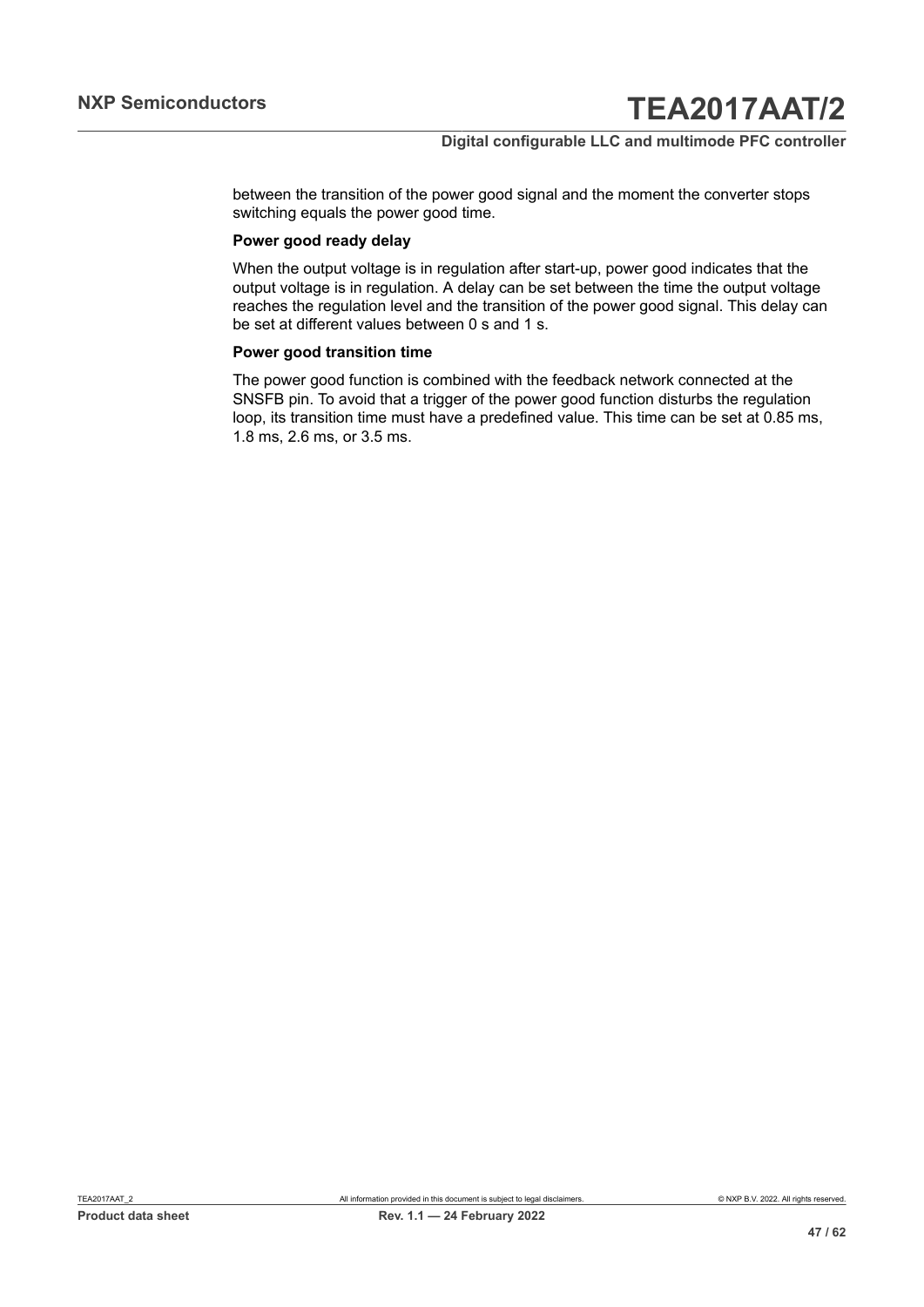between the transition of the power good signal and the moment the converter stops switching equals the power good time.

**Power good ready delay**

When the output voltage is in regulation after start-up, power good indicates that the output voltage is in regulation. A delay can be set between the time the output voltage reaches the regulation level and the transition of the power good signal. This delay can be set at different values between 0 s and 1 s.

**Power good transition time**

The power good function is combined with the feedback network connected at the SNSFB pin. To avoid that a trigger of the power good function disturbs the regulation loop, its transition time must have a predefined value. This time can be set at 0.85 ms, 1.8 ms, 2.6 ms, or 3.5 ms.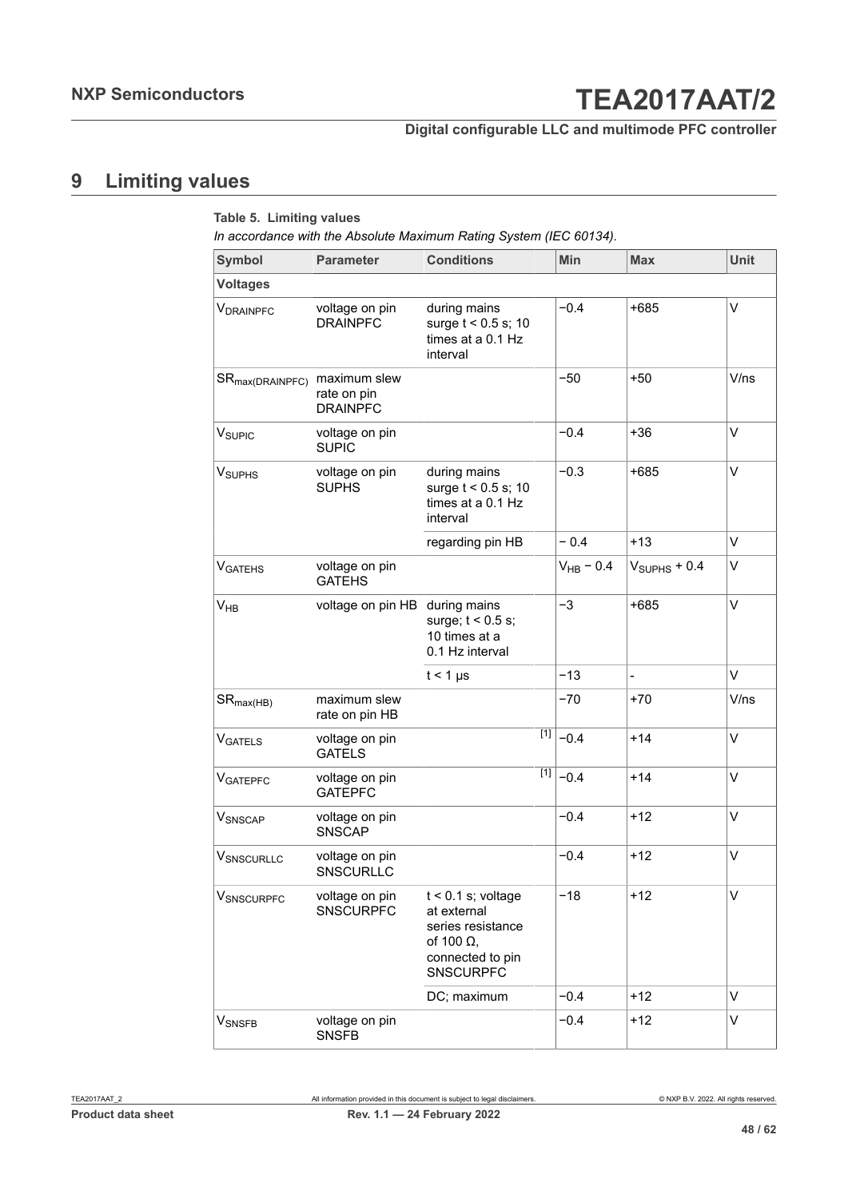# 9 Limiting values

**Table 5. Limiting values**

*In accordance with the Absolute Maximum Rating System (IEC 60134).*

| Symbol | Parameter | Conditions | Min | Max | Unit |
|---|---|---|---|---|---|
| **Voltages** | | | | | |
| $V_{DRAINPFC}$ | voltage on pin DRAINPFC | during mains surge t < 0.5 s; 10 times at a 0.1 Hz interval | −0.4 | +685 | V |
| $SR_{max(DRAINPFC)}$ | maximum slew rate on pin DRAINPFC | | −50 | +50 | V/ns |
| $V_{SUPIC}$ | voltage on pin SUPIC | | −0.4 | +36 | V |
| $V_{SUPHS}$ | voltage on pin SUPHS | during mains surge t < 0.5 s; 10 times at a 0.1 Hz interval | −0.3 | +685 | V |
| | | regarding pin HB | − 0.4 | +13 | V |
| $V_{GATEHS}$ | voltage on pin GATEHS | | $V_{HB}$ − 0.4 | $V_{SUPHS}$ + 0.4 | V |
| $V_{HB}$ | voltage on pin HB | during mains surge; t < 0.5 s; 10 times at a 0.1 Hz interval | −3 | +685 | V |
| | | t < 1 µs | −13 | - | V |
| $SR_{max(HB)}$ | maximum slew rate on pin HB | | −70 | +70 | V/ns |
| $V_{GATELS}$ | voltage on pin GATELS | [1] | −0.4 | +14 | V |
| $V_{GATEPFC}$ | voltage on pin GATEPFC | [1] | −0.4 | +14 | V |
| $V_{SNSCAP}$ | voltage on pin SNSCAP | | −0.4 | +12 | V |
| $V_{SNSCURLLC}$ | voltage on pin SNSCURLLC | | −0.4 | +12 | V |
| $V_{SNSCURPFC}$ | voltage on pin SNSCURPFC | t < 0.1 s; voltage at external series resistance of 100 Ω, connected to pin SNSCURPFC | −18 | +12 | V |
| | | DC; maximum | −0.4 | +12 | V |
| $V_{SNSFB}$ | voltage on pin SNSFB | | −0.4 | +12 | V |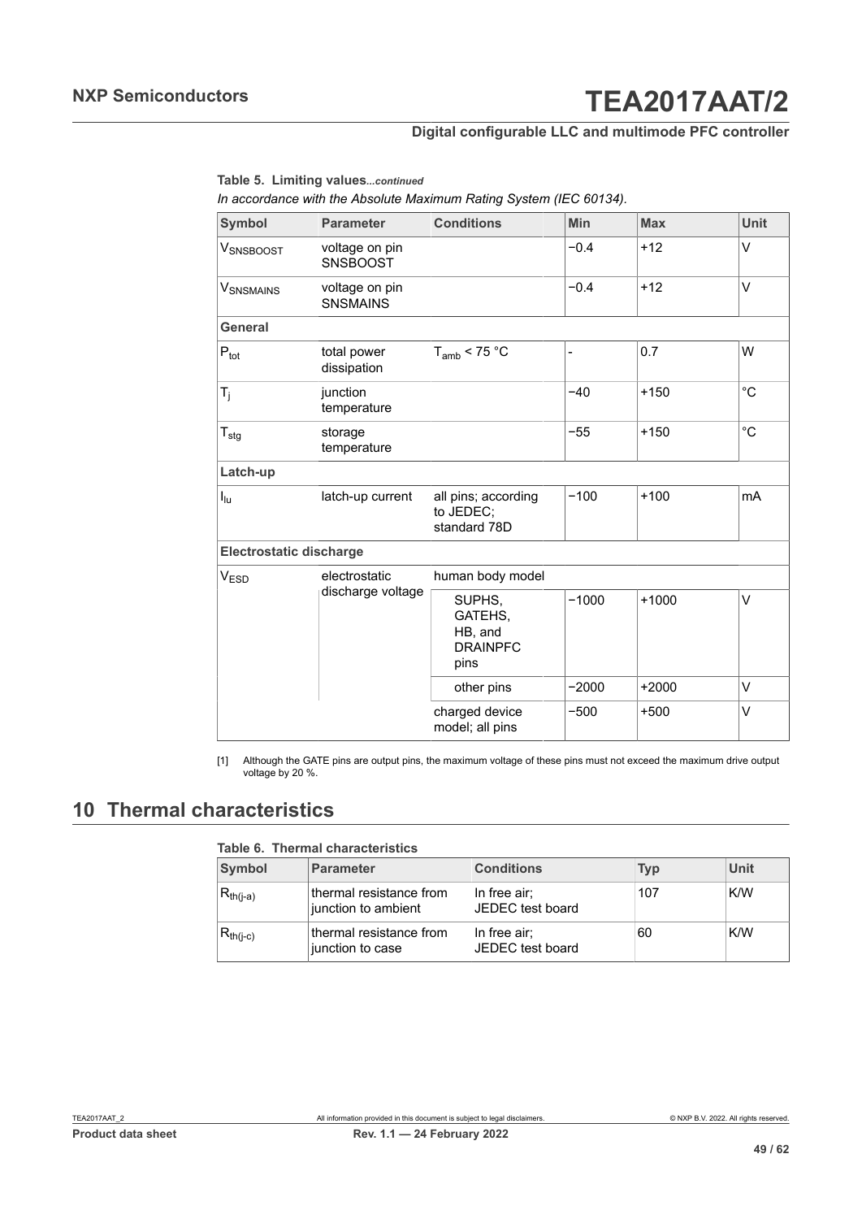**Table 5. Limiting values**...*continued*

*In accordance with the Absolute Maximum Rating System (IEC 60134).*

| Symbol | Parameter | Conditions | Min | Max | Unit |
|---|---|---|---|---|---|
| $V_{SNSBOOST}$ | voltage on pin SNSBOOST | | −0.4 | +12 | V |
| $V_{SNSMAINS}$ | voltage on pin SNSMAINS | | −0.4 | +12 | V |
| **General** | | | | | |
| $P_{tot}$ | total power dissipation | $T_{amb}$ < 75 °C | - | 0.7 | W |
| $T_j$ | junction temperature | | −40 | +150 | °C |
| $T_{stg}$ | storage temperature | | −55 | +150 | °C |
| **Latch-up** | | | | | |
| $I_{lu}$ | latch-up current | all pins; according to JEDEC; standard 78D | −100 | +100 | mA |
| **Electrostatic discharge** | | | | | |
| $V_{ESD}$ | electrostatic discharge voltage | human body model | | | |
| | | SUPHS, GATEHS, HB, and DRAINPFC pins | −1000 | +1000 | V |
| | | other pins | −2000 | +2000 | V |
| | | charged device model; all pins | −500 | +500 | V |

[1] Although the GATE pins are output pins, the maximum voltage of these pins must not exceed the maximum drive output voltage by 20 %.

# 10 Thermal characteristics

**Table 6. Thermal characteristics**

| Symbol | Parameter | Conditions | Typ | Unit |
|---|---|---|---|---|
| $R_{th(j-a)}$ | thermal resistance from junction to ambient | In free air; JEDEC test board | 107 | K/W |
| $R_{th(j-c)}$ | thermal resistance from junction to case | In free air; JEDEC test board | 60 | K/W |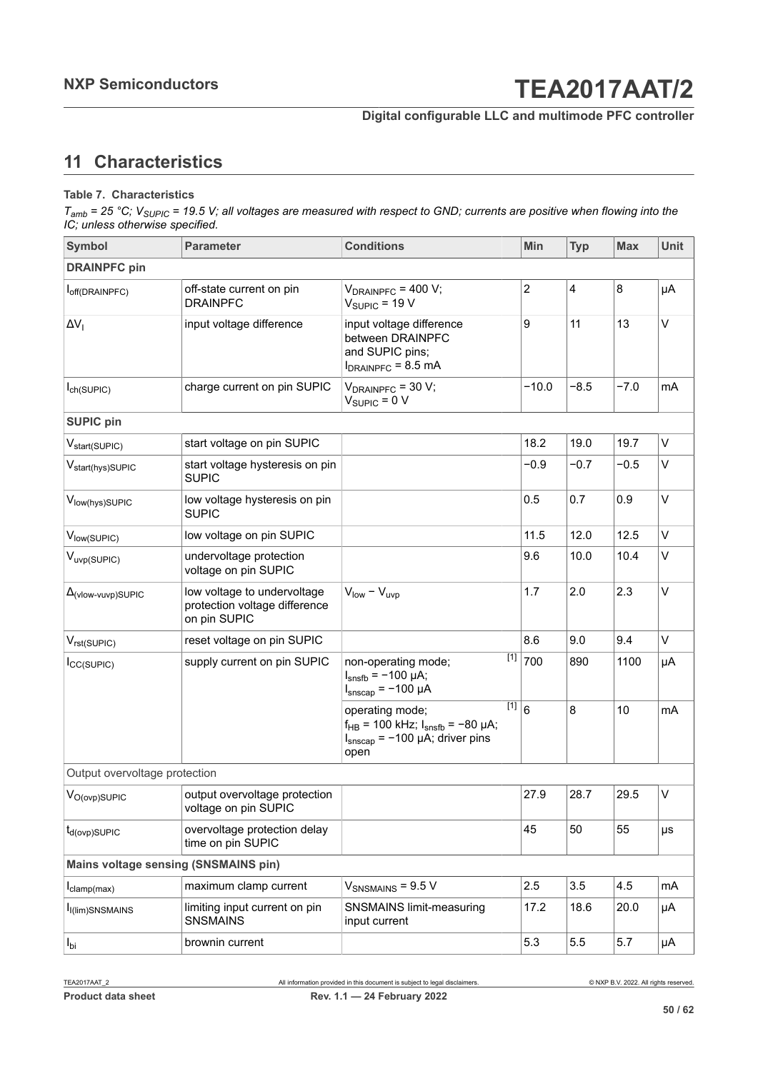## 11 Characteristics

**Table 7. Characteristics**

*$T_{amb}$ = 25 °C; $V_{SUPIC}$ = 19.5 V; all voltages are measured with respect to GND; currents are positive when flowing into the IC; unless otherwise specified.*

| Symbol | Parameter | Conditions | Min | Typ | Max | Unit |
|---|---|---|---|---|---|---|
| **DRAINPFC pin** | | | | | | |
| $I_{off(DRAINPFC)}$ | off-state current on pin DRAINPFC | $V_{DRAINPFC}$ = 400 V; $V_{SUPIC}$ = 19 V | 2 | 4 | 8 | μA |
| $\Delta V_I$ | input voltage difference | input voltage difference between DRAINPFC and SUPIC pins; $I_{DRAINPFC}$ = 8.5 mA | 9 | 11 | 13 | V |
| $I_{ch(SUPIC)}$ | charge current on pin SUPIC | $V_{DRAINPFC}$ = 30 V; $V_{SUPIC}$ = 0 V | −10.0 | −8.5 | −7.0 | mA |
| **SUPIC pin** | | | | | | |
| $V_{start(SUPIC)}$ | start voltage on pin SUPIC | | 18.2 | 19.0 | 19.7 | V |
| $V_{start(hys)SUPIC}$ | start voltage hysteresis on pin SUPIC | | −0.9 | −0.7 | −0.5 | V |
| $V_{low(hys)SUPIC}$ | low voltage hysteresis on pin SUPIC | | 0.5 | 0.7 | 0.9 | V |
| $V_{low(SUPIC)}$ | low voltage on pin SUPIC | | 11.5 | 12.0 | 12.5 | V |
| $V_{uvp(SUPIC)}$ | undervoltage protection voltage on pin SUPIC | | 9.6 | 10.0 | 10.4 | V |
| $\Delta_{(vlow-vuvp)SUPIC}$ | low voltage to undervoltage protection voltage difference on pin SUPIC | $V_{low} - V_{uvp}$ | 1.7 | 2.0 | 2.3 | V |
| $V_{rst(SUPIC)}$ | reset voltage on pin SUPIC | | 8.6 | 9.0 | 9.4 | V |
| $I_{CC(SUPIC)}$ | supply current on pin SUPIC | non-operating mode; $I_{snsfb}$ = −100 μA; $I_{snscap}$ = −100 μA [1] | 700 | 890 | 1100 | μA |
| | | operating mode; $f_{HB}$ = 100 kHz; $I_{snsfb}$ = −80 μA; $I_{snscap}$ = −100 μA; driver pins open [1] | 6 | 8 | 10 | mA |
| Output overvoltage protection | | | | | | |
| $V_{O(ovp)SUPIC}$ | output overvoltage protection voltage on pin SUPIC | | 27.9 | 28.7 | 29.5 | V |
| $t_{d(ovp)SUPIC}$ | overvoltage protection delay time on pin SUPIC | | 45 | 50 | 55 | μs |
| **Mains voltage sensing (SNSMAINS pin)** | | | | | | |
| $I_{clamp(max)}$ | maximum clamp current | $V_{SNSMAINS}$ = 9.5 V | 2.5 | 3.5 | 4.5 | mA |
| $I_{I(lim)SNSMAINS}$ | limiting input current on pin SNSMAINS | SNSMAINS limit-measuring input current | 17.2 | 18.6 | 20.0 | μA |
| $I_{bi}$ | brownin current | | 5.3 | 5.5 | 5.7 | μA |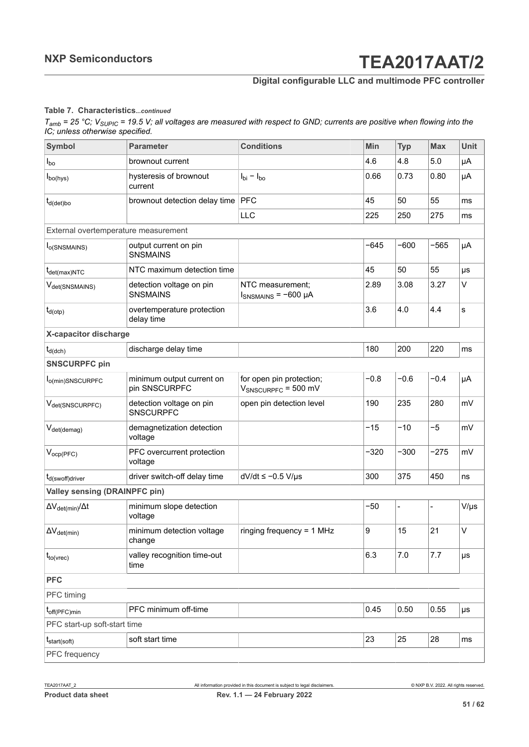**Table 7. Characteristics**...*continued*

*$T_{amb}$ = 25 °C; $V_{SUPIC}$ = 19.5 V; all voltages are measured with respect to GND; currents are positive when flowing into the IC; unless otherwise specified.*

| Symbol | Parameter | Conditions | Min | Typ | Max | Unit |
|---|---|---|---|---|---|---|
| $I_{bo}$ | brownout current | | 4.6 | 4.8 | 5.0 | μA |
| $I_{bo(hys)}$ | hysteresis of brownout current | $I_{bi} - I_{bo}$ | 0.66 | 0.73 | 0.80 | μA |
| $t_{d(det)bo}$ | brownout detection delay time | PFC | 45 | 50 | 55 | ms |
| | | LLC | 225 | 250 | 275 | ms |
| External overtemperature measurement | | | | | | |
| $I_{o(SNSMAINS)}$ | output current on pin SNSMAINS | | −645 | −600 | −565 | μA |
| $t_{det(max)NTC}$ | NTC maximum detection time | | 45 | 50 | 55 | μs |
| $V_{det(SNSMAINS)}$ | detection voltage on pin SNSMAINS | NTC measurement; $I_{SNSMAINS}$ = −600 μA | 2.89 | 3.08 | 3.27 | V |
| $t_{d(otp)}$ | overtemperature protection delay time | | 3.6 | 4.0 | 4.4 | s |
| **X-capacitor discharge** | | | | | | |
| $t_{d(dch)}$ | discharge delay time | | 180 | 200 | 220 | ms |
| **SNSCURPFC pin** | | | | | | |
| $I_{o(min)SNSCURPFC}$ | minimum output current on pin SNSCURPFC | for open pin protection; $V_{SNSCURPFC}$ = 500 mV | −0.8 | −0.6 | −0.4 | μA |
| $V_{det(SNSCURPFC)}$ | detection voltage on pin SNSCURPFC | open pin detection level | 190 | 235 | 280 | mV |
| $V_{det(demag)}$ | demagnetization detection voltage | | −15 | −10 | −5 | mV |
| $V_{ocp(PFC)}$ | PFC overcurrent protection voltage | | −320 | −300 | −275 | mV |
| $t_{d(swoff)driver}$ | driver switch-off delay time | dV/dt ≤ −0.5 V/μs | 300 | 375 | 450 | ns |
| **Valley sensing (DRAINPFC pin)** | | | | | | |
| $\Delta V_{det(min)}/\Delta t$ | minimum slope detection voltage | | −50 | - | - | V/μs |
| $\Delta V_{det(min)}$ | minimum detection voltage change | ringing frequency = 1 MHz | 9 | 15 | 21 | V |
| $t_{to(vrec)}$ | valley recognition time-out time | | 6.3 | 7.0 | 7.7 | μs |
| **PFC** | | | | | | |
| PFC timing | | | | | | |
| $t_{off(PFC)min}$ | PFC minimum off-time | | 0.45 | 0.50 | 0.55 | μs |
| PFC start-up soft-start time | | | | | | |
| $t_{start(soft)}$ | soft start time | | 23 | 25 | 28 | ms |
| PFC frequency | | | | | | |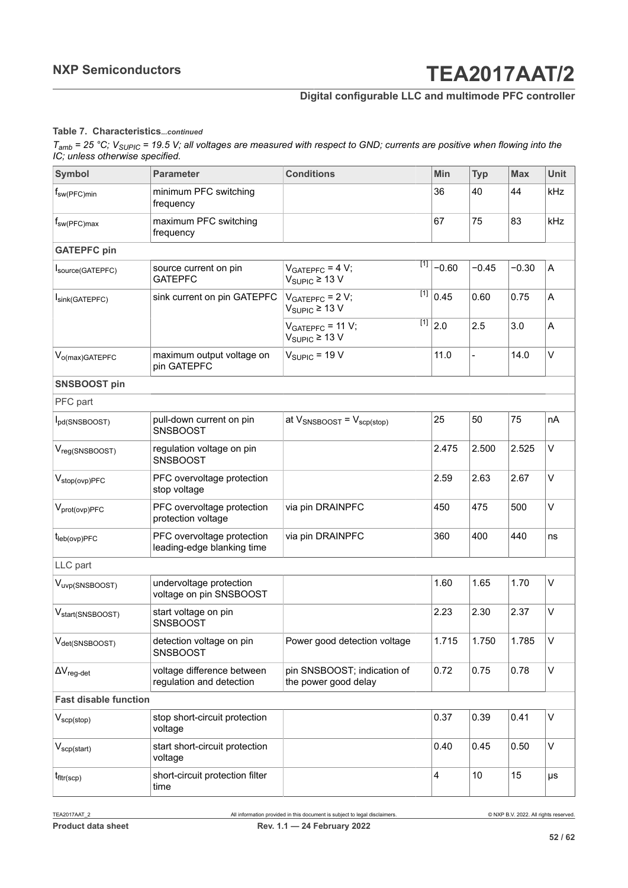**Table 7. Characteristics***...continued*

*$T_{amb}$ = 25 °C; $V_{SUPIC}$ = 19.5 V; all voltages are measured with respect to GND; currents are positive when flowing into the IC; unless otherwise specified.*

| Symbol | Parameter | Conditions | | Min | Typ | Max | Unit |
|---|---|---|---|---|---|---|---|
| $f_{sw(PFC)min}$ | minimum PFC switching frequency | | | 36 | 40 | 44 | kHz |
| $f_{sw(PFC)max}$ | maximum PFC switching frequency | | | 67 | 75 | 83 | kHz |
| **GATEPFC pin** | | | | | | | |
| $I_{source(GATEPFC)}$ | source current on pin GATEPFC | $V_{GATEPFC}$ = 4 V; $V_{SUPIC}$ ≥ 13 V | [1] | −0.60 | −0.45 | −0.30 | A |
| $I_{sink(GATEPFC)}$ | sink current on pin GATEPFC | $V_{GATEPFC}$ = 2 V; $V_{SUPIC}$ ≥ 13 V | [1] | 0.45 | 0.60 | 0.75 | A |
| | | $V_{GATEPFC}$ = 11 V; $V_{SUPIC}$ ≥ 13 V | [1] | 2.0 | 2.5 | 3.0 | A |
| $V_{o(max)GATEPFC}$ | maximum output voltage on pin GATEPFC | $V_{SUPIC}$ = 19 V | | 11.0 | - | 14.0 | V |
| **SNSBOOST pin** | | | | | | | |
| PFC part | | | | | | | |
| $I_{pd(SNSBOOST)}$ | pull-down current on pin SNSBOOST | at $V_{SNSBOOST}$ = $V_{scp(stop)}$ | | 25 | 50 | 75 | nA |
| $V_{reg(SNSBOOST)}$ | regulation voltage on pin SNSBOOST | | | 2.475 | 2.500 | 2.525 | V |
| $V_{stop(ovp)PFC}$ | PFC overvoltage protection stop voltage | | | 2.59 | 2.63 | 2.67 | V |
| $V_{prot(ovp)PFC}$ | PFC overvoltage protection protection voltage | via pin DRAINPFC | | 450 | 475 | 500 | V |
| $t_{leb(ovp)PFC}$ | PFC overvoltage protection leading-edge blanking time | via pin DRAINPFC | | 360 | 400 | 440 | ns |
| LLC part | | | | | | | |
| $V_{uvp(SNSBOOST)}$ | undervoltage protection voltage on pin SNSBOOST | | | 1.60 | 1.65 | 1.70 | V |
| $V_{start(SNSBOOST)}$ | start voltage on pin SNSBOOST | | | 2.23 | 2.30 | 2.37 | V |
| $V_{det(SNSBOOST)}$ | detection voltage on pin SNSBOOST | Power good detection voltage | | 1.715 | 1.750 | 1.785 | V |
| $\Delta V_{reg-det}$ | voltage difference between regulation and detection | pin SNSBOOST; indication of the power good delay | | 0.72 | 0.75 | 0.78 | V |
| **Fast disable function** | | | | | | | |
| $V_{scp(stop)}$ | stop short-circuit protection voltage | | | 0.37 | 0.39 | 0.41 | V |
| $V_{scp(start)}$ | start short-circuit protection voltage | | | 0.40 | 0.45 | 0.50 | V |
| $t_{fltr(scp)}$ | short-circuit protection filter time | | | 4 | 10 | 15 | μs |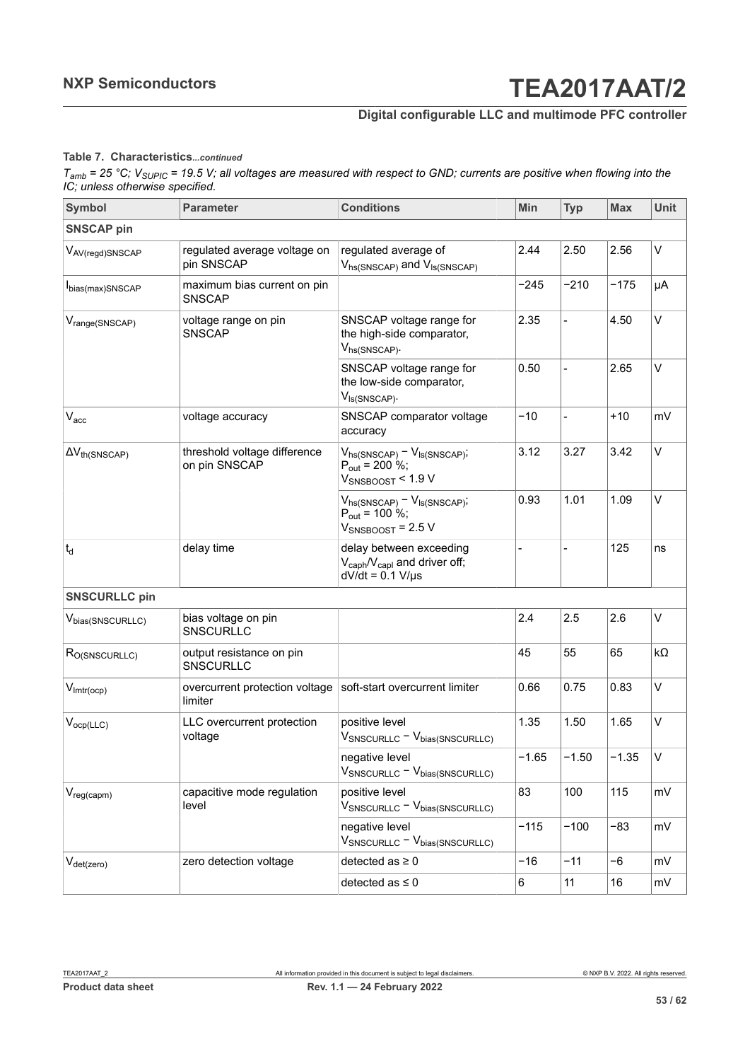**Table 7. Characteristics***...continued*

*$T_{amb}$ = 25 °C; $V_{SUPIC}$ = 19.5 V; all voltages are measured with respect to GND; currents are positive when flowing into the IC; unless otherwise specified.*

| Symbol | Parameter | Conditions | Min | Typ | Max | Unit |
|---|---|---|---|---|---|---|
| **SNSCAP pin** | | | | | | |
| $V_{AV(regd)SNSCAP}$ | regulated average voltage on pin SNSCAP | regulated average of $V_{hs(SNSCAP)}$ and $V_{ls(SNSCAP)}$ | 2.44 | 2.50 | 2.56 | V |
| $I_{bias(max)SNSCAP}$ | maximum bias current on pin SNSCAP | | −245 | −210 | −175 | μA |
| $V_{range(SNSCAP)}$ | voltage range on pin SNSCAP | SNSCAP voltage range for the high-side comparator, $V_{hs(SNSCAP)}$. | 2.35 | - | 4.50 | V |
| | | SNSCAP voltage range for the low-side comparator, $V_{ls(SNSCAP)}$. | 0.50 | - | 2.65 | V |
| $V_{acc}$ | voltage accuracy | SNSCAP comparator voltage accuracy | −10 | - | +10 | mV |
| $\Delta V_{th(SNSCAP)}$ | threshold voltage difference on pin SNSCAP | $V_{hs(SNSCAP)} - V_{ls(SNSCAP)}$; $P_{out}$ = 200 %; $V_{SNSBOOST}$ < 1.9 V | 3.12 | 3.27 | 3.42 | V |
| | | $V_{hs(SNSCAP)} - V_{ls(SNSCAP)}$; $P_{out}$ = 100 %; $V_{SNSBOOST}$ = 2.5 V | 0.93 | 1.01 | 1.09 | V |
| $t_d$ | delay time | delay between exceeding $V_{caph}/V_{capl}$ and driver off; dV/dt = 0.1 V/μs | - | - | 125 | ns |
| **SNSCURLLC pin** | | | | | | |
| $V_{bias(SNSCURLLC)}$ | bias voltage on pin SNSCURLLC | | 2.4 | 2.5 | 2.6 | V |
| $R_{O(SNSCURLLC)}$ | output resistance on pin SNSCURLLC | | 45 | 55 | 65 | kΩ |
| $V_{lmtr(ocp)}$ | overcurrent protection voltage limiter | soft-start overcurrent limiter | 0.66 | 0.75 | 0.83 | V |
| $V_{ocp(LLC)}$ | LLC overcurrent protection voltage | positive level $V_{SNSCURLLC} - V_{bias(SNSCURLLC)}$ | 1.35 | 1.50 | 1.65 | V |
| | | negative level $V_{SNSCURLLC} - V_{bias(SNSCURLLC)}$ | −1.65 | −1.50 | −1.35 | V |
| $V_{reg(capm)}$ | capacitive mode regulation level | positive level $V_{SNSCURLLC} - V_{bias(SNSCURLLC)}$ | 83 | 100 | 115 | mV |
| | | negative level $V_{SNSCURLLC} - V_{bias(SNSCURLLC)}$ | −115 | −100 | −83 | mV |
| $V_{det(zero)}$ | zero detection voltage | detected as ≥ 0 | −16 | −11 | −6 | mV |
| | | detected as ≤ 0 | 6 | 11 | 16 | mV |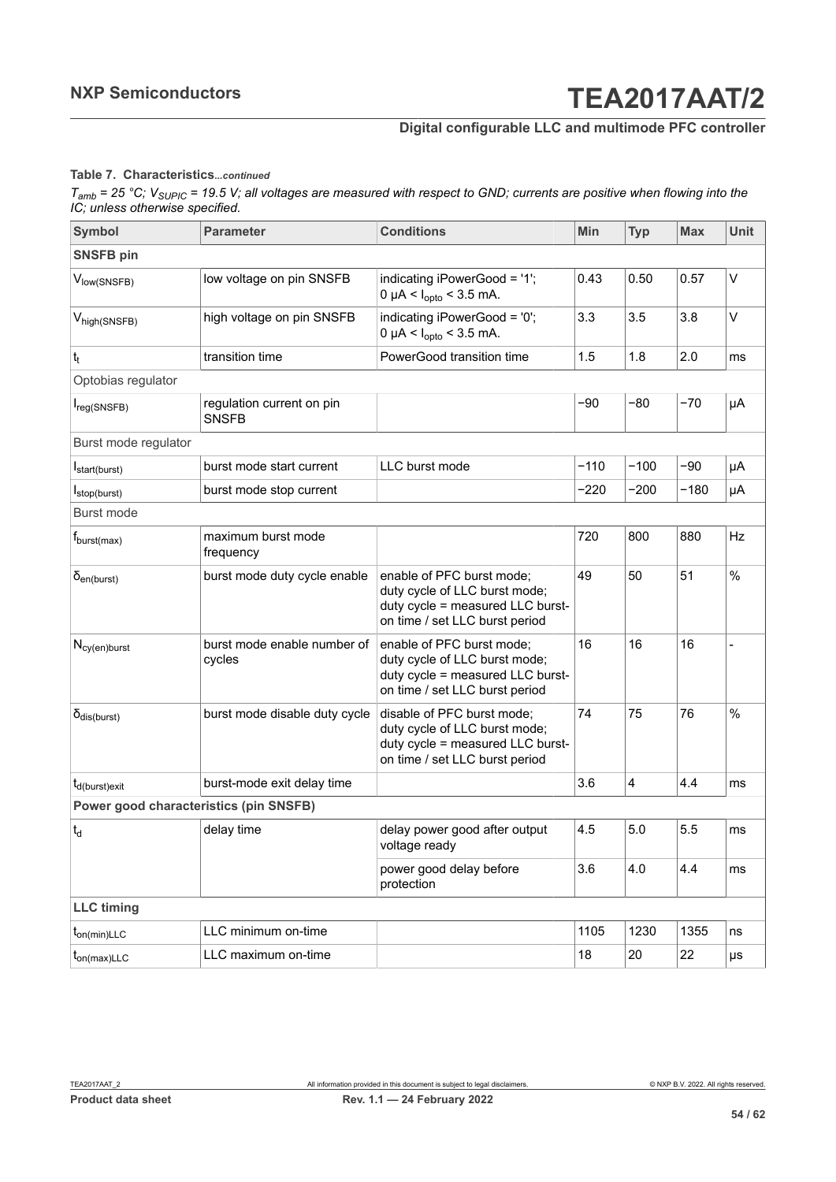**Table 7. Characteristics...continued**

*$T_{amb}$ = 25 °C; $V_{SUPIC}$ = 19.5 V; all voltages are measured with respect to GND; currents are positive when flowing into the IC; unless otherwise specified.*

| Symbol | Parameter | Conditions | Min | Typ | Max | Unit |
|---|---|---|---|---|---|---|
| **SNSFB pin** | | | | | | |
| $V_{low(SNSFB)}$ | low voltage on pin SNSFB | indicating iPowerGood = '1'; 0 μA < $I_{opto}$ < 3.5 mA. | 0.43 | 0.50 | 0.57 | V |
| $V_{high(SNSFB)}$ | high voltage on pin SNSFB | indicating iPowerGood = '0'; 0 μA < $I_{opto}$ < 3.5 mA. | 3.3 | 3.5 | 3.8 | V |
| $t_t$ | transition time | PowerGood transition time | 1.5 | 1.8 | 2.0 | ms |
| Optobias regulator | | | | | | |
| $I_{reg(SNSFB)}$ | regulation current on pin SNSFB | | −90 | −80 | −70 | μA |
| Burst mode regulator | | | | | | |
| $I_{start(burst)}$ | burst mode start current | LLC burst mode | −110 | −100 | −90 | μA |
| $I_{stop(burst)}$ | burst mode stop current | | −220 | −200 | −180 | μA |
| Burst mode | | | | | | |
| $f_{burst(max)}$ | maximum burst mode frequency | | 720 | 800 | 880 | Hz |
| $\delta_{en(burst)}$ | burst mode duty cycle enable | enable of PFC burst mode; duty cycle of LLC burst mode; duty cycle = measured LLC burst-on time / set LLC burst period | 49 | 50 | 51 | % |
| $N_{cy(en)burst}$ | burst mode enable number of cycles | enable of PFC burst mode; duty cycle of LLC burst mode; duty cycle = measured LLC burst-on time / set LLC burst period | 16 | 16 | 16 | - |
| $\delta_{dis(burst)}$ | burst mode disable duty cycle | disable of PFC burst mode; duty cycle of LLC burst mode; duty cycle = measured LLC burst-on time / set LLC burst period | 74 | 75 | 76 | % |
| $t_{d(burst)exit}$ | burst-mode exit delay time | | 3.6 | 4 | 4.4 | ms |
| **Power good characteristics (pin SNSFB)** | | | | | | |
| $t_d$ | delay time | delay power good after output voltage ready | 4.5 | 5.0 | 5.5 | ms |
| | | power good delay before protection | 3.6 | 4.0 | 4.4 | ms |
| **LLC timing** | | | | | | |
| $t_{on(min)LLC}$ | LLC minimum on-time | | 1105 | 1230 | 1355 | ns |
| $t_{on(max)LLC}$ | LLC maximum on-time | | 18 | 20 | 22 | μs |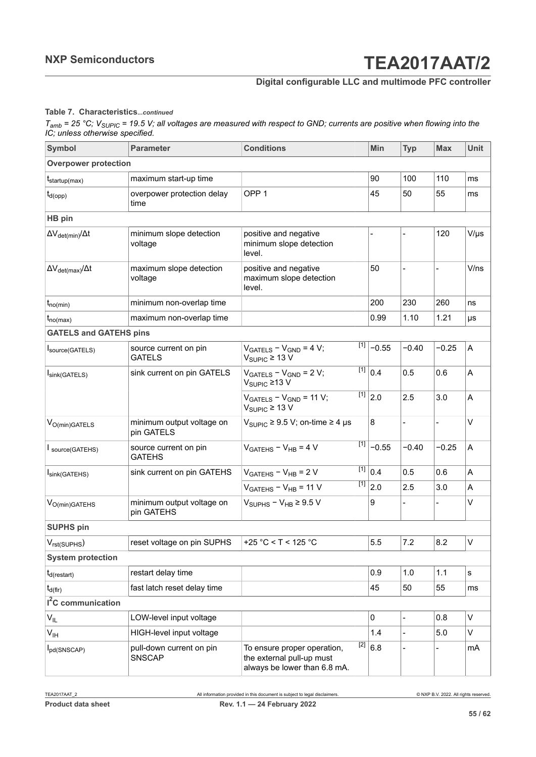**Table 7. Characteristics***...continued*

*$T_{amb}$ = 25 °C; $V_{SUPIC}$ = 19.5 V; all voltages are measured with respect to GND; currents are positive when flowing into the IC; unless otherwise specified.*

| Symbol | Parameter | Conditions | | Min | Typ | Max | Unit |
|---|---|---|---|---|---|---|---|
| **Overpower protection** | | | | | | | |
| $t_{startup(max)}$ | maximum start-up time | | | 90 | 100 | 110 | ms |
| $t_{d(opp)}$ | overpower protection delay time | OPP 1 | | 45 | 50 | 55 | ms |
| **HB pin** | | | | | | | |
| $\Delta V_{det(min)}/\Delta t$ | minimum slope detection voltage | positive and negative minimum slope detection level. | | - | - | 120 | V/µs |
| $\Delta V_{det(max)}/\Delta t$ | maximum slope detection voltage | positive and negative maximum slope detection level. | | 50 | - | - | V/ns |
| $t_{no(min)}$ | minimum non-overlap time | | | 200 | 230 | 260 | ns |
| $t_{no(max)}$ | maximum non-overlap time | | | 0.99 | 1.10 | 1.21 | µs |
| **GATELS and GATEHS pins** | | | | | | | |
| $I_{source(GATELS)}$ | source current on pin GATELS | $V_{GATELS} - V_{GND}$ = 4 V; $V_{SUPIC}$ ≥ 13 V | [1] | −0.55 | −0.40 | −0.25 | A |
| $I_{sink(GATELS)}$ | sink current on pin GATELS | $V_{GATELS} - V_{GND}$ = 2 V; $V_{SUPIC}$ ≥13 V | [1] | 0.4 | 0.5 | 0.6 | A |
| | | $V_{GATELS} - V_{GND}$ = 11 V; $V_{SUPIC}$ ≥ 13 V | [1] | 2.0 | 2.5 | 3.0 | A |
| $V_{O(min)GATELS}$ | minimum output voltage on pin GATELS | $V_{SUPIC}$ ≥ 9.5 V; on-time ≥ 4 µs | | 8 | - | - | V |
| $I_{source(GATEHS)}$ | source current on pin GATEHS | $V_{GATEHS} - V_{HB}$ = 4 V | [1] | −0.55 | −0.40 | −0.25 | A |
| $I_{sink(GATEHS)}$ | sink current on pin GATEHS | $V_{GATEHS} - V_{HB}$ = 2 V | [1] | 0.4 | 0.5 | 0.6 | A |
| | | $V_{GATEHS} - V_{HB}$ = 11 V | [1] | 2.0 | 2.5 | 3.0 | A |
| $V_{O(min)GATEHS}$ | minimum output voltage on pin GATEHS | $V_{SUPHS} - V_{HB}$ ≥ 9.5 V | | 9 | - | - | V |
| **SUPHS pin** | | | | | | | |
| $V_{rst(SUPHS)}$ | reset voltage on pin SUPHS | +25 °C < T < 125 °C | | 5.5 | 7.2 | 8.2 | V |
| **System protection** | | | | | | | |
| $t_{d(restart)}$ | restart delay time | | | 0.9 | 1.0 | 1.1 | s |
| $t_{d(flr)}$ | fast latch reset delay time | | | 45 | 50 | 55 | ms |
| **$I^2C$ communication** | | | | | | | |
| $V_{IL}$ | LOW-level input voltage | | | 0 | - | 0.8 | V |
| $V_{IH}$ | HIGH-level input voltage | | | 1.4 | - | 5.0 | V |
| $I_{pd(SNSCAP)}$ | pull-down current on pin SNSCAP | To ensure proper operation, the external pull-up must always be lower than 6.8 mA. | [2] | 6.8 | - | - | mA |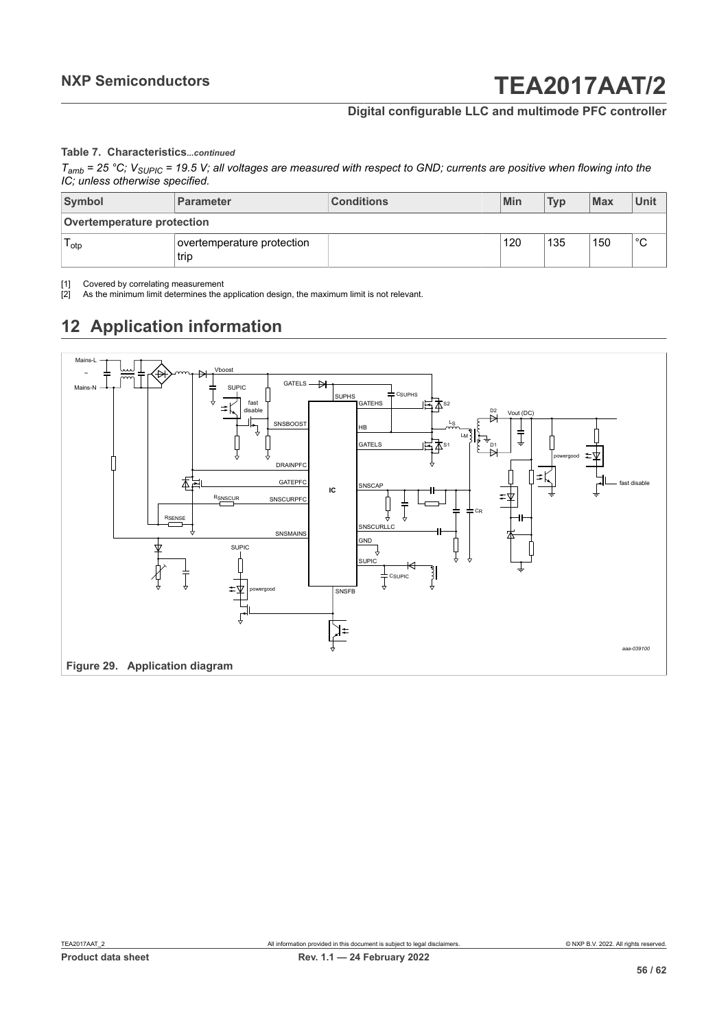**Table 7. Characteristics**...*continued*

*$T_{amb}$ = 25 °C; $V_{SUPIC}$ = 19.5 V; all voltages are measured with respect to GND; currents are positive when flowing into the IC; unless otherwise specified.*

| Symbol | Parameter | Conditions | Min | Typ | Max | Unit |
|---|---|---|---|---|---|---|
| **Overtemperature protection** | | | | | | |
| $T_{otp}$ | overtemperature protection trip | | 120 | 135 | 150 | °C |

[1] Covered by correlating measurement

[2] As the minimum limit determines the application design, the maximum limit is not relevant.

## 12 Application information

**Figure 29. Application diagram**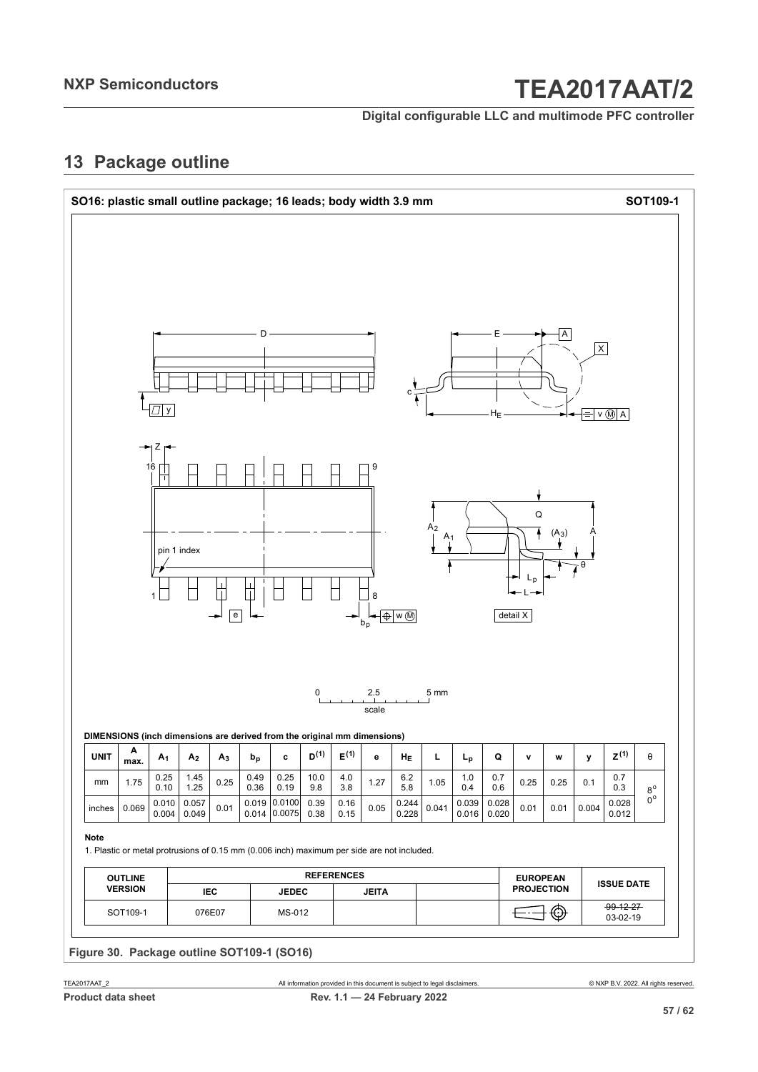## 13 Package outline

**SO16: plastic small outline package; 16 leads; body width 3.9 mm** **SOT109-1**

**DIMENSIONS (inch dimensions are derived from the original mm dimensions)**

| UNIT | A max. | $A_1$ | $A_2$ | $A_3$ | $b_p$ | c | $D^{(1)}$ | $E^{(1)}$ | e | $H_E$ | L | $L_p$ | Q | v | w | y | $Z^{(1)}$ | θ |
|---|---|---|---|---|---|---|---|---|---|---|---|---|---|---|---|---|---|---|
| mm | 1.75 | 0.25<br>0.10 | 1.45<br>1.25 | 0.25 | 0.49<br>0.36 | 0.25<br>0.19 | 10.0<br>9.8 | 4.0<br>3.8 | 1.27 | 6.2<br>5.8 | 1.05 | 1.0<br>0.4 | 0.7<br>0.6 | 0.25 | 0.25 | 0.1 | 0.7<br>0.3 | 8°<br>0° |
| inches | 0.069 | 0.010<br>0.004 | 0.057<br>0.049 | 0.01 | 0.019<br>0.014 | 0.0100<br>0.0075 | 0.39<br>0.38 | 0.16<br>0.15 | 0.05 | 0.244<br>0.228 | 0.041 | 0.039<br>0.016 | 0.028<br>0.020 | 0.01 | 0.01 | 0.004 | 0.028<br>0.012 | |

**Note**

1. Plastic or metal protrusions of 0.15 mm (0.006 inch) maximum per side are not included.

| OUTLINE VERSION | REFERENCES | | | | EUROPEAN PROJECTION | ISSUE DATE |
|---|---|---|---|---|---|---|
| | IEC | JEDEC | JEITA | | | |
| SOT109-1 | 076E07 | MS-012 | | | | ~~99-12-27~~<br>03-02-19 |

Figure 30. Package outline SOT109-1 (SO16)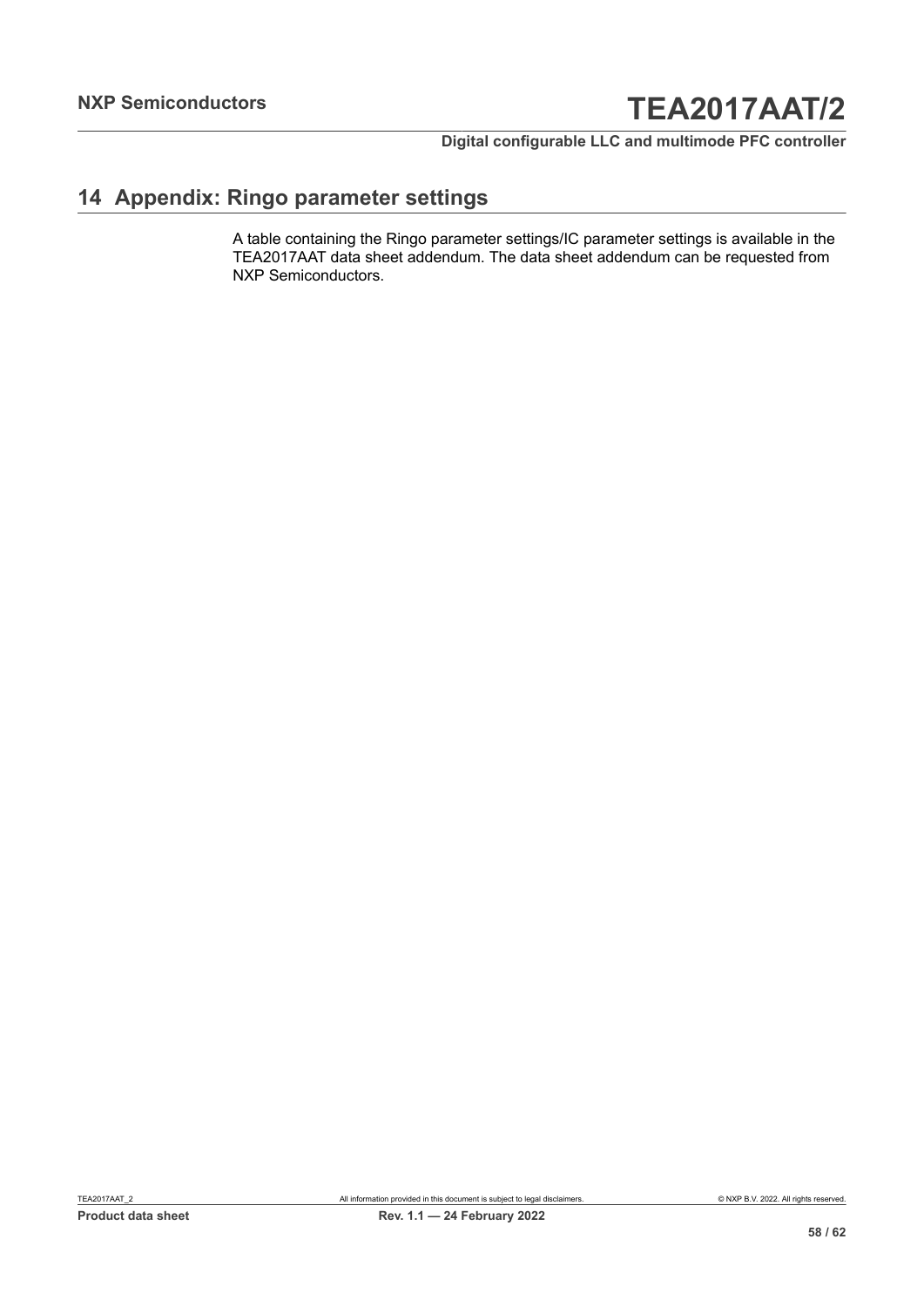## 14 Appendix: Ringo parameter settings

A table containing the Ringo parameter settings/IC parameter settings is available in the TEA2017AAT data sheet addendum. The data sheet addendum can be requested from NXP Semiconductors.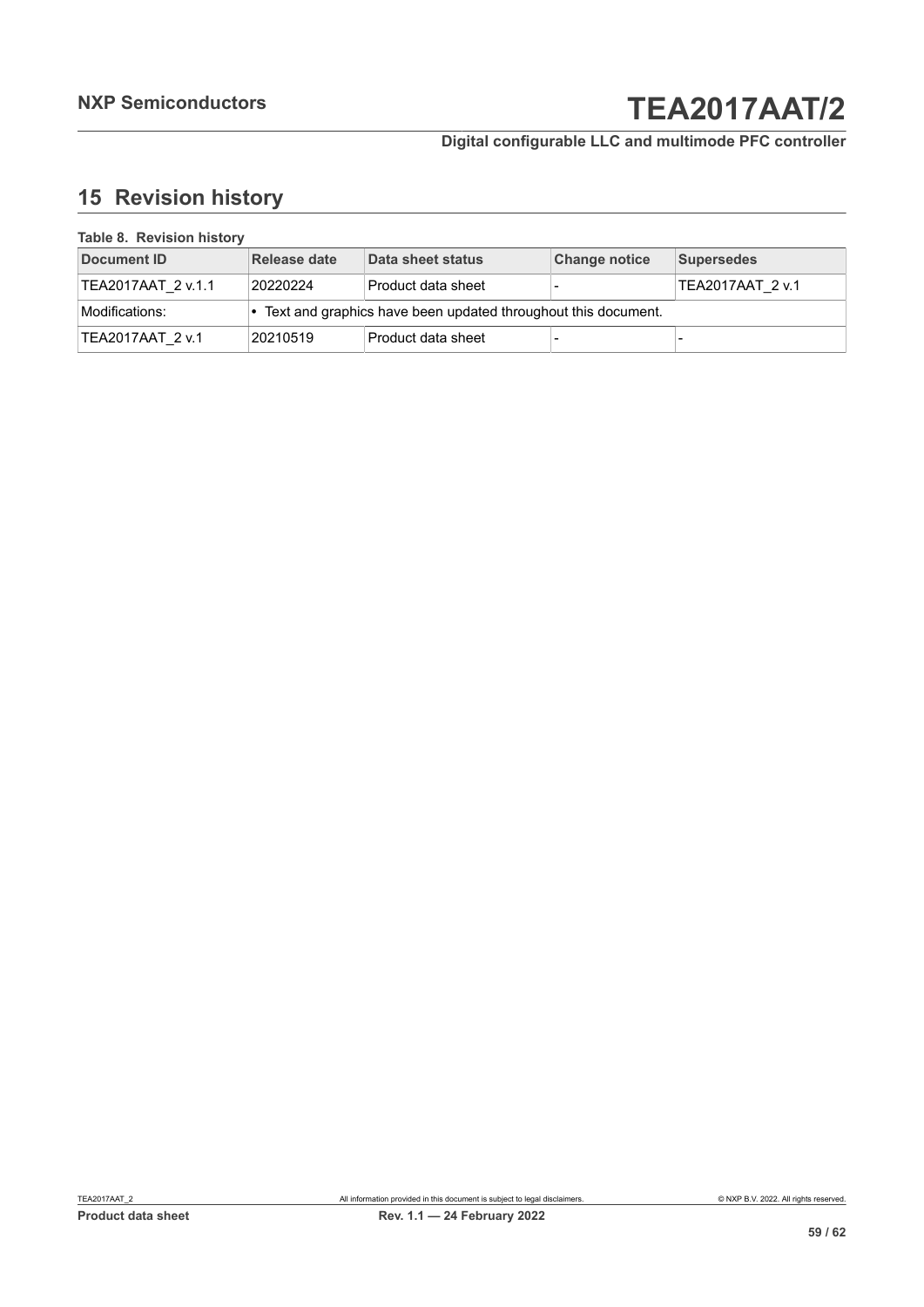## 15 Revision history

**Table 8. Revision history**

| Document ID | Release date | Data sheet status | Change notice | Supersedes |
|---|---|---|---|---|
| TEA2017AAT_2 v.1.1 | 20220224 | Product data sheet | - | TEA2017AAT_2 v.1 |
| Modifications: | • Text and graphics have been updated throughout this document. | | | |
| TEA2017AAT_2 v.1 | 20210519 | Product data sheet | - | - |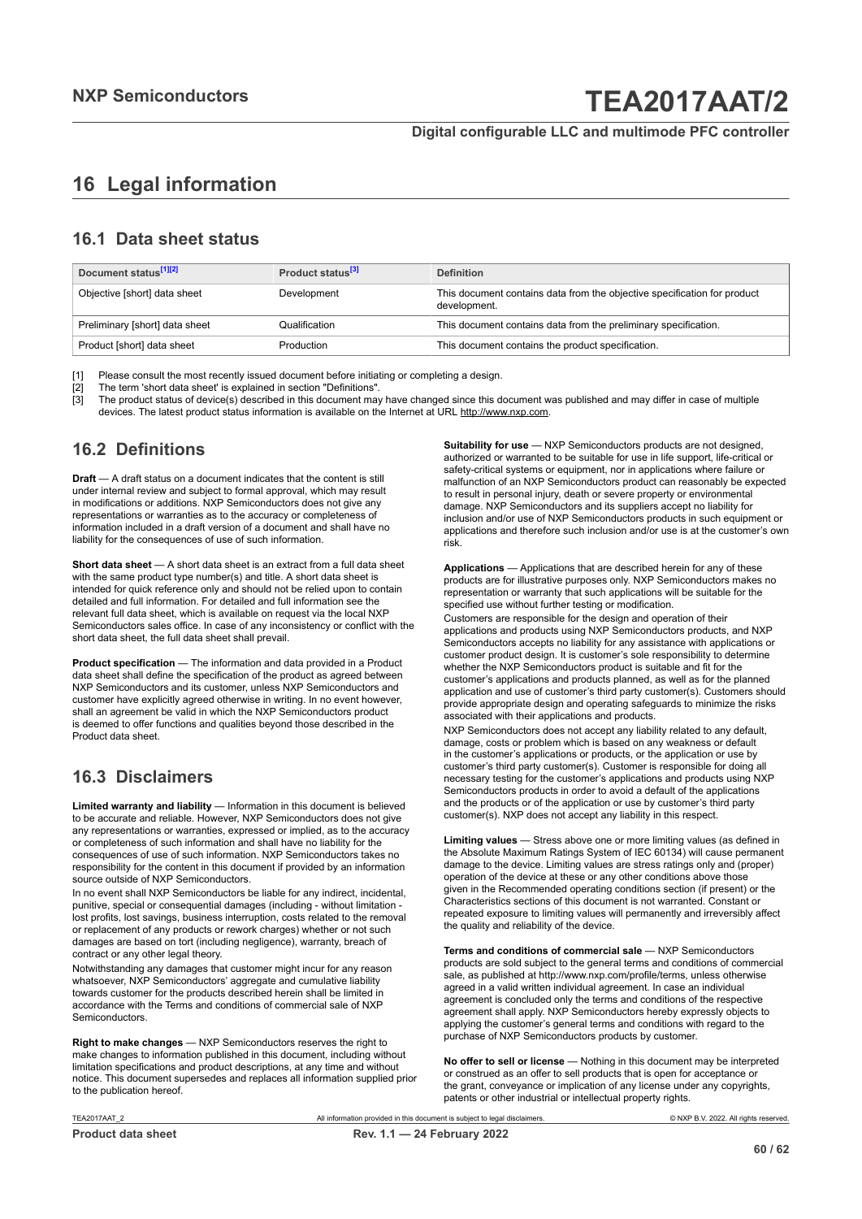# 16 Legal information

## 16.1 Data sheet status

| Document status[1][2] | Product status[3] | Definition |
|---|---|---|
| Objective [short] data sheet | Development | This document contains data from the objective specification for product development. |
| Preliminary [short] data sheet | Qualification | This document contains data from the preliminary specification. |
| Product [short] data sheet | Production | This document contains the product specification. |

[1] Please consult the most recently issued document before initiating or completing a design.
[2] The term 'short data sheet' is explained in section "Definitions".
[3] The product status of device(s) described in this document may have changed since this document was published and may differ in case of multiple devices. The latest product status information is available on the Internet at URL http://www.nxp.com.

## 16.2 Definitions

**Draft** — A draft status on a document indicates that the content is still under internal review and subject to formal approval, which may result in modifications or additions. NXP Semiconductors does not give any representations or warranties as to the accuracy or completeness of information included in a draft version of a document and shall have no liability for the consequences of use of such information.

**Short data sheet** — A short data sheet is an extract from a full data sheet with the same product type number(s) and title. A short data sheet is intended for quick reference only and should not be relied upon to contain detailed and full information. For detailed and full information see the relevant full data sheet, which is available on request via the local NXP Semiconductors sales office. In case of any inconsistency or conflict with the short data sheet, the full data sheet shall prevail.

**Product specification** — The information and data provided in a Product data sheet shall define the specification of the product as agreed between NXP Semiconductors and its customer, unless NXP Semiconductors and customer have explicitly agreed otherwise in writing. In no event however, shall an agreement be valid in which the NXP Semiconductors product is deemed to offer functions and qualities beyond those described in the Product data sheet.

## 16.3 Disclaimers

**Limited warranty and liability** — Information in this document is believed to be accurate and reliable. However, NXP Semiconductors does not give any representations or warranties, expressed or implied, as to the accuracy or completeness of such information and shall have no liability for the consequences of use of such information. NXP Semiconductors takes no responsibility for the content in this document if provided by an information source outside of NXP Semiconductors.

In no event shall NXP Semiconductors be liable for any indirect, incidental, punitive, special or consequential damages (including - without limitation - lost profits, lost savings, business interruption, costs related to the removal or replacement of any products or rework charges) whether or not such damages are based on tort (including negligence), warranty, breach of contract or any other legal theory.

Notwithstanding any damages that customer might incur for any reason whatsoever, NXP Semiconductors' aggregate and cumulative liability towards customer for the products described herein shall be limited in accordance with the Terms and conditions of commercial sale of NXP Semiconductors.

**Right to make changes** — NXP Semiconductors reserves the right to make changes to information published in this document, including without limitation specifications and product descriptions, at any time and without notice. This document supersedes and replaces all information supplied prior to the publication hereof.

**Suitability for use** — NXP Semiconductors products are not designed, authorized or warranted to be suitable for use in life support, life-critical or safety-critical systems or equipment, nor in applications where failure or malfunction of an NXP Semiconductors product can reasonably be expected to result in personal injury, death or severe property or environmental damage. NXP Semiconductors and its suppliers accept no liability for inclusion and/or use of NXP Semiconductors products in such equipment or applications and therefore such inclusion and/or use is at the customer's own risk.

**Applications** — Applications that are described herein for any of these products are for illustrative purposes only. NXP Semiconductors makes no representation or warranty that such applications will be suitable for the specified use without further testing or modification.

Customers are responsible for the design and operation of their applications and products using NXP Semiconductors products, and NXP Semiconductors accepts no liability for any assistance with applications or customer product design. It is customer's sole responsibility to determine whether the NXP Semiconductors product is suitable and fit for the customer's applications and products planned, as well as for the planned application and use of customer's third party customer(s). Customers should provide appropriate design and operating safeguards to minimize the risks associated with their applications and products.

NXP Semiconductors does not accept any liability related to any default, damage, costs or problem which is based on any weakness or default in the customer's applications or products, or the application or use by customer's third party customer(s). Customer is responsible for doing all necessary testing for the customer's applications and products using NXP Semiconductors products in order to avoid a default of the applications and the products or of the application or use by customer's third party customer(s). NXP does not accept any liability in this respect.

**Limiting values** — Stress above one or more limiting values (as defined in the Absolute Maximum Ratings System of IEC 60134) will cause permanent damage to the device. Limiting values are stress ratings only and (proper) operation of the device at these or any other conditions above those given in the Recommended operating conditions section (if present) or the Characteristics sections of this document is not warranted. Constant or repeated exposure to limiting values will permanently and irreversibly affect the quality and reliability of the device.

**Terms and conditions of commercial sale** — NXP Semiconductors products are sold subject to the general terms and conditions of commercial sale, as published at http://www.nxp.com/profile/terms, unless otherwise agreed in a valid written individual agreement. In case an individual agreement is concluded only the terms and conditions of the respective agreement shall apply. NXP Semiconductors hereby expressly objects to applying the customer's general terms and conditions with regard to the purchase of NXP Semiconductors products by customer.

**No offer to sell or license** — Nothing in this document may be interpreted or construed as an offer to sell products that is open for acceptance or the grant, conveyance or implication of any license under any copyrights, patents or other industrial or intellectual property rights.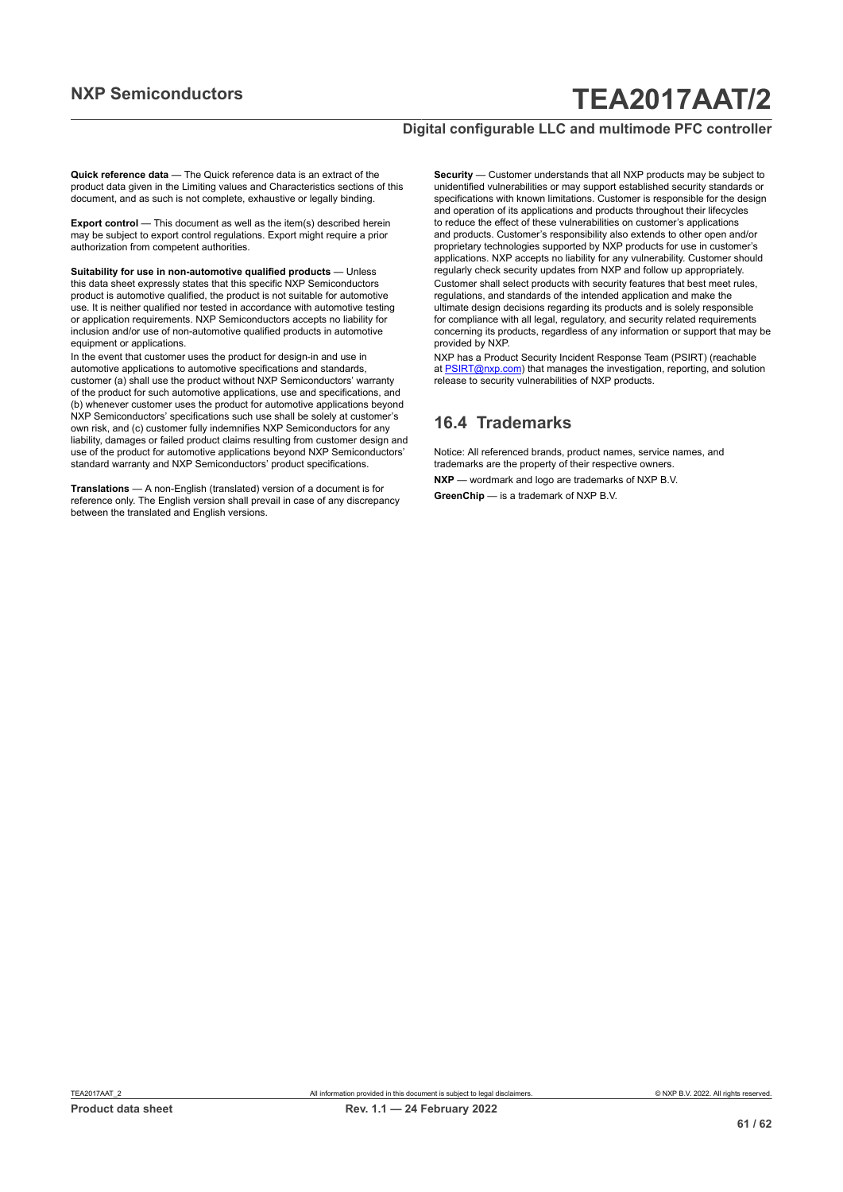**Quick reference data** — The Quick reference data is an extract of the product data given in the Limiting values and Characteristics sections of this document, and as such is not complete, exhaustive or legally binding.

**Export control** — This document as well as the item(s) described herein may be subject to export control regulations. Export might require a prior authorization from competent authorities.

**Suitability for use in non-automotive qualified products** — Unless this data sheet expressly states that this specific NXP Semiconductors product is automotive qualified, the product is not suitable for automotive use. It is neither qualified nor tested in accordance with automotive testing or application requirements. NXP Semiconductors accepts no liability for inclusion and/or use of non-automotive qualified products in automotive equipment or applications.

In the event that customer uses the product for design-in and use in automotive applications to automotive specifications and standards, customer (a) shall use the product without NXP Semiconductors' warranty of the product for such automotive applications, use and specifications, and (b) whenever customer uses the product for automotive applications beyond NXP Semiconductors' specifications such use shall be solely at customer's own risk, and (c) customer fully indemnifies NXP Semiconductors for any liability, damages or failed product claims resulting from customer design and use of the product for automotive applications beyond NXP Semiconductors' standard warranty and NXP Semiconductors' product specifications.

**Translations** — A non-English (translated) version of a document is for reference only. The English version shall prevail in case of any discrepancy between the translated and English versions.

**Security** — Customer understands that all NXP products may be subject to unidentified vulnerabilities or may support established security standards or specifications with known limitations. Customer is responsible for the design and operation of its applications and products throughout their lifecycles to reduce the effect of these vulnerabilities on customer's applications and products. Customer's responsibility also extends to other open and/or proprietary technologies supported by NXP products for use in customer's applications. NXP accepts no liability for any vulnerability. Customer should regularly check security updates from NXP and follow up appropriately. Customer shall select products with security features that best meet rules, regulations, and standards of the intended application and make the ultimate design decisions regarding its products and is solely responsible for compliance with all legal, regulatory, and security related requirements concerning its products, regardless of any information or support that may be provided by NXP.

NXP has a Product Security Incident Response Team (PSIRT) (reachable at PSIRT@nxp.com) that manages the investigation, reporting, and solution release to security vulnerabilities of NXP products.

## 16.4 Trademarks

Notice: All referenced brands, product names, service names, and trademarks are the property of their respective owners.

**NXP** — wordmark and logo are trademarks of NXP B.V.

**GreenChip** — is a trademark of NXP B.V.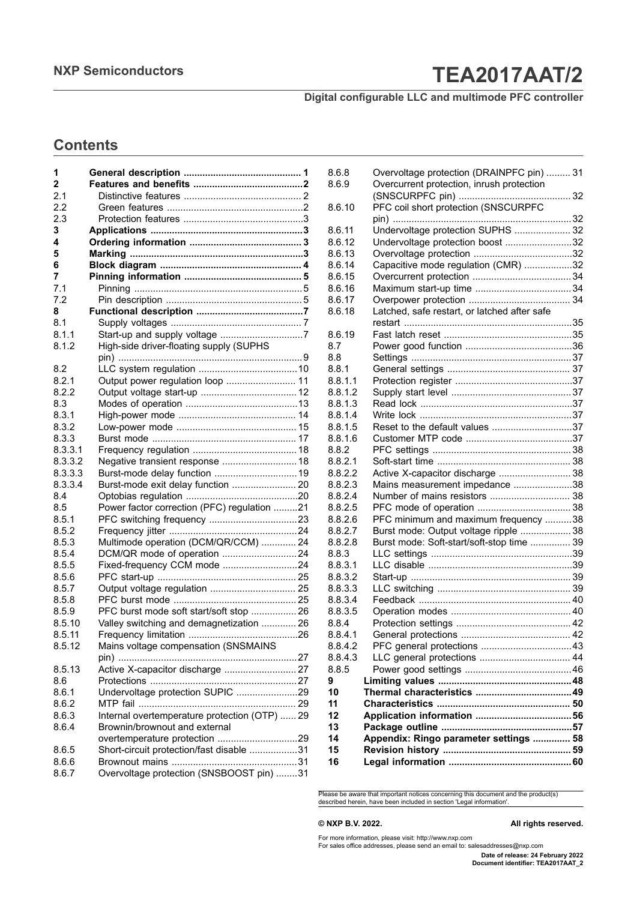## Contents

| | | |
|---|---|---|
| **1** | **General description** | **1** |
| **2** | **Features and benefits** | **2** |
| 2.1 | Distinctive features | 2 |
| 2.2 | Green features | 2 |
| 2.3 | Protection features | 3 |
| **3** | **Applications** | **3** |
| **4** | **Ordering information** | **3** |
| **5** | **Marking** | **3** |
| **6** | **Block diagram** | **4** |
| **7** | **Pinning information** | **5** |
| 7.1 | Pinning | 5 |
| 7.2 | Pin description | 5 |
| **8** | **Functional description** | **7** |
| 8.1 | Supply voltages | 7 |
| 8.1.1 | Start-up and supply voltage | 7 |
| 8.1.2 | High-side driver-floating supply (SUPHS pin) | 9 |
| 8.2 | LLC system regulation | 10 |
| 8.2.1 | Output power regulation loop | 11 |
| 8.2.2 | Output voltage start-up | 12 |
| 8.3 | Modes of operation | 13 |
| 8.3.1 | High-power mode | 14 |
| 8.3.2 | Low-power mode | 15 |
| 8.3.3 | Burst mode | 17 |
| 8.3.3.1 | Frequency regulation | 18 |
| 8.3.3.2 | Negative transient response | 18 |
| 8.3.3.3 | Burst-mode delay function | 19 |
| 8.3.3.4 | Burst-mode exit delay function | 20 |
| 8.4 | Optobias regulation | 20 |
| 8.5 | Power factor correction (PFC) regulation | 21 |
| 8.5.1 | PFC switching frequency | 23 |
| 8.5.2 | Frequency jitter | 24 |
| 8.5.3 | Multimode operation (DCM/QR/CCM) | 24 |
| 8.5.4 | DCM/QR mode of operation | 24 |
| 8.5.5 | Fixed-frequency CCM mode | 24 |
| 8.5.6 | PFC start-up | 25 |
| 8.5.7 | Output voltage regulation | 25 |
| 8.5.8 | PFC burst mode | 25 |
| 8.5.9 | PFC burst mode soft start/soft stop | 26 |
| 8.5.10 | Valley switching and demagnetization | 26 |
| 8.5.11 | Frequency limitation | 26 |
| 8.5.12 | Mains voltage compensation (SNSMAINS pin) | 27 |
| 8.5.13 | Active X-capacitor discharge | 27 |
| 8.6 | Protections | 27 |
| 8.6.1 | Undervoltage protection SUPIC | 29 |
| 8.6.2 | MTP fail | 29 |
| 8.6.3 | Internal overtemperature protection (OTP) | 29 |
| 8.6.4 | Brownin/brownout and external overtemperature protection | 29 |
| 8.6.5 | Short-circuit protection/fast disable | 31 |
| 8.6.6 | Brownout mains | 31 |
| 8.6.7 | Overvoltage protection (SNSBOOST pin) | 31 |
| 8.6.8 | Overvoltage protection (DRAINPFC pin) | 31 |
| 8.6.9 | Overcurrent protection, inrush protection (SNSCURPFC pin) | 32 |
| 8.6.10 | PFC coil short protection (SNSCURPFC pin) | 32 |
| 8.6.11 | Undervoltage protection SUPHS | 32 |
| 8.6.12 | Undervoltage protection boost | 32 |
| 8.6.13 | Overvoltage protection | 32 |
| 8.6.14 | Capacitive mode regulation (CMR) | 32 |
| 8.6.15 | Overcurrent protection | 34 |
| 8.6.16 | Maximum start-up time | 34 |
| 8.6.17 | Overpower protection | 34 |
| 8.6.18 | Latched, safe restart, or latched after safe restart | 35 |
| 8.6.19 | Fast latch reset | 35 |
| 8.7 | Power good function | 36 |
| 8.8 | Settings | 37 |
| 8.8.1 | General settings | 37 |
| 8.8.1.1 | Protection register | 37 |
| 8.8.1.2 | Supply start level | 37 |
| 8.8.1.3 | Read lock | 37 |
| 8.8.1.4 | Write lock | 37 |
| 8.8.1.5 | Reset to the default values | 37 |
| 8.8.1.6 | Customer MTP code | 37 |
| 8.8.2 | PFC settings | 38 |
| 8.8.2.1 | Soft-start time | 38 |
| 8.8.2.2 | Active X-capacitor discharge | 38 |
| 8.8.2.3 | Mains measurement impedance | 38 |
| 8.8.2.4 | Number of mains resistors | 38 |
| 8.8.2.5 | PFC mode of operation | 38 |
| 8.8.2.6 | PFC minimum and maximum frequency | 38 |
| 8.8.2.7 | Burst mode: Output voltage ripple | 38 |
| 8.8.2.8 | Burst mode: Soft-start/soft-stop time | 39 |
| 8.8.3 | LLC settings | 39 |
| 8.8.3.1 | LLC disable | 39 |
| 8.8.3.2 | Start-up | 39 |
| 8.8.3.3 | LLC switching | 39 |
| 8.8.3.4 | Feedback | 40 |
| 8.8.3.5 | Operation modes | 40 |
| 8.8.4 | Protection settings | 42 |
| 8.8.4.1 | General protections | 42 |
| 8.8.4.2 | PFC general protections | 43 |
| 8.8.4.3 | LLC general protections | 44 |
| 8.8.5 | Power good settings | 46 |
| **9** | **Limiting values** | **48** |
| **10** | **Thermal characteristics** | **49** |
| **11** | **Characteristics** | **50** |
| **12** | **Application information** | **56** |
| **13** | **Package outline** | **57** |
| **14** | **Appendix: Ringo parameter settings** | **58** |
| **15** | **Revision history** | **59** |
| **16** | **Legal information** | **60** |

Please be aware that important notices concerning this document and the product(s) described herein, have been included in section 'Legal information'.

**© NXP B.V. 2022. All rights reserved.**

For more information, please visit: http://www.nxp.com
For sales office addresses, please send an email to: salesaddresses@nxp.com

**Date of release: 24 February 2022**
**Document identifier: TEA2017AAT_2**